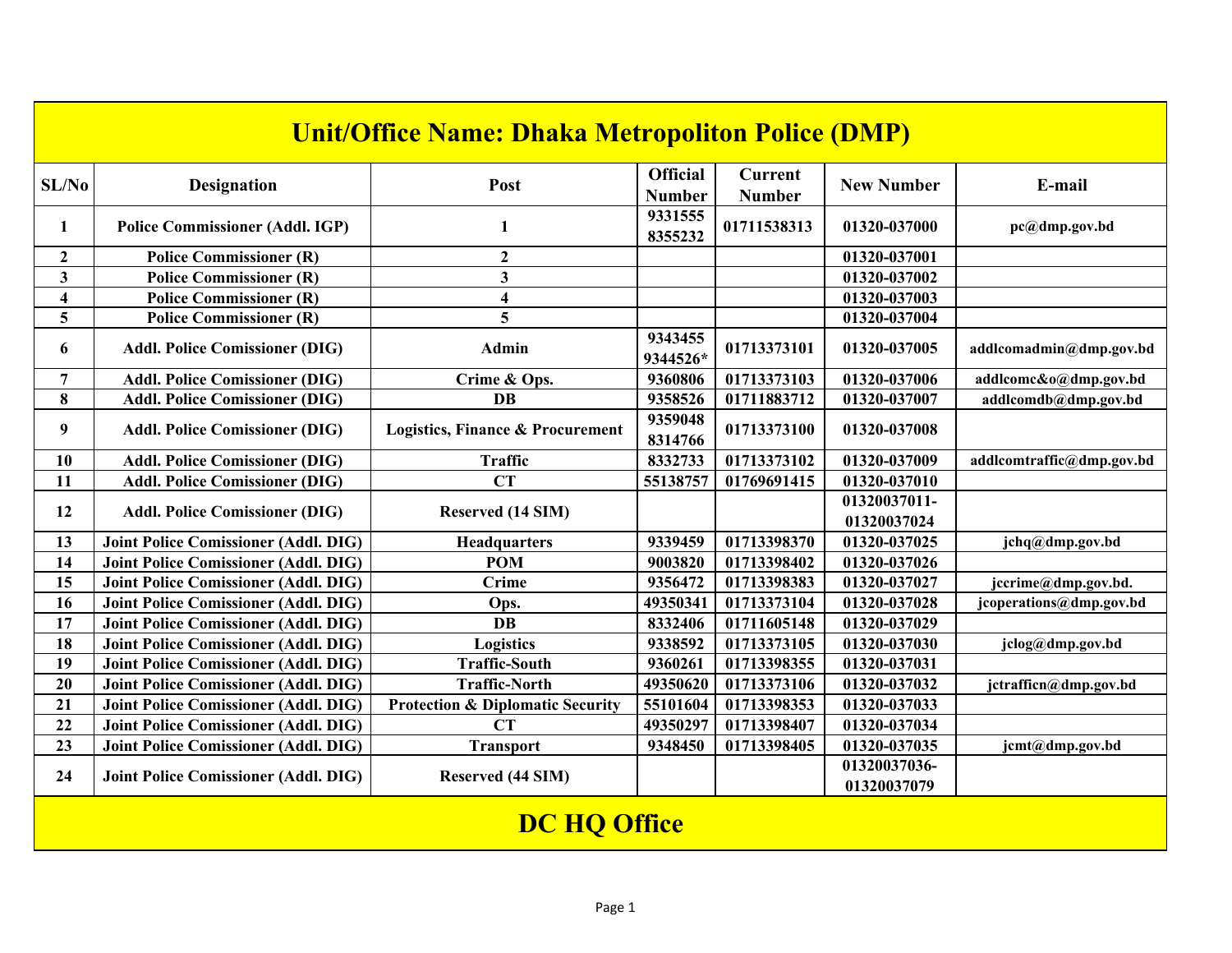# Unit/Office Name: Dhaka Metropoliton Police (DMP)

| SL/No | Designation | Post | Official Number | Current Number | New Number | E-mail |
|---|---|---|---|---|---|---|
| 1 | Police Commissioner (Addl. IGP) | 1 | 9331555 8355232 | 01711538313 | 01320-037000 | pc@dmp.gov.bd |
| 2 | Police Commissioner (R) | 2 | | | 01320-037001 | |
| 3 | Police Commissioner (R) | 3 | | | 01320-037002 | |
| 4 | Police Commissioner (R) | 4 | | | 01320-037003 | |
| 5 | Police Commissioner (R) | 5 | | | 01320-037004 | |
| 6 | Addl. Police Comissioner (DIG) | Admin | 9343455 9344526* | 01713373101 | 01320-037005 | addlcomadmin@dmp.gov.bd |
| 7 | Addl. Police Comissioner (DIG) | Crime & Ops. | 9360806 | 01713373103 | 01320-037006 | addlcomc&o@dmp.gov.bd |
| 8 | Addl. Police Comissioner (DIG) | DB | 9358526 | 01711883712 | 01320-037007 | addlcomdb@dmp.gov.bd |
| 9 | Addl. Police Comissioner (DIG) | Logistics, Finance & Procurement | 9359048 8314766 | 01713373100 | 01320-037008 | |
| 10 | Addl. Police Comissioner (DIG) | Traffic | 8332733 | 01713373102 | 01320-037009 | addlcomtraffic@dmp.gov.bd |
| 11 | Addl. Police Comissioner (DIG) | CT | 55138757 | 01769691415 | 01320-037010 | |
| 12 | Addl. Police Comissioner (DIG) | Reserved (14 SIM) | | | 01320037011-01320037024 | |
| 13 | Joint Police Comissioner (Addl. DIG) | Headquarters | 9339459 | 01713398370 | 01320-037025 | jchq@dmp.gov.bd |
| 14 | Joint Police Comissioner (Addl. DIG) | POM | 9003820 | 01713398402 | 01320-037026 | |
| 15 | Joint Police Comissioner (Addl. DIG) | Crime | 9356472 | 01713398383 | 01320-037027 | jccrime@dmp.gov.bd. |
| 16 | Joint Police Comissioner (Addl. DIG) | Ops. | 49350341 | 01713373104 | 01320-037028 | jcoperations@dmp.gov.bd |
| 17 | Joint Police Comissioner (Addl. DIG) | DB | 8332406 | 01711605148 | 01320-037029 | |
| 18 | Joint Police Comissioner (Addl. DIG) | Logistics | 9338592 | 01713373105 | 01320-037030 | jclog@dmp.gov.bd |
| 19 | Joint Police Comissioner (Addl. DIG) | Traffic-South | 9360261 | 01713398355 | 01320-037031 | |
| 20 | Joint Police Comissioner (Addl. DIG) | Traffic-North | 49350620 | 01713373106 | 01320-037032 | jctrafficn@dmp.gov.bd |
| 21 | Joint Police Comissioner (Addl. DIG) | Protection & Diplomatic Security | 55101604 | 01713398353 | 01320-037033 | |
| 22 | Joint Police Comissioner (Addl. DIG) | CT | 49350297 | 01713398407 | 01320-037034 | |
| 23 | Joint Police Comissioner (Addl. DIG) | Transport | 9348450 | 01713398405 | 01320-037035 | jcmt@dmp.gov.bd |
| 24 | Joint Police Comissioner (Addl. DIG) | Reserved (44 SIM) | | | 01320037036-01320037079 | |

## DC HQ Office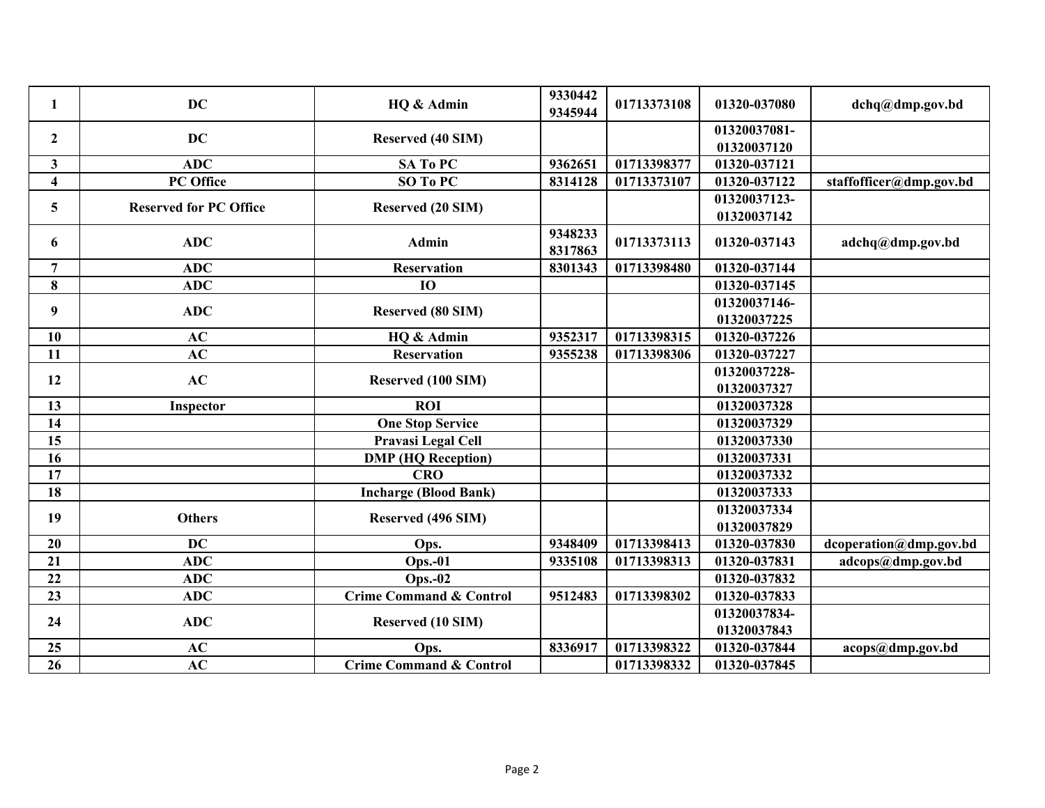| 1 | DC | HQ & Admin | 9330442 9345944 | 01713373108 | 01320-037080 | dchq@dmp.gov.bd |
|---|---|---|---|---|---|---|
| 2 | DC | Reserved (40 SIM) | | | 01320037081-01320037120 | |
| 3 | ADC | SA To PC | 9362651 | 01713398377 | 01320-037121 | |
| 4 | PC Office | SO To PC | 8314128 | 01713373107 | 01320-037122 | staffofficer@dmp.gov.bd |
| 5 | Reserved for PC Office | Reserved (20 SIM) | | | 01320037123-01320037142 | |
| 6 | ADC | Admin | 9348233 8317863 | 01713373113 | 01320-037143 | adchq@dmp.gov.bd |
| 7 | ADC | Reservation | 8301343 | 01713398480 | 01320-037144 | |
| 8 | ADC | IO | | | 01320-037145 | |
| 9 | ADC | Reserved (80 SIM) | | | 01320037146-01320037225 | |
| 10 | AC | HQ & Admin | 9352317 | 01713398315 | 01320-037226 | |
| 11 | AC | Reservation | 9355238 | 01713398306 | 01320-037227 | |
| 12 | AC | Reserved (100 SIM) | | | 01320037228-01320037327 | |
| 13 | Inspector | ROI | | | 01320037328 | |
| 14 | | One Stop Service | | | 01320037329 | |
| 15 | | Pravasi Legal Cell | | | 01320037330 | |
| 16 | | DMP (HQ Reception) | | | 01320037331 | |
| 17 | | CRO | | | 01320037332 | |
| 18 | | Incharge (Blood Bank) | | | 01320037333 | |
| 19 | Others | Reserved (496 SIM) | | | 01320037334 01320037829 | |
| 20 | DC | Ops. | 9348409 | 01713398413 | 01320-037830 | dcoperation@dmp.gov.bd |
| 21 | ADC | Ops.-01 | 9335108 | 01713398313 | 01320-037831 | adcops@dmp.gov.bd |
| 22 | ADC | Ops.-02 | | | 01320-037832 | |
| 23 | ADC | Crime Command & Control | 9512483 | 01713398302 | 01320-037833 | |
| 24 | ADC | Reserved (10 SIM) | | | 01320037834-01320037843 | |
| 25 | AC | Ops. | 8336917 | 01713398322 | 01320-037844 | acops@dmp.gov.bd |
| 26 | AC | Crime Command & Control | | 01713398332 | 01320-037845 | |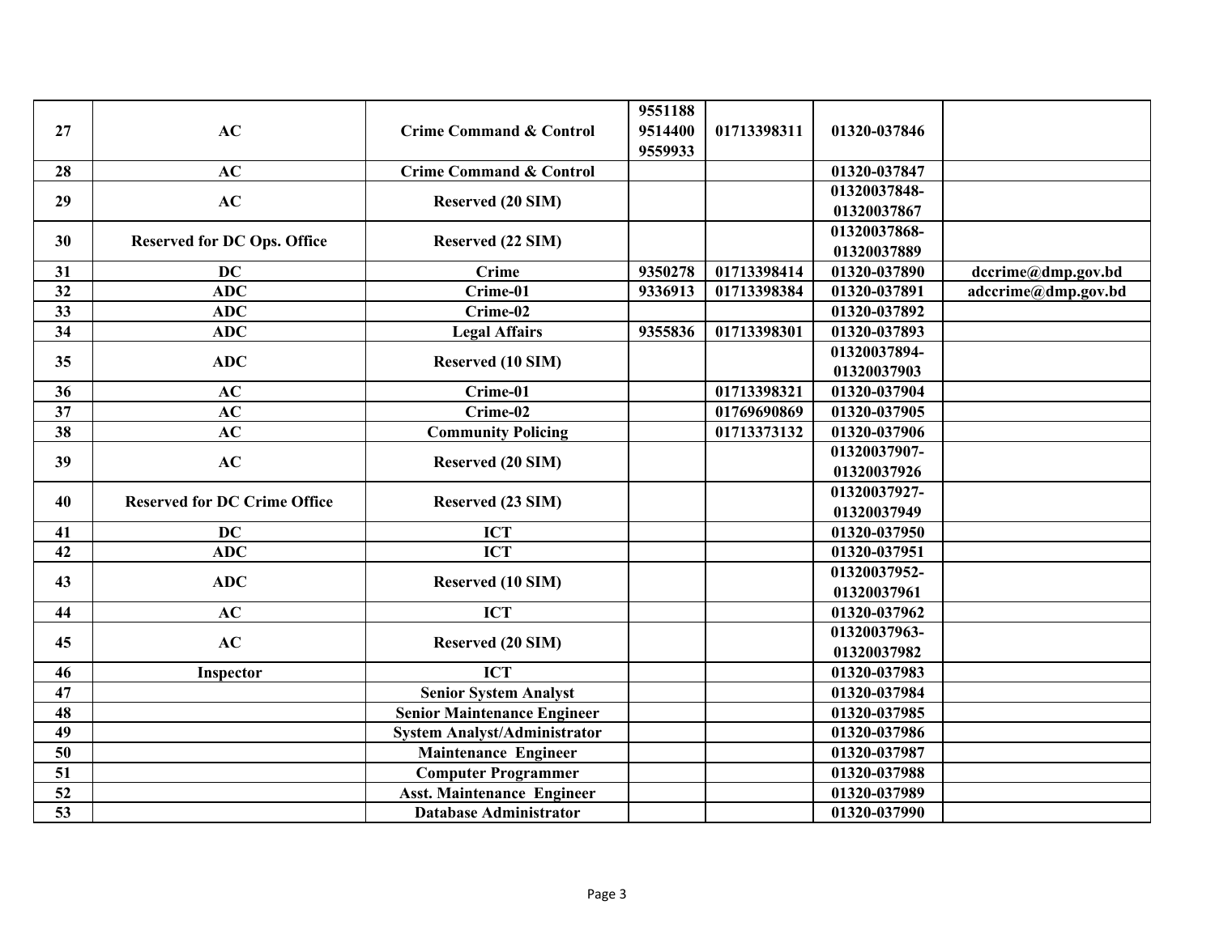| | | | | | | |
|---|---|---|---|---|---|---|
| 27 | AC | Crime Command & Control | 9551188 9514400 9559933 | 01713398311 | 01320-037846 | |
| 28 | AC | Crime Command & Control | | | 01320-037847 | |
| 29 | AC | Reserved (20 SIM) | | | 01320037848-01320037867 | |
| 30 | Reserved for DC Ops. Office | Reserved (22 SIM) | | | 01320037868-01320037889 | |
| 31 | DC | Crime | 9350278 | 01713398414 | 01320-037890 | dccrime@dmp.gov.bd |
| 32 | ADC | Crime-01 | 9336913 | 01713398384 | 01320-037891 | adccrime@dmp.gov.bd |
| 33 | ADC | Crime-02 | | | 01320-037892 | |
| 34 | ADC | Legal Affairs | 9355836 | 01713398301 | 01320-037893 | |
| 35 | ADC | Reserved (10 SIM) | | | 01320037894-01320037903 | |
| 36 | AC | Crime-01 | | 01713398321 | 01320-037904 | |
| 37 | AC | Crime-02 | | 01769690869 | 01320-037905 | |
| 38 | AC | Community Policing | | 01713373132 | 01320-037906 | |
| 39 | AC | Reserved (20 SIM) | | | 01320037907-01320037926 | |
| 40 | Reserved for DC Crime Office | Reserved (23 SIM) | | | 01320037927-01320037949 | |
| 41 | DC | ICT | | | 01320-037950 | |
| 42 | ADC | ICT | | | 01320-037951 | |
| 43 | ADC | Reserved (10 SIM) | | | 01320037952-01320037961 | |
| 44 | AC | ICT | | | 01320-037962 | |
| 45 | AC | Reserved (20 SIM) | | | 01320037963-01320037982 | |
| 46 | Inspector | ICT | | | 01320-037983 | |
| 47 | | Senior System Analyst | | | 01320-037984 | |
| 48 | | Senior Maintenance Engineer | | | 01320-037985 | |
| 49 | | System Analyst/Administrator | | | 01320-037986 | |
| 50 | | Maintenance Engineer | | | 01320-037987 | |
| 51 | | Computer Programmer | | | 01320-037988 | |
| 52 | | Asst. Maintenance Engineer | | | 01320-037989 | |
| 53 | | Database Administrator | | | 01320-037990 | |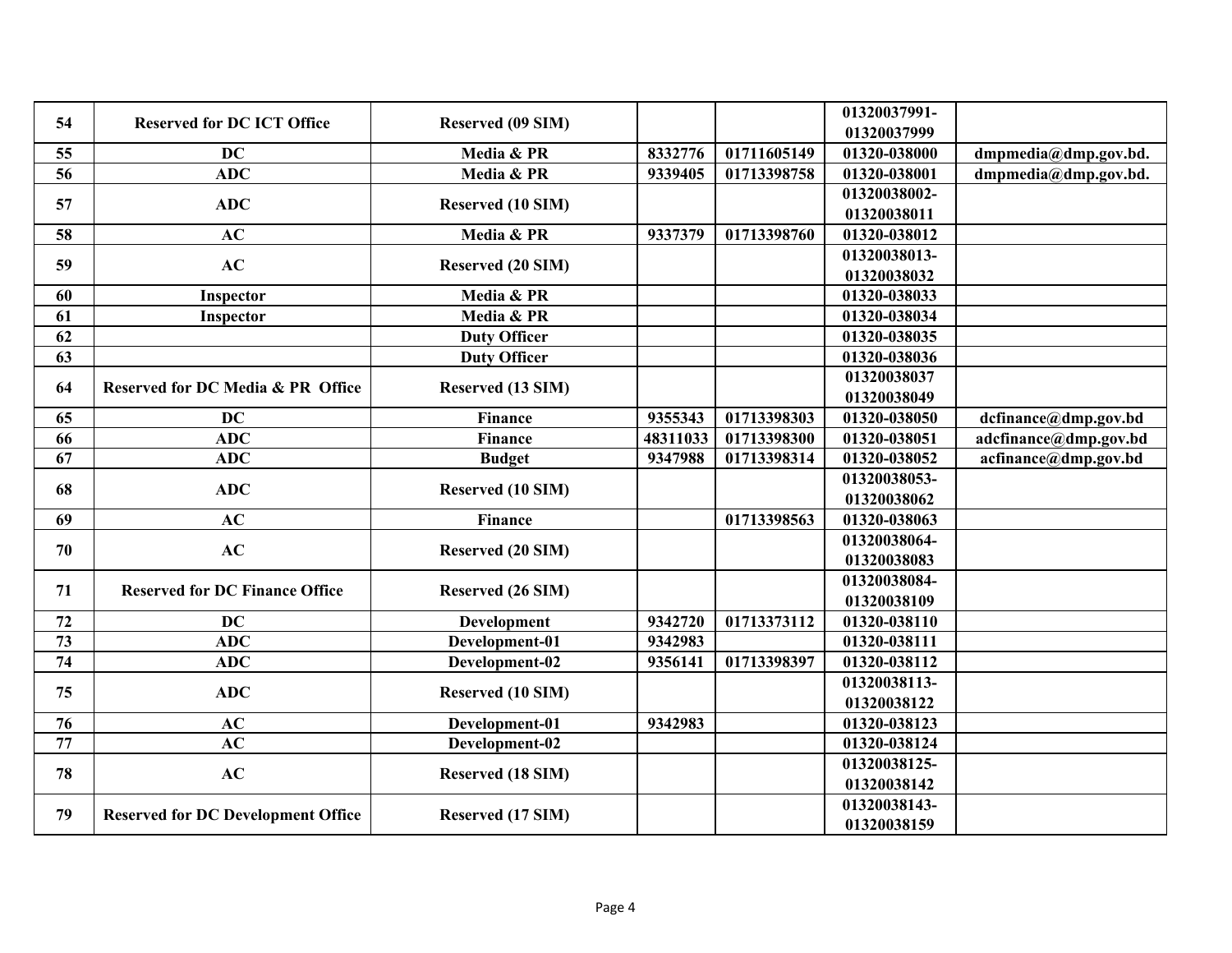| 54 | Reserved for DC ICT Office | Reserved (09 SIM) | | | 01320037991-01320037999 | |
|---|---|---|---|---|---|---|
| 55 | DC | Media & PR | 8332776 | 01711605149 | 01320-038000 | dmpmedia@dmp.gov.bd. |
| 56 | ADC | Media & PR | 9339405 | 01713398758 | 01320-038001 | dmpmedia@dmp.gov.bd. |
| 57 | ADC | Reserved (10 SIM) | | | 01320038002-01320038011 | |
| 58 | AC | Media & PR | 9337379 | 01713398760 | 01320-038012 | |
| 59 | AC | Reserved (20 SIM) | | | 01320038013-01320038032 | |
| 60 | Inspector | Media & PR | | | 01320-038033 | |
| 61 | Inspector | Media & PR | | | 01320-038034 | |
| 62 | | Duty Officer | | | 01320-038035 | |
| 63 | | Duty Officer | | | 01320-038036 | |
| 64 | Reserved for DC Media & PR Office | Reserved (13 SIM) | | | 01320038037 01320038049 | |
| 65 | DC | Finance | 9355343 | 01713398303 | 01320-038050 | dcfinance@dmp.gov.bd |
| 66 | ADC | Finance | 48311033 | 01713398300 | 01320-038051 | adcfinance@dmp.gov.bd |
| 67 | ADC | Budget | 9347988 | 01713398314 | 01320-038052 | acfinance@dmp.gov.bd |
| 68 | ADC | Reserved (10 SIM) | | | 01320038053-01320038062 | |
| 69 | AC | Finance | | 01713398563 | 01320-038063 | |
| 70 | AC | Reserved (20 SIM) | | | 01320038064-01320038083 | |
| 71 | Reserved for DC Finance Office | Reserved (26 SIM) | | | 01320038084-01320038109 | |
| 72 | DC | Development | 9342720 | 01713373112 | 01320-038110 | |
| 73 | ADC | Development-01 | 9342983 | | 01320-038111 | |
| 74 | ADC | Development-02 | 9356141 | 01713398397 | 01320-038112 | |
| 75 | ADC | Reserved (10 SIM) | | | 01320038113-01320038122 | |
| 76 | AC | Development-01 | 9342983 | | 01320-038123 | |
| 77 | AC | Development-02 | | | 01320-038124 | |
| 78 | AC | Reserved (18 SIM) | | | 01320038125-01320038142 | |
| 79 | Reserved for DC Development Office | Reserved (17 SIM) | | | 01320038143-01320038159 | |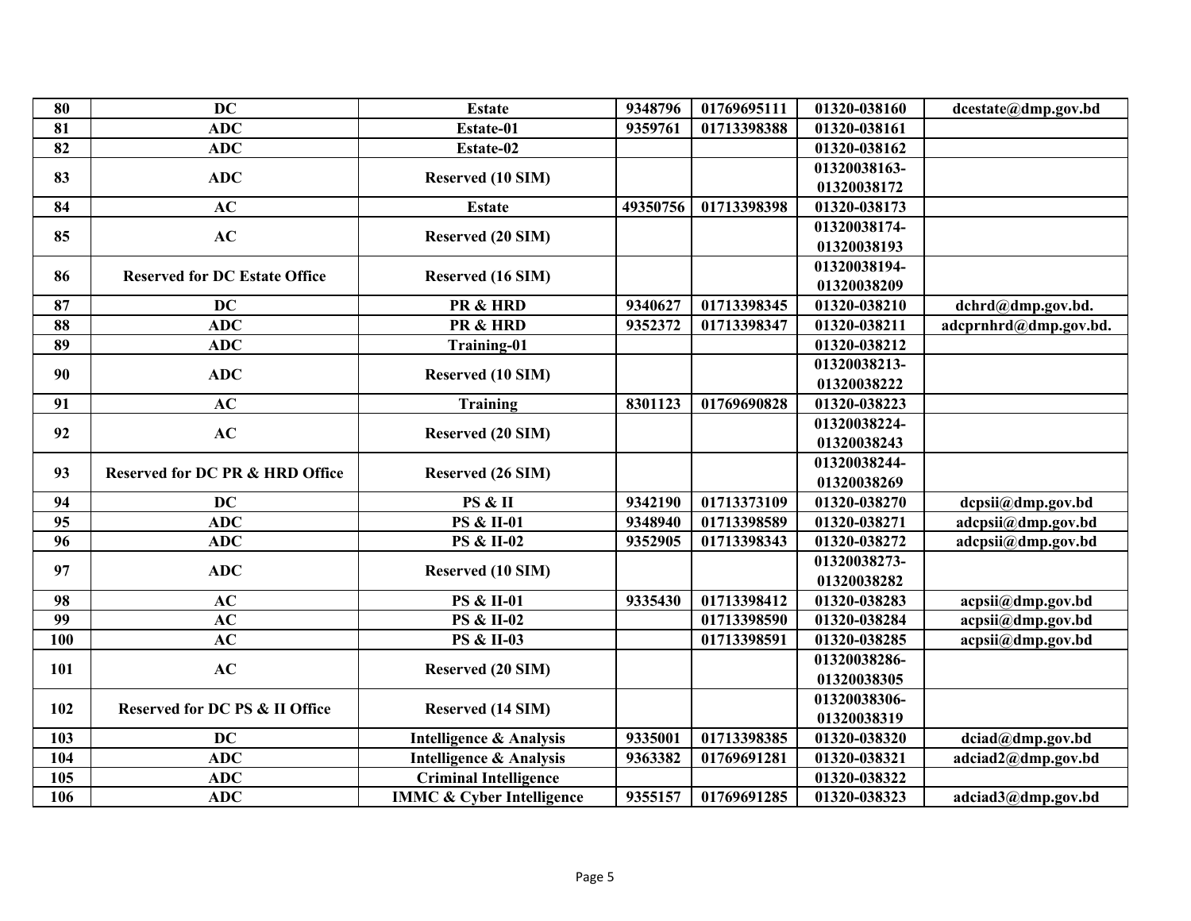| 80 | DC | Estate | 9348796 | 01769695111 | 01320-038160 | dcestate@dmp.gov.bd |
|---|---|---|---|---|---|---|
| 81 | ADC | Estate-01 | 9359761 | 01713398388 | 01320-038161 | |
| 82 | ADC | Estate-02 | | | 01320-038162 | |
| 83 | ADC | Reserved (10 SIM) | | | 01320038163-01320038172 | |
| 84 | AC | Estate | 49350756 | 01713398398 | 01320-038173 | |
| 85 | AC | Reserved (20 SIM) | | | 01320038174-01320038193 | |
| 86 | Reserved for DC Estate Office | Reserved (16 SIM) | | | 01320038194-01320038209 | |
| 87 | DC | PR & HRD | 9340627 | 01713398345 | 01320-038210 | dchrd@dmp.gov.bd. |
| 88 | ADC | PR & HRD | 9352372 | 01713398347 | 01320-038211 | adcprnhrd@dmp.gov.bd. |
| 89 | ADC | Training-01 | | | 01320-038212 | |
| 90 | ADC | Reserved (10 SIM) | | | 01320038213-01320038222 | |
| 91 | AC | Training | 8301123 | 01769690828 | 01320-038223 | |
| 92 | AC | Reserved (20 SIM) | | | 01320038224-01320038243 | |
| 93 | Reserved for DC PR & HRD Office | Reserved (26 SIM) | | | 01320038244-01320038269 | |
| 94 | DC | PS & II | 9342190 | 01713373109 | 01320-038270 | dcpsii@dmp.gov.bd |
| 95 | ADC | PS & II-01 | 9348940 | 01713398589 | 01320-038271 | adcpsii@dmp.gov.bd |
| 96 | ADC | PS & II-02 | 9352905 | 01713398343 | 01320-038272 | adcpsii@dmp.gov.bd |
| 97 | ADC | Reserved (10 SIM) | | | 01320038273-01320038282 | |
| 98 | AC | PS & II-01 | 9335430 | 01713398412 | 01320-038283 | acpsii@dmp.gov.bd |
| 99 | AC | PS & II-02 | | 01713398590 | 01320-038284 | acpsii@dmp.gov.bd |
| 100 | AC | PS & II-03 | | 01713398591 | 01320-038285 | acpsii@dmp.gov.bd |
| 101 | AC | Reserved (20 SIM) | | | 01320038286-01320038305 | |
| 102 | Reserved for DC PS & II Office | Reserved (14 SIM) | | | 01320038306-01320038319 | |
| 103 | DC | Intelligence & Analysis | 9335001 | 01713398385 | 01320-038320 | dciad@dmp.gov.bd |
| 104 | ADC | Intelligence & Analysis | 9363382 | 01769691281 | 01320-038321 | adciad2@dmp.gov.bd |
| 105 | ADC | Criminal Intelligence | | | 01320-038322 | |
| 106 | ADC | IMMC & Cyber Intelligence | 9355157 | 01769691285 | 01320-038323 | adciad3@dmp.gov.bd |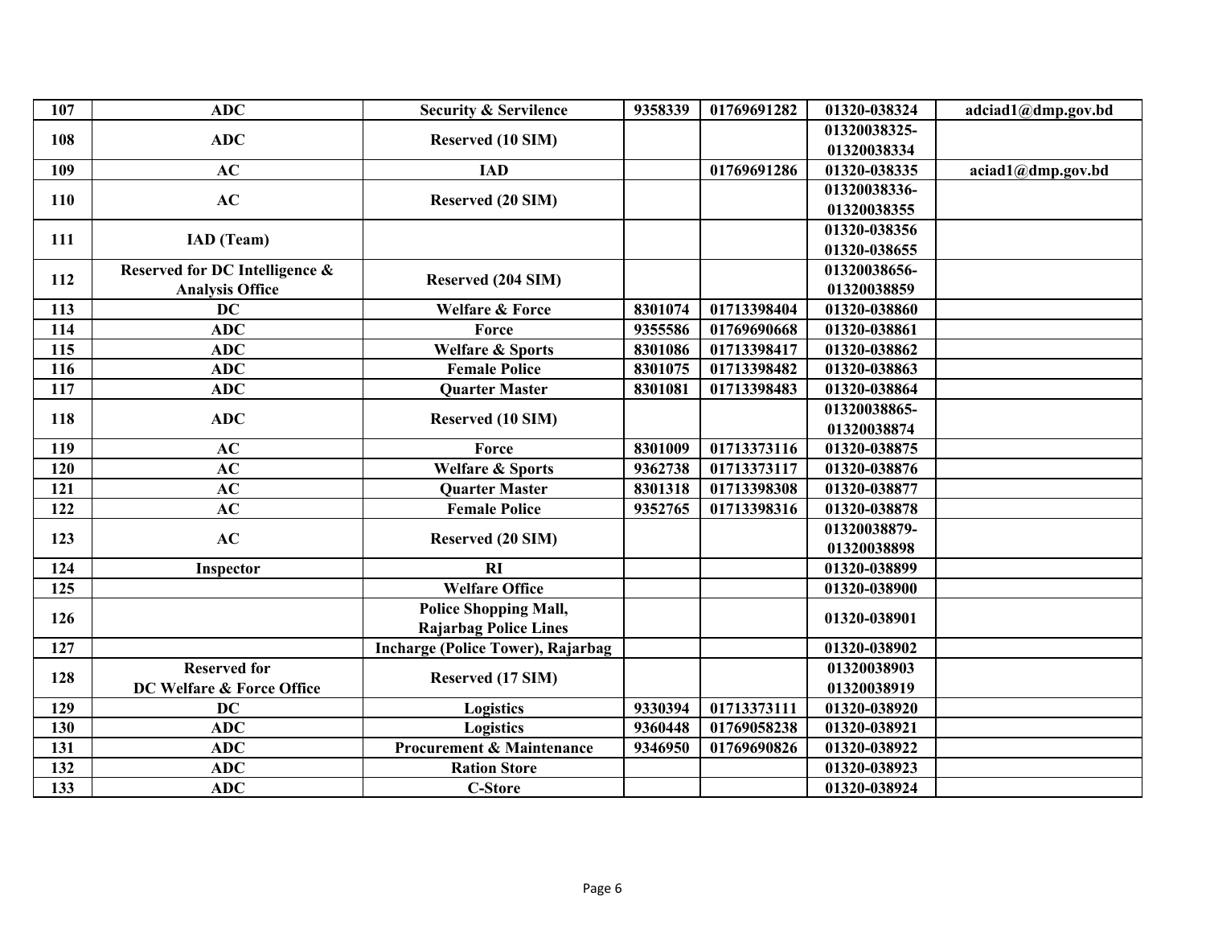| 107 | ADC | Security & Servilence | 9358339 | 01769691282 | 01320-038324 | adciad1@dmp.gov.bd |
|---|---|---|---|---|---|---|
| 108 | ADC | Reserved (10 SIM) | | | 01320038325-01320038334 | |
| 109 | AC | IAD | | 01769691286 | 01320-038335 | aciad1@dmp.gov.bd |
| 110 | AC | Reserved (20 SIM) | | | 01320038336-01320038355 | |
| 111 | IAD (Team) | | | | 01320-038356 01320-038655 | |
| 112 | Reserved for DC Intelligence & Analysis Office | Reserved (204 SIM) | | | 01320038656-01320038859 | |
| 113 | DC | Welfare & Force | 8301074 | 01713398404 | 01320-038860 | |
| 114 | ADC | Force | 9355586 | 01769690668 | 01320-038861 | |
| 115 | ADC | Welfare & Sports | 8301086 | 01713398417 | 01320-038862 | |
| 116 | ADC | Female Police | 8301075 | 01713398482 | 01320-038863 | |
| 117 | ADC | Quarter Master | 8301081 | 01713398483 | 01320-038864 | |
| 118 | ADC | Reserved (10 SIM) | | | 01320038865-01320038874 | |
| 119 | AC | Force | 8301009 | 01713373116 | 01320-038875 | |
| 120 | AC | Welfare & Sports | 9362738 | 01713373117 | 01320-038876 | |
| 121 | AC | Quarter Master | 8301318 | 01713398308 | 01320-038877 | |
| 122 | AC | Female Police | 9352765 | 01713398316 | 01320-038878 | |
| 123 | AC | Reserved (20 SIM) | | | 01320038879-01320038898 | |
| 124 | Inspector | RI | | | 01320-038899 | |
| 125 | | Welfare Office | | | 01320-038900 | |
| 126 | | Police Shopping Mall, Rajarbag Police Lines | | | 01320-038901 | |
| 127 | | Incharge (Police Tower), Rajarbag | | | 01320-038902 | |
| 128 | Reserved for DC Welfare & Force Office | Reserved (17 SIM) | | | 01320038903 01320038919 | |
| 129 | DC | Logistics | 9330394 | 01713373111 | 01320-038920 | |
| 130 | ADC | Logistics | 9360448 | 01769058238 | 01320-038921 | |
| 131 | ADC | Procurement & Maintenance | 9346950 | 01769690826 | 01320-038922 | |
| 132 | ADC | Ration Store | | | 01320-038923 | |
| 133 | ADC | C-Store | | | 01320-038924 | |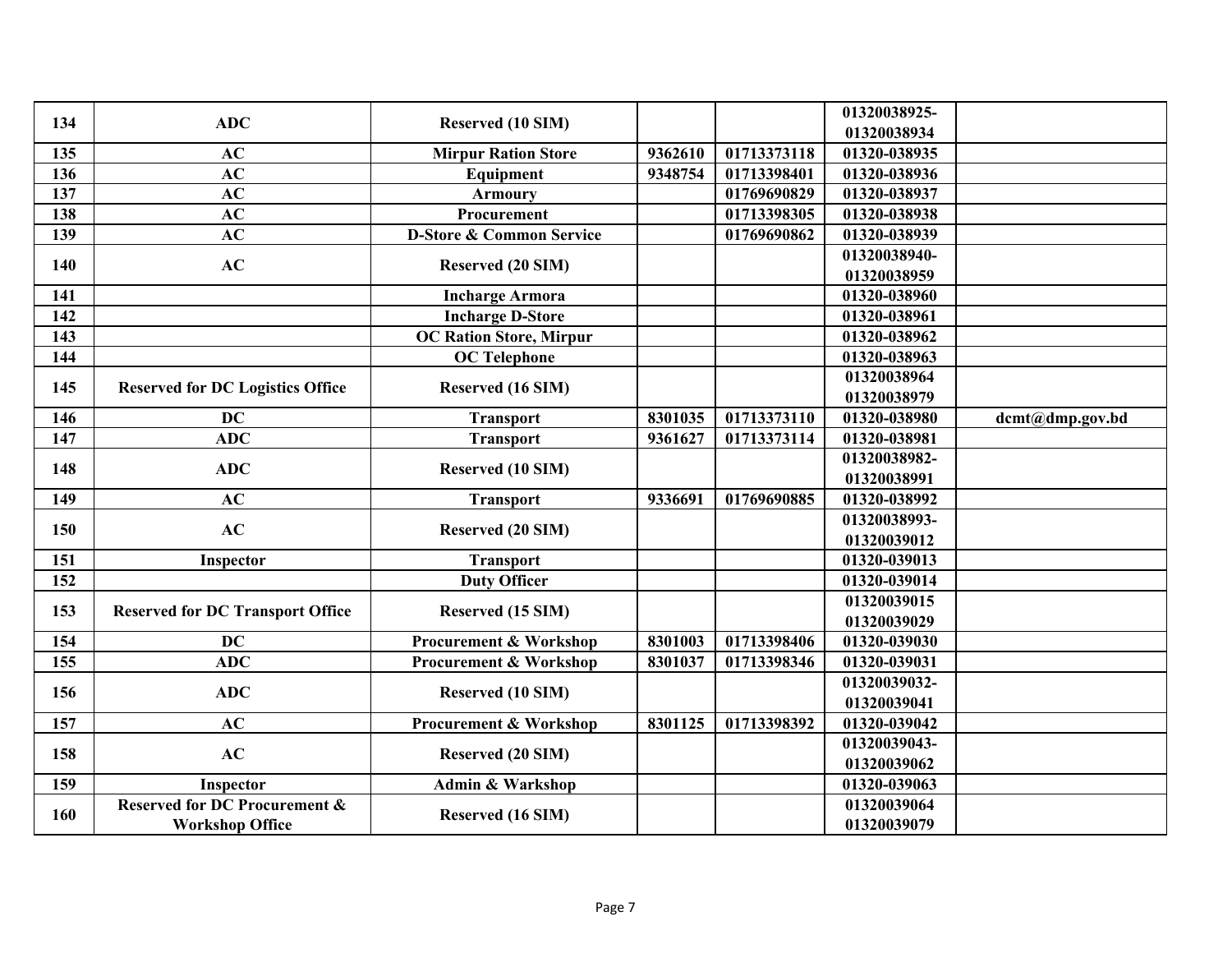| 134 | ADC | Reserved (10 SIM) | | | 01320038925-01320038934 | |
|---|---|---|---|---|---|---|
| 135 | AC | Mirpur Ration Store | 9362610 | 01713373118 | 01320-038935 | |
| 136 | AC | Equipment | 9348754 | 01713398401 | 01320-038936 | |
| 137 | AC | Armoury | | 01769690829 | 01320-038937 | |
| 138 | AC | Procurement | | 01713398305 | 01320-038938 | |
| 139 | AC | D-Store & Common Service | | 01769690862 | 01320-038939 | |
| 140 | AC | Reserved (20 SIM) | | | 01320038940-01320038959 | |
| 141 | | Incharge Armora | | | 01320-038960 | |
| 142 | | Incharge D-Store | | | 01320-038961 | |
| 143 | | OC Ration Store, Mirpur | | | 01320-038962 | |
| 144 | | OC Telephone | | | 01320-038963 | |
| 145 | Reserved for DC Logistics Office | Reserved (16 SIM) | | | 01320038964 01320038979 | |
| 146 | DC | Transport | 8301035 | 01713373110 | 01320-038980 | dcmt@dmp.gov.bd |
| 147 | ADC | Transport | 9361627 | 01713373114 | 01320-038981 | |
| 148 | ADC | Reserved (10 SIM) | | | 01320038982-01320038991 | |
| 149 | AC | Transport | 9336691 | 01769690885 | 01320-038992 | |
| 150 | AC | Reserved (20 SIM) | | | 01320038993-01320039012 | |
| 151 | Inspector | Transport | | | 01320-039013 | |
| 152 | | Duty Officer | | | 01320-039014 | |
| 153 | Reserved for DC Transport Office | Reserved (15 SIM) | | | 01320039015 01320039029 | |
| 154 | DC | Procurement & Workshop | 8301003 | 01713398406 | 01320-039030 | |
| 155 | ADC | Procurement & Workshop | 8301037 | 01713398346 | 01320-039031 | |
| 156 | ADC | Reserved (10 SIM) | | | 01320039032-01320039041 | |
| 157 | AC | Procurement & Workshop | 8301125 | 01713398392 | 01320-039042 | |
| 158 | AC | Reserved (20 SIM) | | | 01320039043-01320039062 | |
| 159 | Inspector | Admin & Warkshop | | | 01320-039063 | |
| 160 | Reserved for DC Procurement & Workshop Office | Reserved (16 SIM) | | | 01320039064 01320039079 | |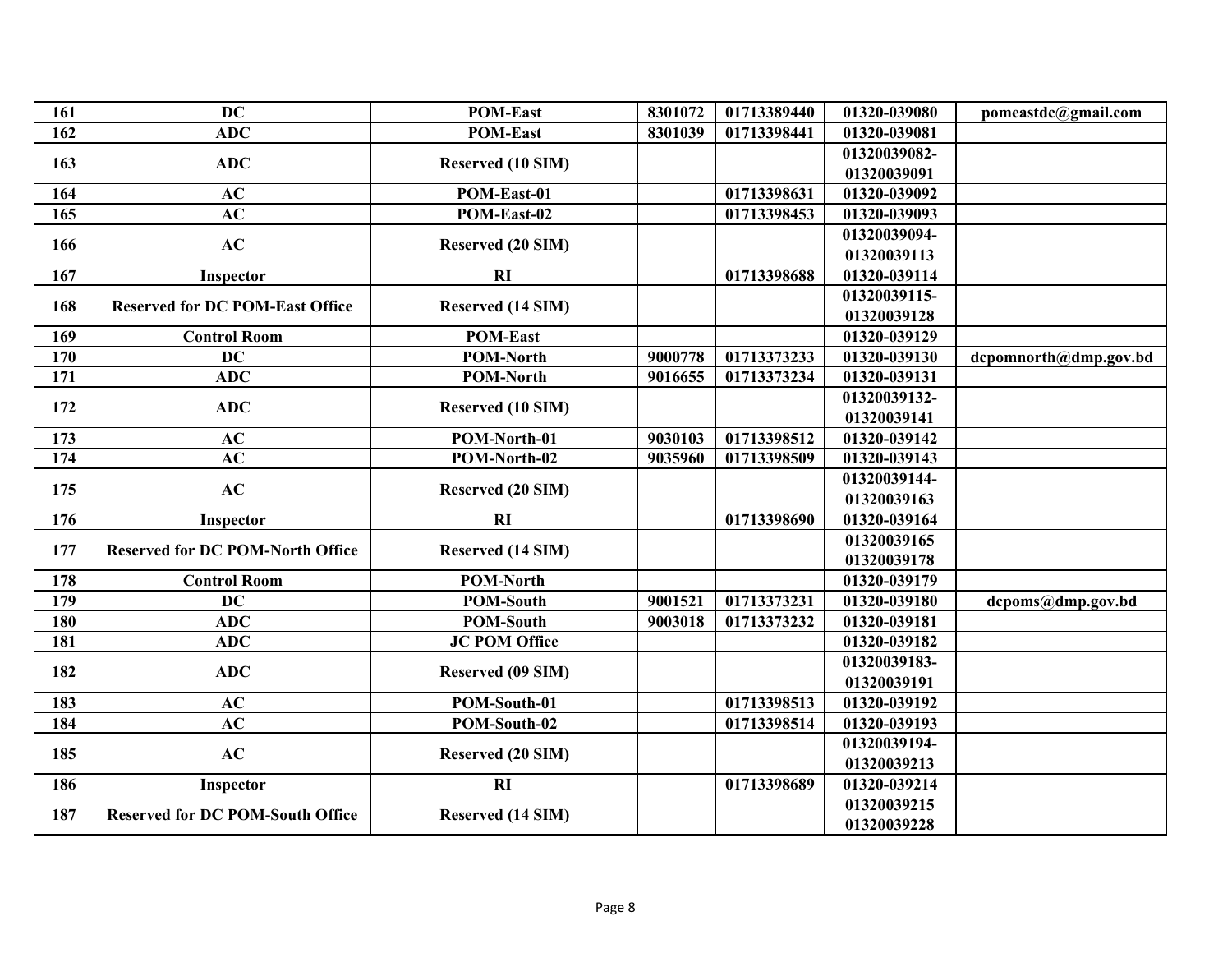| 161 | DC | POM-East | 8301072 | 01713389440 | 01320-039080 | pomeastdc@gmail.com |
|---|---|---|---|---|---|---|
| 162 | ADC | POM-East | 8301039 | 01713398441 | 01320-039081 | |
| 163 | ADC | Reserved (10 SIM) | | | 01320039082-01320039091 | |
| 164 | AC | POM-East-01 | | 01713398631 | 01320-039092 | |
| 165 | AC | POM-East-02 | | 01713398453 | 01320-039093 | |
| 166 | AC | Reserved (20 SIM) | | | 01320039094-01320039113 | |
| 167 | Inspector | RI | | 01713398688 | 01320-039114 | |
| 168 | Reserved for DC POM-East Office | Reserved (14 SIM) | | | 01320039115-01320039128 | |
| 169 | Control Room | POM-East | | | 01320-039129 | |
| 170 | DC | POM-North | 9000778 | 01713373233 | 01320-039130 | dcpomnorth@dmp.gov.bd |
| 171 | ADC | POM-North | 9016655 | 01713373234 | 01320-039131 | |
| 172 | ADC | Reserved (10 SIM) | | | 01320039132-01320039141 | |
| 173 | AC | POM-North-01 | 9030103 | 01713398512 | 01320-039142 | |
| 174 | AC | POM-North-02 | 9035960 | 01713398509 | 01320-039143 | |
| 175 | AC | Reserved (20 SIM) | | | 01320039144-01320039163 | |
| 176 | Inspector | RI | | 01713398690 | 01320-039164 | |
| 177 | Reserved for DC POM-North Office | Reserved (14 SIM) | | | 01320039165 01320039178 | |
| 178 | Control Room | POM-North | | | 01320-039179 | |
| 179 | DC | POM-South | 9001521 | 01713373231 | 01320-039180 | dcpoms@dmp.gov.bd |
| 180 | ADC | POM-South | 9003018 | 01713373232 | 01320-039181 | |
| 181 | ADC | JC POM Office | | | 01320-039182 | |
| 182 | ADC | Reserved (09 SIM) | | | 01320039183-01320039191 | |
| 183 | AC | POM-South-01 | | 01713398513 | 01320-039192 | |
| 184 | AC | POM-South-02 | | 01713398514 | 01320-039193 | |
| 185 | AC | Reserved (20 SIM) | | | 01320039194-01320039213 | |
| 186 | Inspector | RI | | 01713398689 | 01320-039214 | |
| 187 | Reserved for DC POM-South Office | Reserved (14 SIM) | | | 01320039215 01320039228 | |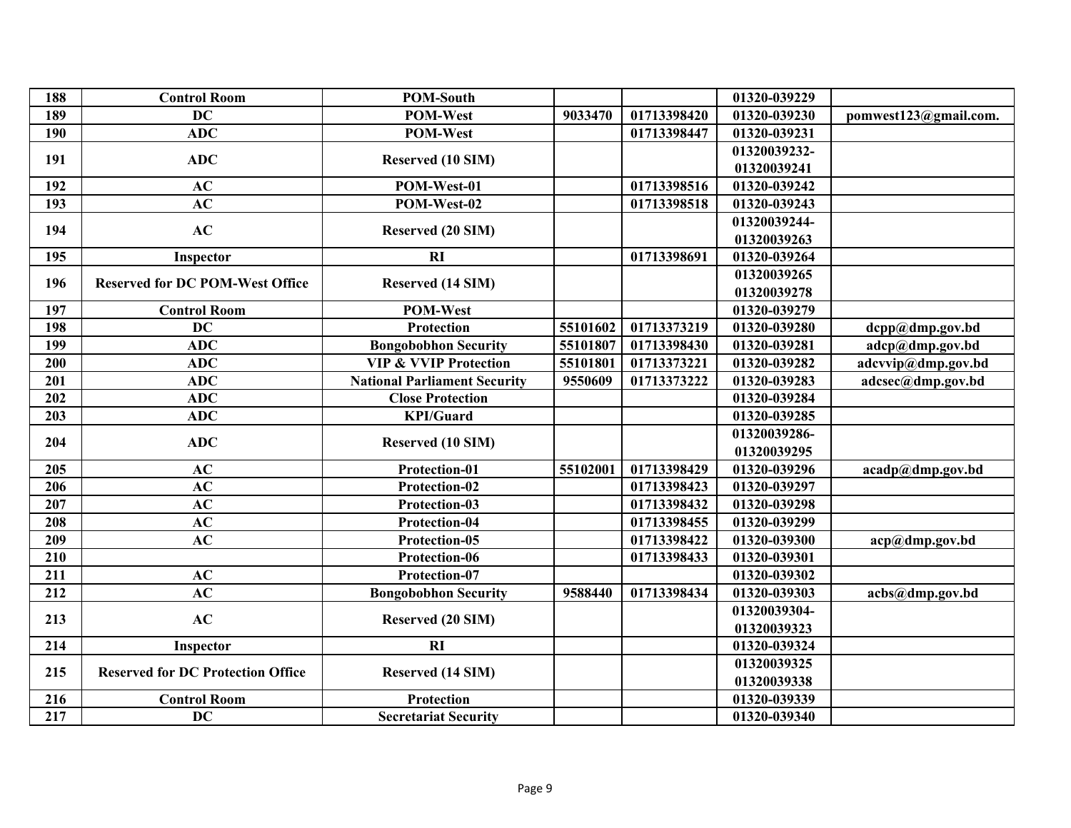| 188 | Control Room | POM-South | | | 01320-039229 | |
|---|---|---|---|---|---|---|
| 189 | DC | POM-West | 9033470 | 01713398420 | 01320-039230 | pomwest123@gmail.com. |
| 190 | ADC | POM-West | | 01713398447 | 01320-039231 | |
| 191 | ADC | Reserved (10 SIM) | | | 01320039232-01320039241 | |
| 192 | AC | POM-West-01 | | 01713398516 | 01320-039242 | |
| 193 | AC | POM-West-02 | | 01713398518 | 01320-039243 | |
| 194 | AC | Reserved (20 SIM) | | | 01320039244-01320039263 | |
| 195 | Inspector | RI | | 01713398691 | 01320-039264 | |
| 196 | Reserved for DC POM-West Office | Reserved (14 SIM) | | | 01320039265 01320039278 | |
| 197 | Control Room | POM-West | | | 01320-039279 | |
| 198 | DC | Protection | 55101602 | 01713373219 | 01320-039280 | dcpp@dmp.gov.bd |
| 199 | ADC | Bongobobhon Security | 55101807 | 01713398430 | 01320-039281 | adcp@dmp.gov.bd |
| 200 | ADC | VIP & VVIP Protection | 55101801 | 01713373221 | 01320-039282 | adcvvip@dmp.gov.bd |
| 201 | ADC | National Parliament Security | 9550609 | 01713373222 | 01320-039283 | adcsec@dmp.gov.bd |
| 202 | ADC | Close Protection | | | 01320-039284 | |
| 203 | ADC | KPI/Guard | | | 01320-039285 | |
| 204 | ADC | Reserved (10 SIM) | | | 01320039286-01320039295 | |
| 205 | AC | Protection-01 | 55102001 | 01713398429 | 01320-039296 | acadp@dmp.gov.bd |
| 206 | AC | Protection-02 | | 01713398423 | 01320-039297 | |
| 207 | AC | Protection-03 | | 01713398432 | 01320-039298 | |
| 208 | AC | Protection-04 | | 01713398455 | 01320-039299 | |
| 209 | AC | Protection-05 | | 01713398422 | 01320-039300 | acp@dmp.gov.bd |
| 210 | | Protection-06 | | 01713398433 | 01320-039301 | |
| 211 | AC | Protection-07 | | | 01320-039302 | |
| 212 | AC | Bongobobhon Security | 9588440 | 01713398434 | 01320-039303 | acbs@dmp.gov.bd |
| 213 | AC | Reserved (20 SIM) | | | 01320039304-01320039323 | |
| 214 | Inspector | RI | | | 01320-039324 | |
| 215 | Reserved for DC Protection Office | Reserved (14 SIM) | | | 01320039325 01320039338 | |
| 216 | Control Room | Protection | | | 01320-039339 | |
| 217 | DC | Secretariat Security | | | 01320-039340 | |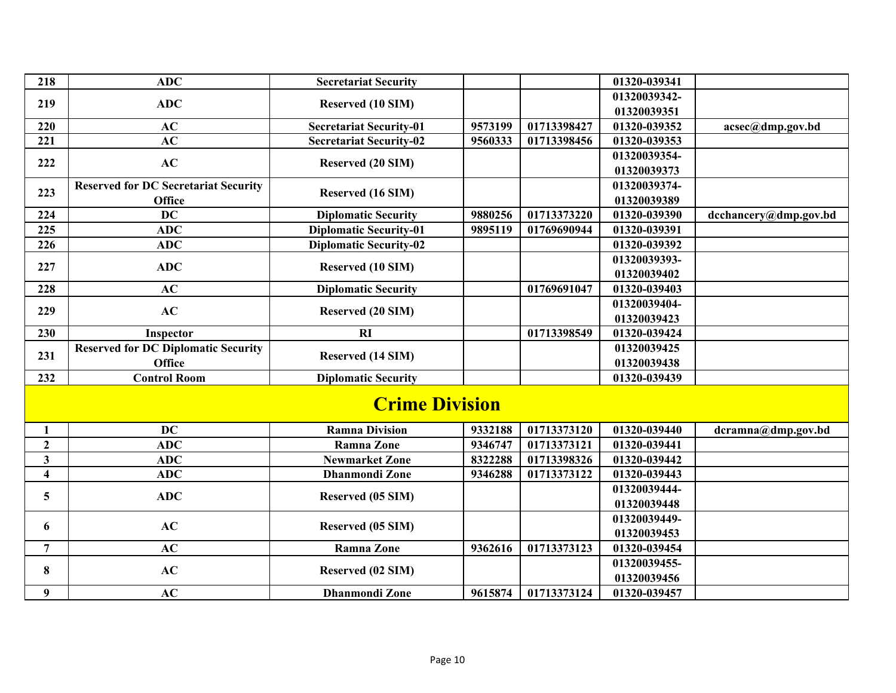| | | | | | | |
|---|---|---|---|---|---|---|
| 218 | ADC | Secretariat Security | | | 01320-039341 | |
| 219 | ADC | Reserved (10 SIM) | | | 01320039342-01320039351 | |
| 220 | AC | Secretariat Security-01 | 9573199 | 01713398427 | 01320-039352 | acsec@dmp.gov.bd |
| 221 | AC | Secretariat Security-02 | 9560333 | 01713398456 | 01320-039353 | |
| 222 | AC | Reserved (20 SIM) | | | 01320039354-01320039373 | |
| 223 | Reserved for DC Secretariat Security Office | Reserved (16 SIM) | | | 01320039374-01320039389 | |
| 224 | DC | Diplomatic Security | 9880256 | 01713373220 | 01320-039390 | dcchancery@dmp.gov.bd |
| 225 | ADC | Diplomatic Security-01 | 9895119 | 01769690944 | 01320-039391 | |
| 226 | ADC | Diplomatic Security-02 | | | 01320-039392 | |
| 227 | ADC | Reserved (10 SIM) | | | 01320039393-01320039402 | |
| 228 | AC | Diplomatic Security | | 01769691047 | 01320-039403 | |
| 229 | AC | Reserved (20 SIM) | | | 01320039404-01320039423 | |
| 230 | Inspector | RI | | 01713398549 | 01320-039424 | |
| 231 | Reserved for DC Diplomatic Security Office | Reserved (14 SIM) | | | 01320039425 01320039438 | |
| 232 | Control Room | Diplomatic Security | | | 01320-039439 | |

## Crime Division

| | | | | | | |
|---|---|---|---|---|---|---|
| 1 | DC | Ramna Division | 9332188 | 01713373120 | 01320-039440 | dcramna@dmp.gov.bd |
| 2 | ADC | Ramna Zone | 9346747 | 01713373121 | 01320-039441 | |
| 3 | ADC | Newmarket Zone | 8322288 | 01713398326 | 01320-039442 | |
| 4 | ADC | Dhanmondi Zone | 9346288 | 01713373122 | 01320-039443 | |
| 5 | ADC | Reserved (05 SIM) | | | 01320039444-01320039448 | |
| 6 | AC | Reserved (05 SIM) | | | 01320039449-01320039453 | |
| 7 | AC | Ramna Zone | 9362616 | 01713373123 | 01320-039454 | |
| 8 | AC | Reserved (02 SIM) | | | 01320039455-01320039456 | |
| 9 | AC | Dhanmondi Zone | 9615874 | 01713373124 | 01320-039457 | |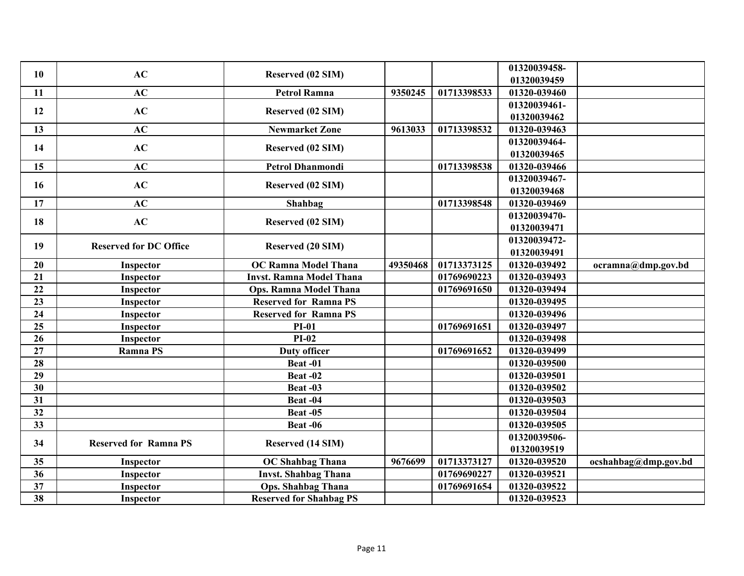| 10 | AC | Reserved (02 SIM) | | | 01320039458-01320039459 | |
|---|---|---|---|---|---|---|
| 11 | AC | Petrol Ramna | 9350245 | 01713398533 | 01320-039460 | |
| 12 | AC | Reserved (02 SIM) | | | 01320039461-01320039462 | |
| 13 | AC | Newmarket Zone | 9613033 | 01713398532 | 01320-039463 | |
| 14 | AC | Reserved (02 SIM) | | | 01320039464-01320039465 | |
| 15 | AC | Petrol Dhanmondi | | 01713398538 | 01320-039466 | |
| 16 | AC | Reserved (02 SIM) | | | 01320039467-01320039468 | |
| 17 | AC | Shahbag | | 01713398548 | 01320-039469 | |
| 18 | AC | Reserved (02 SIM) | | | 01320039470-01320039471 | |
| 19 | Reserved for DC Office | Reserved (20 SIM) | | | 01320039472-01320039491 | |
| 20 | Inspector | OC Ramna Model Thana | 49350468 | 01713373125 | 01320-039492 | ocramna@dmp.gov.bd |
| 21 | Inspector | Invst. Ramna Model Thana | | 01769690223 | 01320-039493 | |
| 22 | Inspector | Ops. Ramna Model Thana | | 01769691650 | 01320-039494 | |
| 23 | Inspector | Reserved for Ramna PS | | | 01320-039495 | |
| 24 | Inspector | Reserved for Ramna PS | | | 01320-039496 | |
| 25 | Inspector | PI-01 | | 01769691651 | 01320-039497 | |
| 26 | Inspector | PI-02 | | | 01320-039498 | |
| 27 | Ramna PS | Duty officer | | 01769691652 | 01320-039499 | |
| 28 | | Beat -01 | | | 01320-039500 | |
| 29 | | Beat -02 | | | 01320-039501 | |
| 30 | | Beat -03 | | | 01320-039502 | |
| 31 | | Beat -04 | | | 01320-039503 | |
| 32 | | Beat -05 | | | 01320-039504 | |
| 33 | | Beat -06 | | | 01320-039505 | |
| 34 | Reserved for Ramna PS | Reserved (14 SIM) | | | 01320039506-01320039519 | |
| 35 | Inspector | OC Shahbag Thana | 9676699 | 01713373127 | 01320-039520 | ocshahbag@dmp.gov.bd |
| 36 | Inspector | Invst. Shahbag Thana | | 01769690227 | 01320-039521 | |
| 37 | Inspector | Ops. Shahbag Thana | | 01769691654 | 01320-039522 | |
| 38 | Inspector | Reserved for Shahbag PS | | | 01320-039523 | |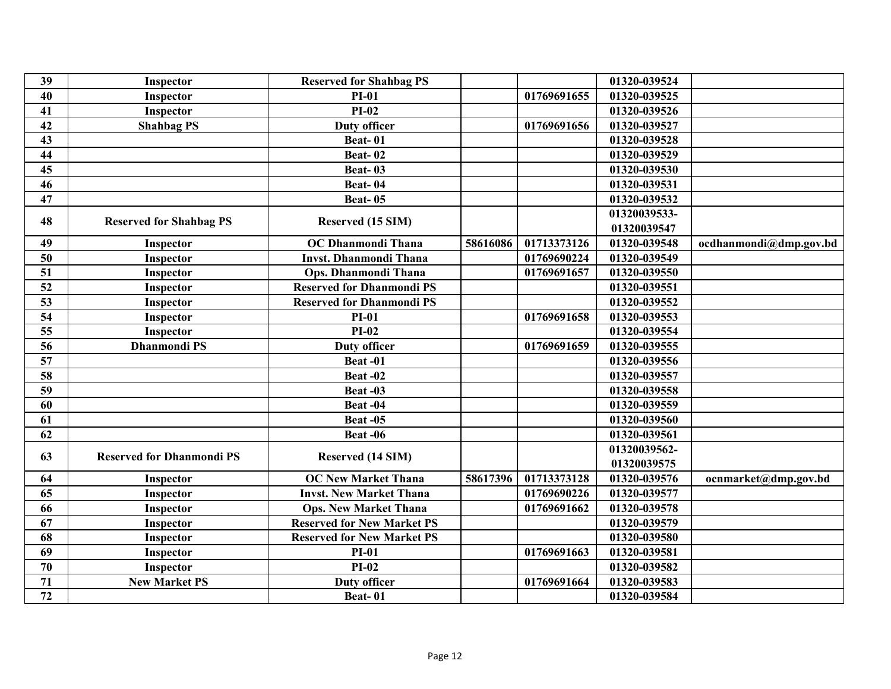| 39 | Inspector | Reserved for Shahbag PS | | | 01320-039524 | |
|---|---|---|---|---|---|---|
| 40 | Inspector | PI-01 | | 01769691655 | 01320-039525 | |
| 41 | Inspector | PI-02 | | | 01320-039526 | |
| 42 | Shahbag PS | Duty officer | | 01769691656 | 01320-039527 | |
| 43 | | Beat- 01 | | | 01320-039528 | |
| 44 | | Beat- 02 | | | 01320-039529 | |
| 45 | | Beat- 03 | | | 01320-039530 | |
| 46 | | Beat- 04 | | | 01320-039531 | |
| 47 | | Beat- 05 | | | 01320-039532 | |
| 48 | Reserved for Shahbag PS | Reserved (15 SIM) | | | 01320039533-01320039547 | |
| 49 | Inspector | OC Dhanmondi Thana | 58616086 | 01713373126 | 01320-039548 | ocdhanmondi@dmp.gov.bd |
| 50 | Inspector | Invst. Dhanmondi Thana | | 01769690224 | 01320-039549 | |
| 51 | Inspector | Ops. Dhanmondi Thana | | 01769691657 | 01320-039550 | |
| 52 | Inspector | Reserved for Dhanmondi PS | | | 01320-039551 | |
| 53 | Inspector | Reserved for Dhanmondi PS | | | 01320-039552 | |
| 54 | Inspector | PI-01 | | 01769691658 | 01320-039553 | |
| 55 | Inspector | PI-02 | | | 01320-039554 | |
| 56 | Dhanmondi PS | Duty officer | | 01769691659 | 01320-039555 | |
| 57 | | Beat -01 | | | 01320-039556 | |
| 58 | | Beat -02 | | | 01320-039557 | |
| 59 | | Beat -03 | | | 01320-039558 | |
| 60 | | Beat -04 | | | 01320-039559 | |
| 61 | | Beat -05 | | | 01320-039560 | |
| 62 | | Beat -06 | | | 01320-039561 | |
| 63 | Reserved for Dhanmondi PS | Reserved (14 SIM) | | | 01320039562-01320039575 | |
| 64 | Inspector | OC New Market Thana | 58617396 | 01713373128 | 01320-039576 | ocnmarket@dmp.gov.bd |
| 65 | Inspector | Invst. New Market Thana | | 01769690226 | 01320-039577 | |
| 66 | Inspector | Ops. New Market Thana | | 01769691662 | 01320-039578 | |
| 67 | Inspector | Reserved for New Market PS | | | 01320-039579 | |
| 68 | Inspector | Reserved for New Market PS | | | 01320-039580 | |
| 69 | Inspector | PI-01 | | 01769691663 | 01320-039581 | |
| 70 | Inspector | PI-02 | | | 01320-039582 | |
| 71 | New Market PS | Duty officer | | 01769691664 | 01320-039583 | |
| 72 | | Beat- 01 | | | 01320-039584 | |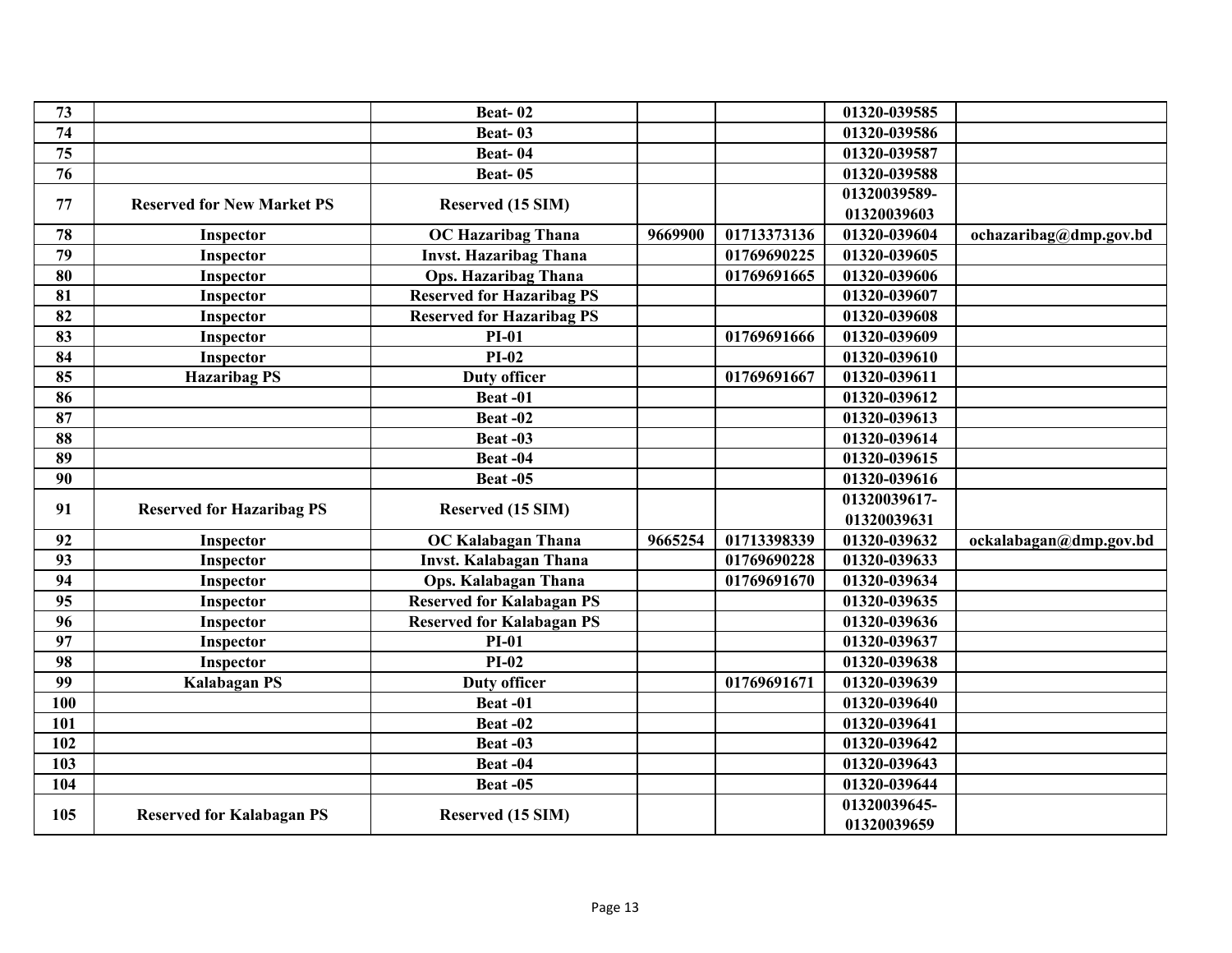| 73 | | Beat- 02 | | | 01320-039585 | |
|---|---|---|---|---|---|---|
| 74 | | Beat- 03 | | | 01320-039586 | |
| 75 | | Beat- 04 | | | 01320-039587 | |
| 76 | | Beat- 05 | | | 01320-039588 | |
| 77 | Reserved for New Market PS | Reserved (15 SIM) | | | 01320039589-01320039603 | |
| 78 | Inspector | OC Hazaribag Thana | 9669900 | 01713373136 | 01320-039604 | ochazaribag@dmp.gov.bd |
| 79 | Inspector | Invst. Hazaribag Thana | | 01769690225 | 01320-039605 | |
| 80 | Inspector | Ops. Hazaribag Thana | | 01769691665 | 01320-039606 | |
| 81 | Inspector | Reserved for Hazaribag PS | | | 01320-039607 | |
| 82 | Inspector | Reserved for Hazaribag PS | | | 01320-039608 | |
| 83 | Inspector | PI-01 | | 01769691666 | 01320-039609 | |
| 84 | Inspector | PI-02 | | | 01320-039610 | |
| 85 | Hazaribag PS | Duty officer | | 01769691667 | 01320-039611 | |
| 86 | | Beat -01 | | | 01320-039612 | |
| 87 | | Beat -02 | | | 01320-039613 | |
| 88 | | Beat -03 | | | 01320-039614 | |
| 89 | | Beat -04 | | | 01320-039615 | |
| 90 | | Beat -05 | | | 01320-039616 | |
| 91 | Reserved for Hazaribag PS | Reserved (15 SIM) | | | 01320039617-01320039631 | |
| 92 | Inspector | OC Kalabagan Thana | 9665254 | 01713398339 | 01320-039632 | ockalabagan@dmp.gov.bd |
| 93 | Inspector | Invst. Kalabagan Thana | | 01769690228 | 01320-039633 | |
| 94 | Inspector | Ops. Kalabagan Thana | | 01769691670 | 01320-039634 | |
| 95 | Inspector | Reserved for Kalabagan PS | | | 01320-039635 | |
| 96 | Inspector | Reserved for Kalabagan PS | | | 01320-039636 | |
| 97 | Inspector | PI-01 | | | 01320-039637 | |
| 98 | Inspector | PI-02 | | | 01320-039638 | |
| 99 | Kalabagan PS | Duty officer | | 01769691671 | 01320-039639 | |
| 100 | | Beat -01 | | | 01320-039640 | |
| 101 | | Beat -02 | | | 01320-039641 | |
| 102 | | Beat -03 | | | 01320-039642 | |
| 103 | | Beat -04 | | | 01320-039643 | |
| 104 | | Beat -05 | | | 01320-039644 | |
| 105 | Reserved for Kalabagan PS | Reserved (15 SIM) | | | 01320039645-01320039659 | |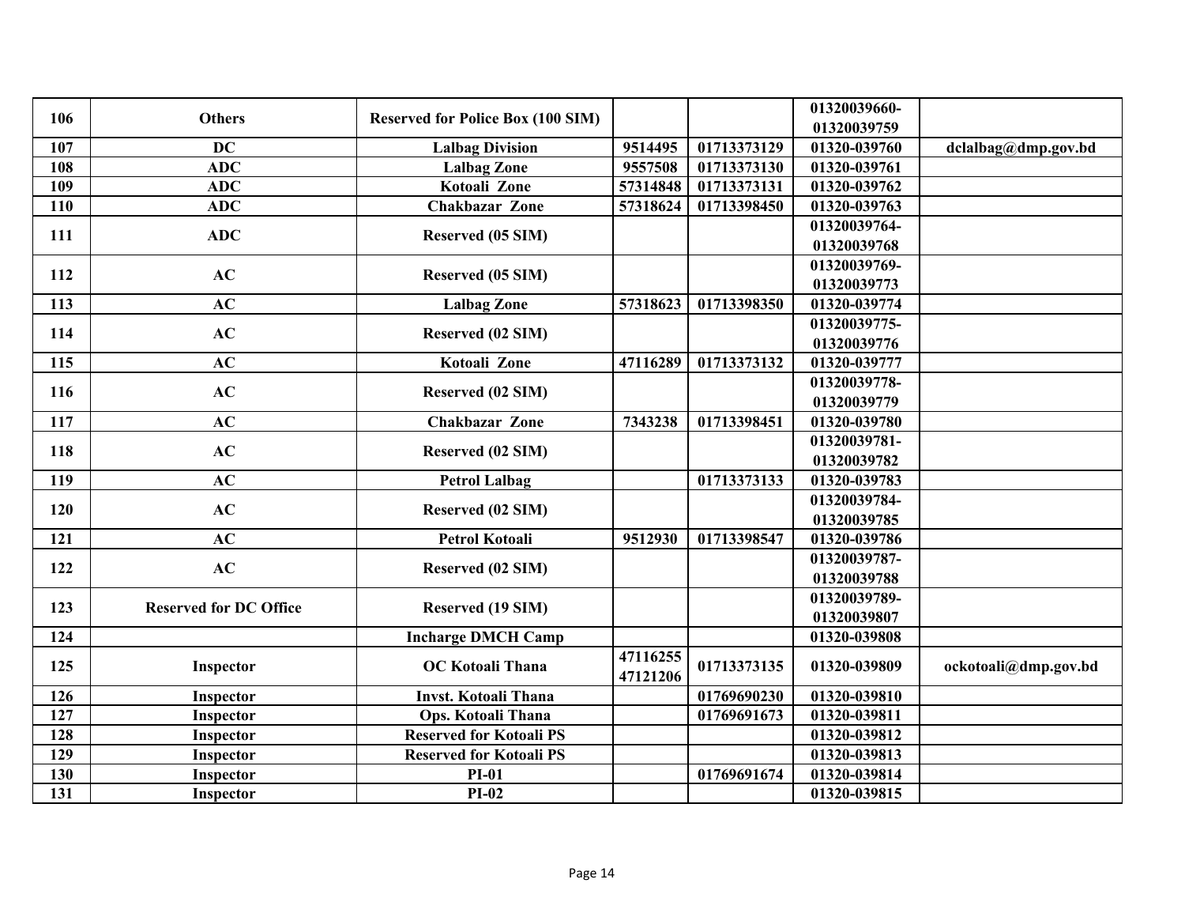| | | | | | | |
|---|---|---|---|---|---|---|
| 106 | Others | Reserved for Police Box (100 SIM) | | | 01320039660-01320039759 | |
| 107 | DC | Lalbag Division | 9514495 | 01713373129 | 01320-039760 | dclalbag@dmp.gov.bd |
| 108 | ADC | Lalbag Zone | 9557508 | 01713373130 | 01320-039761 | |
| 109 | ADC | Kotoali Zone | 57314848 | 01713373131 | 01320-039762 | |
| 110 | ADC | Chakbazar Zone | 57318624 | 01713398450 | 01320-039763 | |
| 111 | ADC | Reserved (05 SIM) | | | 01320039764-01320039768 | |
| 112 | AC | Reserved (05 SIM) | | | 01320039769-01320039773 | |
| 113 | AC | Lalbag Zone | 57318623 | 01713398350 | 01320-039774 | |
| 114 | AC | Reserved (02 SIM) | | | 01320039775-01320039776 | |
| 115 | AC | Kotoali Zone | 47116289 | 01713373132 | 01320-039777 | |
| 116 | AC | Reserved (02 SIM) | | | 01320039778-01320039779 | |
| 117 | AC | Chakbazar Zone | 7343238 | 01713398451 | 01320-039780 | |
| 118 | AC | Reserved (02 SIM) | | | 01320039781-01320039782 | |
| 119 | AC | Petrol Lalbag | | 01713373133 | 01320-039783 | |
| 120 | AC | Reserved (02 SIM) | | | 01320039784-01320039785 | |
| 121 | AC | Petrol Kotoali | 9512930 | 01713398547 | 01320-039786 | |
| 122 | AC | Reserved (02 SIM) | | | 01320039787-01320039788 | |
| 123 | Reserved for DC Office | Reserved (19 SIM) | | | 01320039789-01320039807 | |
| 124 | | Incharge DMCH Camp | | | 01320-039808 | |
| 125 | Inspector | OC Kotoali Thana | 47116255 47121206 | 01713373135 | 01320-039809 | ockotoali@dmp.gov.bd |
| 126 | Inspector | Invst. Kotoali Thana | | 01769690230 | 01320-039810 | |
| 127 | Inspector | Ops. Kotoali Thana | | 01769691673 | 01320-039811 | |
| 128 | Inspector | Reserved for Kotoali PS | | | 01320-039812 | |
| 129 | Inspector | Reserved for Kotoali PS | | | 01320-039813 | |
| 130 | Inspector | PI-01 | | 01769691674 | 01320-039814 | |
| 131 | Inspector | PI-02 | | | 01320-039815 | |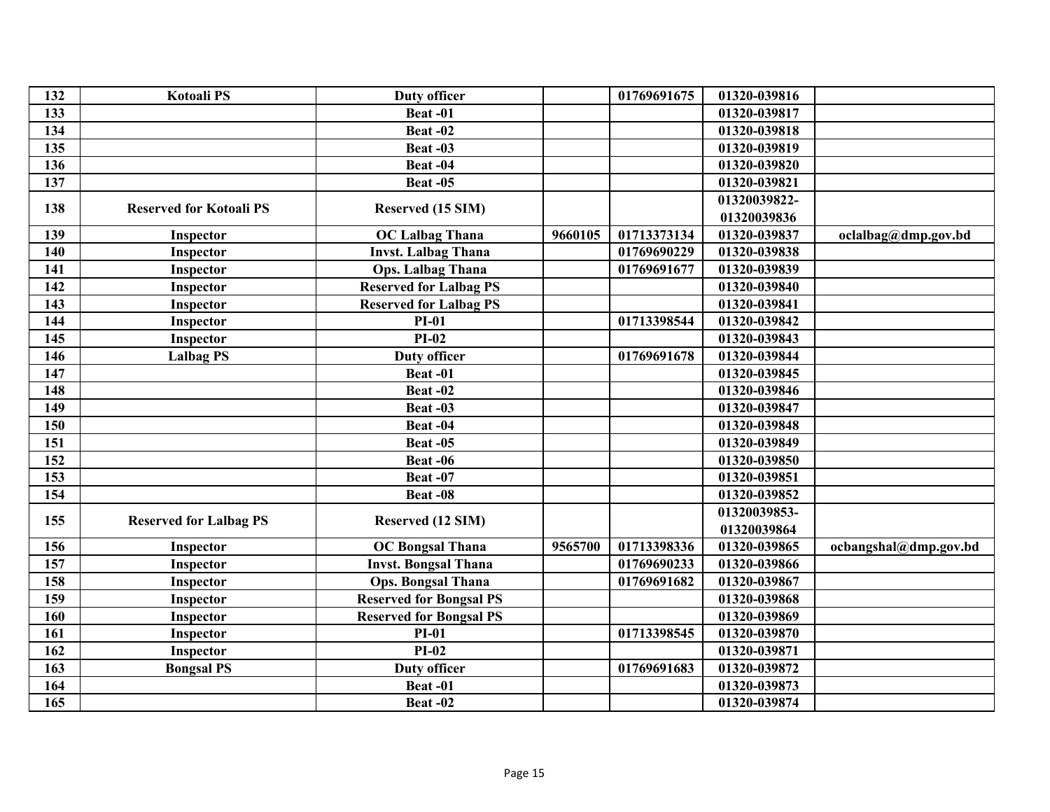| 132 | Kotoali PS | Duty officer | | 01769691675 | 01320-039816 | |
|---|---|---|---|---|---|---|
| 133 | | Beat -01 | | | 01320-039817 | |
| 134 | | Beat -02 | | | 01320-039818 | |
| 135 | | Beat -03 | | | 01320-039819 | |
| 136 | | Beat -04 | | | 01320-039820 | |
| 137 | | Beat -05 | | | 01320-039821 | |
| 138 | Reserved for Kotoali PS | Reserved (15 SIM) | | | 01320039822-01320039836 | |
| 139 | Inspector | OC Lalbag Thana | 9660105 | 01713373134 | 01320-039837 | oclalbag@dmp.gov.bd |
| 140 | Inspector | Invst. Lalbag Thana | | 01769690229 | 01320-039838 | |
| 141 | Inspector | Ops. Lalbag Thana | | 01769691677 | 01320-039839 | |
| 142 | Inspector | Reserved for Lalbag PS | | | 01320-039840 | |
| 143 | Inspector | Reserved for Lalbag PS | | | 01320-039841 | |
| 144 | Inspector | PI-01 | | 01713398544 | 01320-039842 | |
| 145 | Inspector | PI-02 | | | 01320-039843 | |
| 146 | Lalbag PS | Duty officer | | 01769691678 | 01320-039844 | |
| 147 | | Beat -01 | | | 01320-039845 | |
| 148 | | Beat -02 | | | 01320-039846 | |
| 149 | | Beat -03 | | | 01320-039847 | |
| 150 | | Beat -04 | | | 01320-039848 | |
| 151 | | Beat -05 | | | 01320-039849 | |
| 152 | | Beat -06 | | | 01320-039850 | |
| 153 | | Beat -07 | | | 01320-039851 | |
| 154 | | Beat -08 | | | 01320-039852 | |
| 155 | Reserved for Lalbag PS | Reserved (12 SIM) | | | 01320039853-01320039864 | |
| 156 | Inspector | OC Bongsal Thana | 9565700 | 01713398336 | 01320-039865 | ocbangshal@dmp.gov.bd |
| 157 | Inspector | Invst. Bongsal Thana | | 01769690233 | 01320-039866 | |
| 158 | Inspector | Ops. Bongsal Thana | | 01769691682 | 01320-039867 | |
| 159 | Inspector | Reserved for Bongsal PS | | | 01320-039868 | |
| 160 | Inspector | Reserved for Bongsal PS | | | 01320-039869 | |
| 161 | Inspector | PI-01 | | 01713398545 | 01320-039870 | |
| 162 | Inspector | PI-02 | | | 01320-039871 | |
| 163 | Bongsal PS | Duty officer | | 01769691683 | 01320-039872 | |
| 164 | | Beat -01 | | | 01320-039873 | |
| 165 | | Beat -02 | | | 01320-039874 | |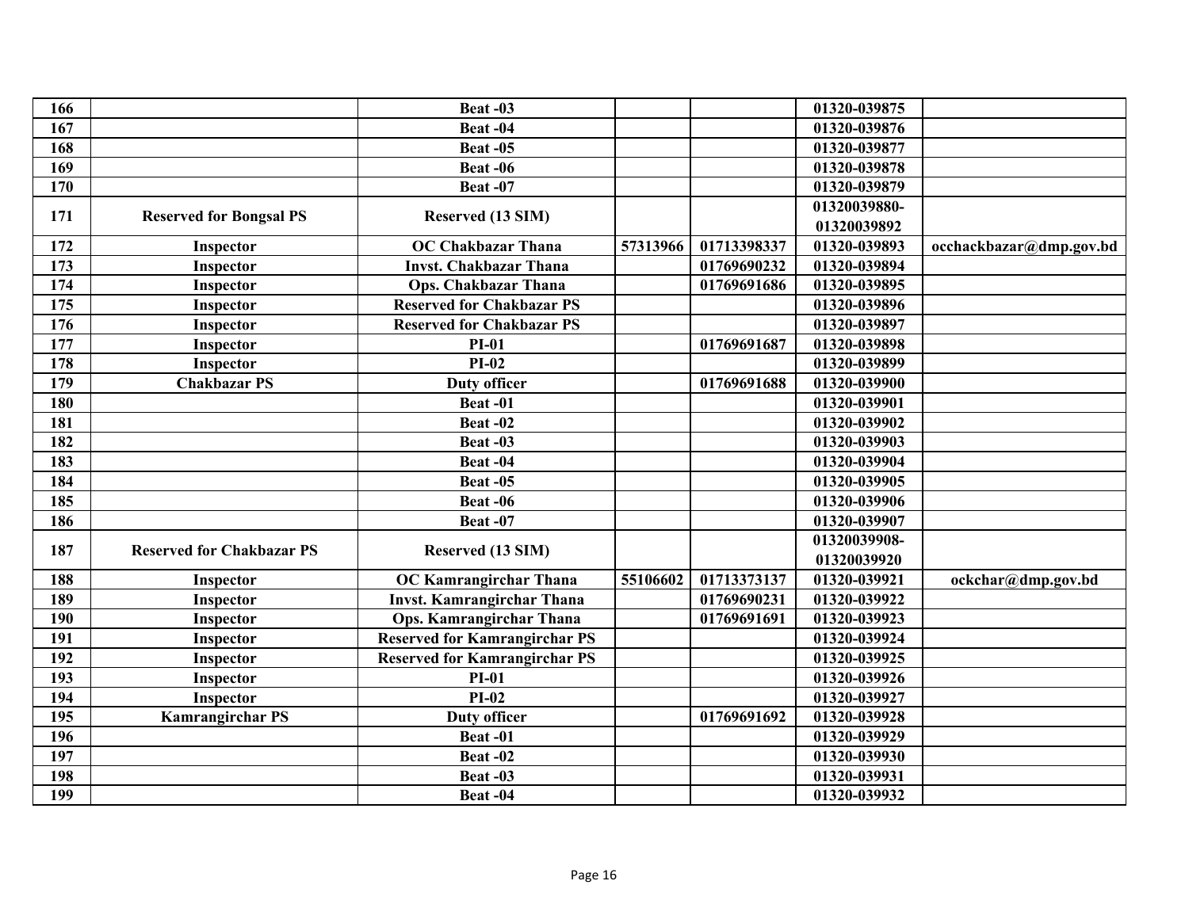| 166 | | Beat -03 | | | 01320-039875 | |
|---|---|---|---|---|---|---|
| 167 | | Beat -04 | | | 01320-039876 | |
| 168 | | Beat -05 | | | 01320-039877 | |
| 169 | | Beat -06 | | | 01320-039878 | |
| 170 | | Beat -07 | | | 01320-039879 | |
| 171 | Reserved for Bongsal PS | Reserved (13 SIM) | | | 01320039880-01320039892 | |
| 172 | Inspector | OC Chakbazar Thana | 57313966 | 01713398337 | 01320-039893 | occhackbazar@dmp.gov.bd |
| 173 | Inspector | Invst. Chakbazar Thana | | 01769690232 | 01320-039894 | |
| 174 | Inspector | Ops. Chakbazar Thana | | 01769691686 | 01320-039895 | |
| 175 | Inspector | Reserved for Chakbazar PS | | | 01320-039896 | |
| 176 | Inspector | Reserved for Chakbazar PS | | | 01320-039897 | |
| 177 | Inspector | PI-01 | | 01769691687 | 01320-039898 | |
| 178 | Inspector | PI-02 | | | 01320-039899 | |
| 179 | Chakbazar PS | Duty officer | | 01769691688 | 01320-039900 | |
| 180 | | Beat -01 | | | 01320-039901 | |
| 181 | | Beat -02 | | | 01320-039902 | |
| 182 | | Beat -03 | | | 01320-039903 | |
| 183 | | Beat -04 | | | 01320-039904 | |
| 184 | | Beat -05 | | | 01320-039905 | |
| 185 | | Beat -06 | | | 01320-039906 | |
| 186 | | Beat -07 | | | 01320-039907 | |
| 187 | Reserved for Chakbazar PS | Reserved (13 SIM) | | | 01320039908-01320039920 | |
| 188 | Inspector | OC Kamrangirchar Thana | 55106602 | 01713373137 | 01320-039921 | ockchar@dmp.gov.bd |
| 189 | Inspector | Invst. Kamrangirchar Thana | | 01769690231 | 01320-039922 | |
| 190 | Inspector | Ops. Kamrangirchar Thana | | 01769691691 | 01320-039923 | |
| 191 | Inspector | Reserved for Kamrangirchar PS | | | 01320-039924 | |
| 192 | Inspector | Reserved for Kamrangirchar PS | | | 01320-039925 | |
| 193 | Inspector | PI-01 | | | 01320-039926 | |
| 194 | Inspector | PI-02 | | | 01320-039927 | |
| 195 | Kamrangirchar PS | Duty officer | | 01769691692 | 01320-039928 | |
| 196 | | Beat -01 | | | 01320-039929 | |
| 197 | | Beat -02 | | | 01320-039930 | |
| 198 | | Beat -03 | | | 01320-039931 | |
| 199 | | Beat -04 | | | 01320-039932 | |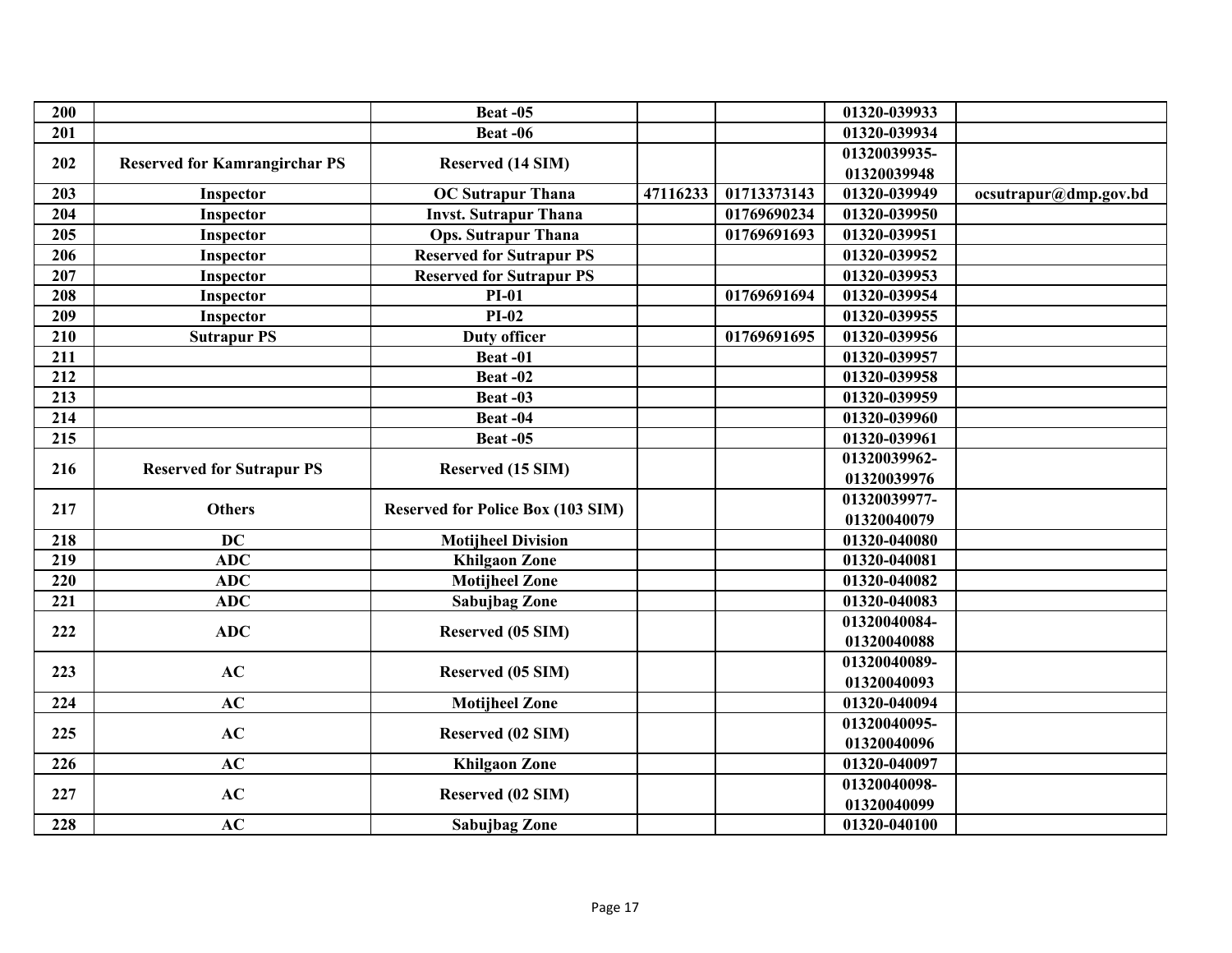| 200 | | Beat -05 | | | 01320-039933 | |
|---|---|---|---|---|---|---|
| 201 | | Beat -06 | | | 01320-039934 | |
| 202 | Reserved for Kamrangirchar PS | Reserved (14 SIM) | | | 01320039935-01320039948 | |
| 203 | Inspector | OC Sutrapur Thana | 47116233 | 01713373143 | 01320-039949 | ocsutrapur@dmp.gov.bd |
| 204 | Inspector | Invst. Sutrapur Thana | | 01769690234 | 01320-039950 | |
| 205 | Inspector | Ops. Sutrapur Thana | | 01769691693 | 01320-039951 | |
| 206 | Inspector | Reserved for Sutrapur PS | | | 01320-039952 | |
| 207 | Inspector | Reserved for Sutrapur PS | | | 01320-039953 | |
| 208 | Inspector | PI-01 | | 01769691694 | 01320-039954 | |
| 209 | Inspector | PI-02 | | | 01320-039955 | |
| 210 | Sutrapur PS | Duty officer | | 01769691695 | 01320-039956 | |
| 211 | | Beat -01 | | | 01320-039957 | |
| 212 | | Beat -02 | | | 01320-039958 | |
| 213 | | Beat -03 | | | 01320-039959 | |
| 214 | | Beat -04 | | | 01320-039960 | |
| 215 | | Beat -05 | | | 01320-039961 | |
| 216 | Reserved for Sutrapur PS | Reserved (15 SIM) | | | 01320039962-01320039976 | |
| 217 | Others | Reserved for Police Box (103 SIM) | | | 01320039977-01320040079 | |
| 218 | DC | Motijheel Division | | | 01320-040080 | |
| 219 | ADC | Khilgaon Zone | | | 01320-040081 | |
| 220 | ADC | Motijheel Zone | | | 01320-040082 | |
| 221 | ADC | Sabujbag Zone | | | 01320-040083 | |
| 222 | ADC | Reserved (05 SIM) | | | 01320040084-01320040088 | |
| 223 | AC | Reserved (05 SIM) | | | 01320040089-01320040093 | |
| 224 | AC | Motijheel Zone | | | 01320-040094 | |
| 225 | AC | Reserved (02 SIM) | | | 01320040095-01320040096 | |
| 226 | AC | Khilgaon Zone | | | 01320-040097 | |
| 227 | AC | Reserved (02 SIM) | | | 01320040098-01320040099 | |
| 228 | AC | Sabujbag Zone | | | 01320-040100 | |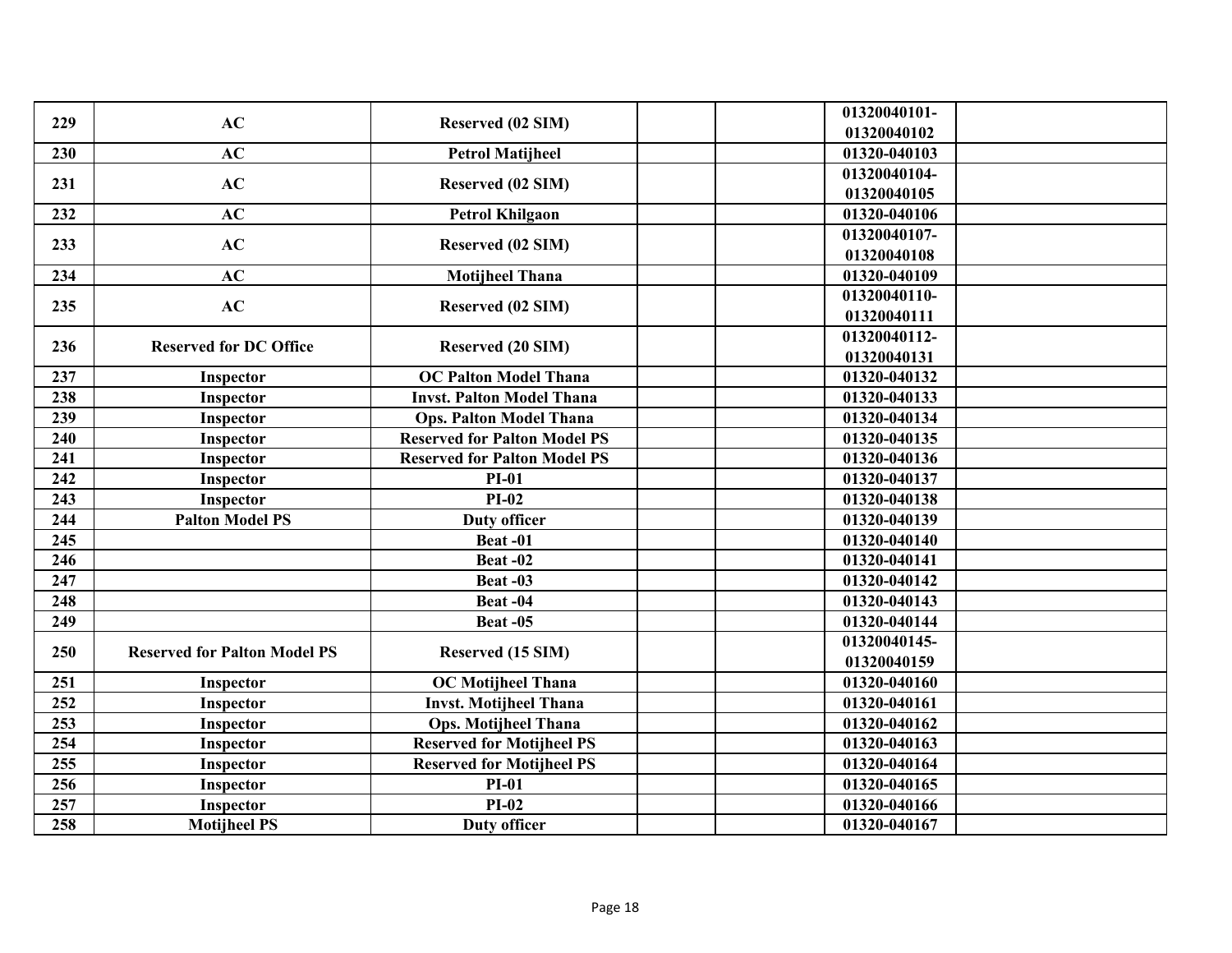| 229 | AC | Reserved (02 SIM) | | | 01320040101-01320040102 | |
|---|---|---|---|---|---|---|
| 230 | AC | Petrol Matijheel | | | 01320-040103 | |
| 231 | AC | Reserved (02 SIM) | | | 01320040104-01320040105 | |
| 232 | AC | Petrol Khilgaon | | | 01320-040106 | |
| 233 | AC | Reserved (02 SIM) | | | 01320040107-01320040108 | |
| 234 | AC | Motijheel Thana | | | 01320-040109 | |
| 235 | AC | Reserved (02 SIM) | | | 01320040110-01320040111 | |
| 236 | Reserved for DC Office | Reserved (20 SIM) | | | 01320040112-01320040131 | |
| 237 | Inspector | OC Palton Model Thana | | | 01320-040132 | |
| 238 | Inspector | Invst. Palton Model Thana | | | 01320-040133 | |
| 239 | Inspector | Ops. Palton Model Thana | | | 01320-040134 | |
| 240 | Inspector | Reserved for Palton Model PS | | | 01320-040135 | |
| 241 | Inspector | Reserved for Palton Model PS | | | 01320-040136 | |
| 242 | Inspector | PI-01 | | | 01320-040137 | |
| 243 | Inspector | PI-02 | | | 01320-040138 | |
| 244 | Palton Model PS | Duty officer | | | 01320-040139 | |
| 245 | | Beat -01 | | | 01320-040140 | |
| 246 | | Beat -02 | | | 01320-040141 | |
| 247 | | Beat -03 | | | 01320-040142 | |
| 248 | | Beat -04 | | | 01320-040143 | |
| 249 | | Beat -05 | | | 01320-040144 | |
| 250 | Reserved for Palton Model PS | Reserved (15 SIM) | | | 01320040145-01320040159 | |
| 251 | Inspector | OC Motijheel Thana | | | 01320-040160 | |
| 252 | Inspector | Invst. Motijheel Thana | | | 01320-040161 | |
| 253 | Inspector | Ops. Motijheel Thana | | | 01320-040162 | |
| 254 | Inspector | Reserved for Motijheel PS | | | 01320-040163 | |
| 255 | Inspector | Reserved for Motijheel PS | | | 01320-040164 | |
| 256 | Inspector | PI-01 | | | 01320-040165 | |
| 257 | Inspector | PI-02 | | | 01320-040166 | |
| 258 | Motijheel PS | Duty officer | | | 01320-040167 | |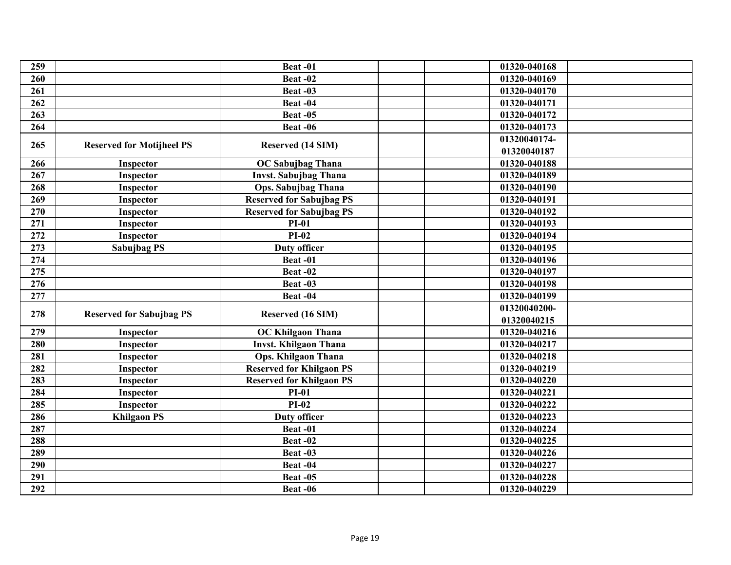| | | | | | | |
|---|---|---|---|---|---|---|
| 259 | | Beat -01 | | | 01320-040168 | |
| 260 | | Beat -02 | | | 01320-040169 | |
| 261 | | Beat -03 | | | 01320-040170 | |
| 262 | | Beat -04 | | | 01320-040171 | |
| 263 | | Beat -05 | | | 01320-040172 | |
| 264 | | Beat -06 | | | 01320-040173 | |
| 265 | Reserved for Motijheel PS | Reserved (14 SIM) | | | 01320040174-01320040187 | |
| 266 | Inspector | OC Sabujbag Thana | | | 01320-040188 | |
| 267 | Inspector | Invst. Sabujbag Thana | | | 01320-040189 | |
| 268 | Inspector | Ops. Sabujbag Thana | | | 01320-040190 | |
| 269 | Inspector | Reserved for Sabujbag PS | | | 01320-040191 | |
| 270 | Inspector | Reserved for Sabujbag PS | | | 01320-040192 | |
| 271 | Inspector | PI-01 | | | 01320-040193 | |
| 272 | Inspector | PI-02 | | | 01320-040194 | |
| 273 | Sabujbag PS | Duty officer | | | 01320-040195 | |
| 274 | | Beat -01 | | | 01320-040196 | |
| 275 | | Beat -02 | | | 01320-040197 | |
| 276 | | Beat -03 | | | 01320-040198 | |
| 277 | | Beat -04 | | | 01320-040199 | |
| 278 | Reserved for Sabujbag PS | Reserved (16 SIM) | | | 01320040200-01320040215 | |
| 279 | Inspector | OC Khilgaon Thana | | | 01320-040216 | |
| 280 | Inspector | Invst. Khilgaon Thana | | | 01320-040217 | |
| 281 | Inspector | Ops. Khilgaon Thana | | | 01320-040218 | |
| 282 | Inspector | Reserved for Khilgaon PS | | | 01320-040219 | |
| 283 | Inspector | Reserved for Khilgaon PS | | | 01320-040220 | |
| 284 | Inspector | PI-01 | | | 01320-040221 | |
| 285 | Inspector | PI-02 | | | 01320-040222 | |
| 286 | Khilgaon PS | Duty officer | | | 01320-040223 | |
| 287 | | Beat -01 | | | 01320-040224 | |
| 288 | | Beat -02 | | | 01320-040225 | |
| 289 | | Beat -03 | | | 01320-040226 | |
| 290 | | Beat -04 | | | 01320-040227 | |
| 291 | | Beat -05 | | | 01320-040228 | |
| 292 | | Beat -06 | | | 01320-040229 | |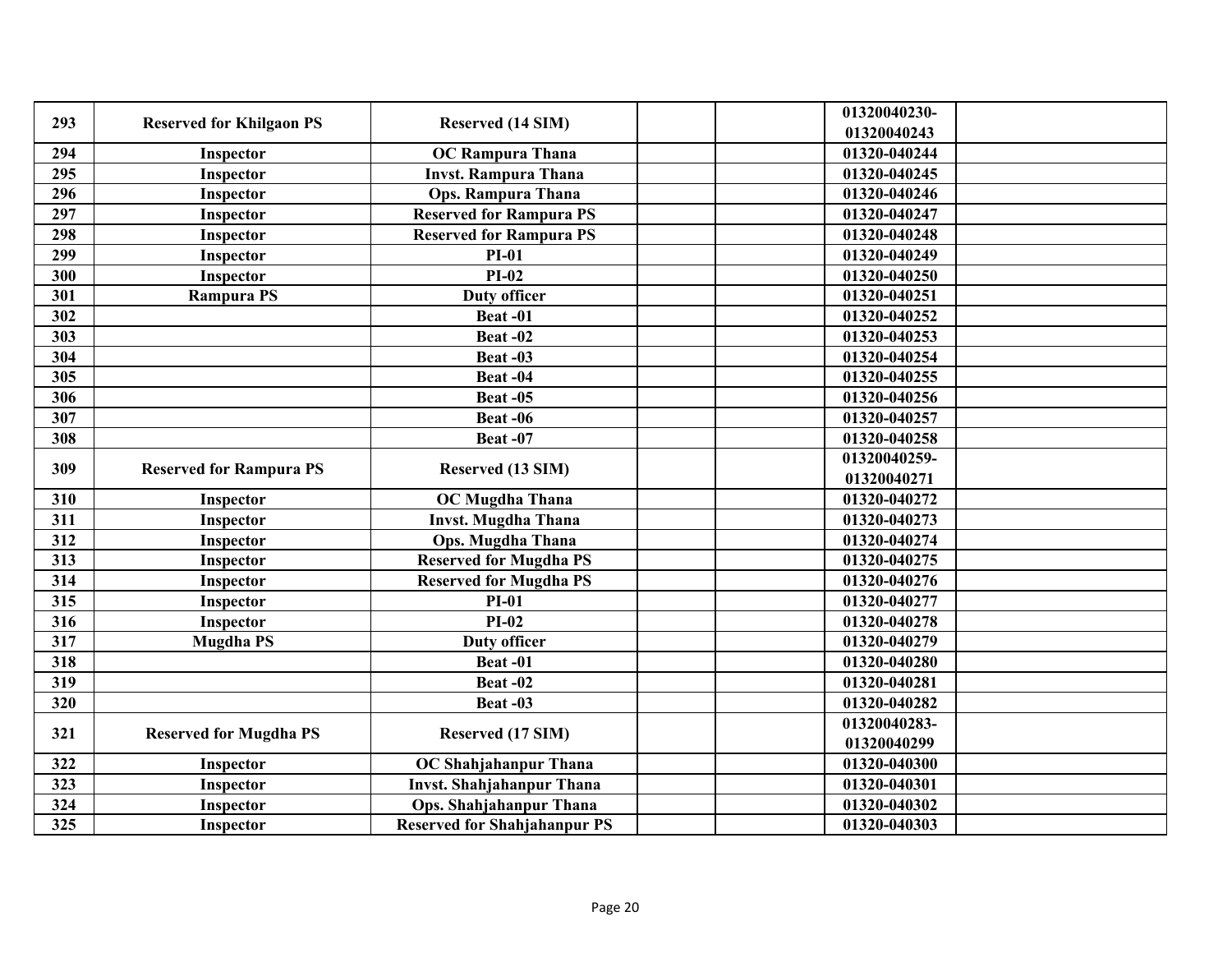| | | | | | | |
|---|---|---|---|---|---|---|
| 293 | Reserved for Khilgaon PS | Reserved (14 SIM) | | | 01320040230-01320040243 | |
| 294 | Inspector | OC Rampura Thana | | | 01320-040244 | |
| 295 | Inspector | Invst. Rampura Thana | | | 01320-040245 | |
| 296 | Inspector | Ops. Rampura Thana | | | 01320-040246 | |
| 297 | Inspector | Reserved for Rampura PS | | | 01320-040247 | |
| 298 | Inspector | Reserved for Rampura PS | | | 01320-040248 | |
| 299 | Inspector | PI-01 | | | 01320-040249 | |
| 300 | Inspector | PI-02 | | | 01320-040250 | |
| 301 | Rampura PS | Duty officer | | | 01320-040251 | |
| 302 | | Beat -01 | | | 01320-040252 | |
| 303 | | Beat -02 | | | 01320-040253 | |
| 304 | | Beat -03 | | | 01320-040254 | |
| 305 | | Beat -04 | | | 01320-040255 | |
| 306 | | Beat -05 | | | 01320-040256 | |
| 307 | | Beat -06 | | | 01320-040257 | |
| 308 | | Beat -07 | | | 01320-040258 | |
| 309 | Reserved for Rampura PS | Reserved (13 SIM) | | | 01320040259-01320040271 | |
| 310 | Inspector | OC Mugdha Thana | | | 01320-040272 | |
| 311 | Inspector | Invst. Mugdha Thana | | | 01320-040273 | |
| 312 | Inspector | Ops. Mugdha Thana | | | 01320-040274 | |
| 313 | Inspector | Reserved for Mugdha PS | | | 01320-040275 | |
| 314 | Inspector | Reserved for Mugdha PS | | | 01320-040276 | |
| 315 | Inspector | PI-01 | | | 01320-040277 | |
| 316 | Inspector | PI-02 | | | 01320-040278 | |
| 317 | Mugdha PS | Duty officer | | | 01320-040279 | |
| 318 | | Beat -01 | | | 01320-040280 | |
| 319 | | Beat -02 | | | 01320-040281 | |
| 320 | | Beat -03 | | | 01320-040282 | |
| 321 | Reserved for Mugdha PS | Reserved (17 SIM) | | | 01320040283-01320040299 | |
| 322 | Inspector | OC Shahjahanpur Thana | | | 01320-040300 | |
| 323 | Inspector | Invst. Shahjahanpur Thana | | | 01320-040301 | |
| 324 | Inspector | Ops. Shahjahanpur Thana | | | 01320-040302 | |
| 325 | Inspector | Reserved for Shahjahanpur PS | | | 01320-040303 | |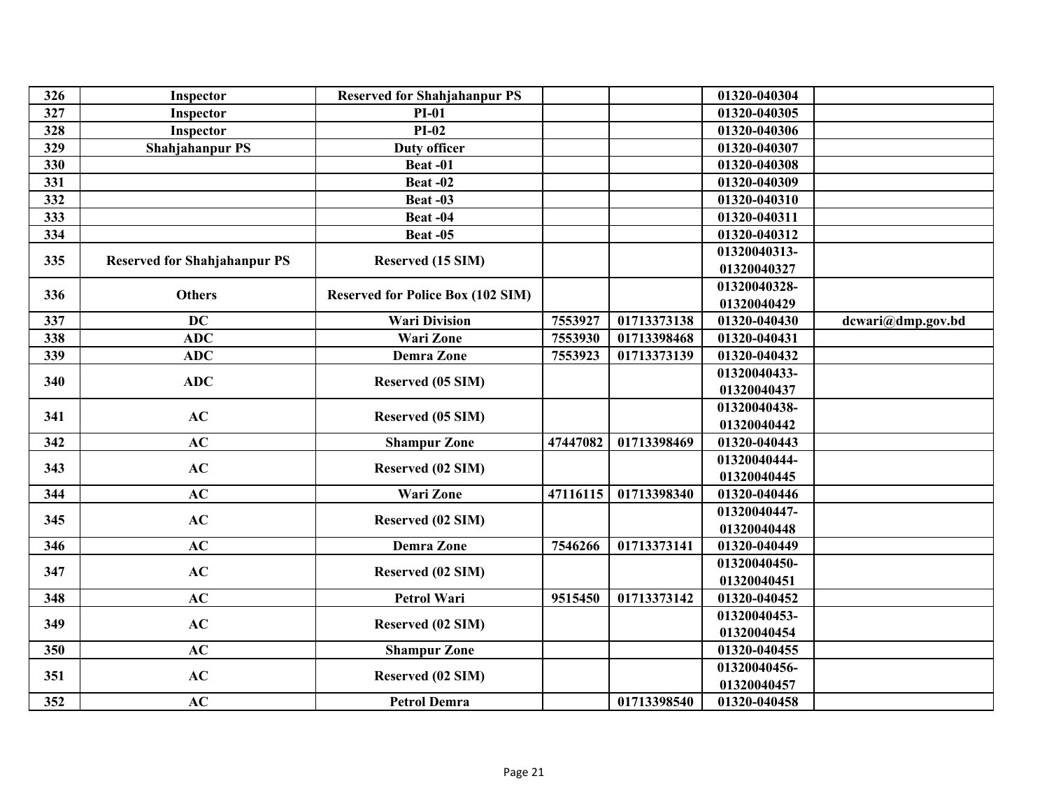| 326 | Inspector | Reserved for Shahjahanpur PS | | | 01320-040304 | |
|---|---|---|---|---|---|---|
| 327 | Inspector | PI-01 | | | 01320-040305 | |
| 328 | Inspector | PI-02 | | | 01320-040306 | |
| 329 | Shahjahanpur PS | Duty officer | | | 01320-040307 | |
| 330 | | Beat -01 | | | 01320-040308 | |
| 331 | | Beat -02 | | | 01320-040309 | |
| 332 | | Beat -03 | | | 01320-040310 | |
| 333 | | Beat -04 | | | 01320-040311 | |
| 334 | | Beat -05 | | | 01320-040312 | |
| 335 | Reserved for Shahjahanpur PS | Reserved (15 SIM) | | | 01320040313-01320040327 | |
| 336 | Others | Reserved for Police Box (102 SIM) | | | 01320040328-01320040429 | |
| 337 | DC | Wari Division | 7553927 | 01713373138 | 01320-040430 | dcwari@dmp.gov.bd |
| 338 | ADC | Wari Zone | 7553930 | 01713398468 | 01320-040431 | |
| 339 | ADC | Demra Zone | 7553923 | 01713373139 | 01320-040432 | |
| 340 | ADC | Reserved (05 SIM) | | | 01320040433-01320040437 | |
| 341 | AC | Reserved (05 SIM) | | | 01320040438-01320040442 | |
| 342 | AC | Shampur Zone | 47447082 | 01713398469 | 01320-040443 | |
| 343 | AC | Reserved (02 SIM) | | | 01320040444-01320040445 | |
| 344 | AC | Wari Zone | 47116115 | 01713398340 | 01320-040446 | |
| 345 | AC | Reserved (02 SIM) | | | 01320040447-01320040448 | |
| 346 | AC | Demra Zone | 7546266 | 01713373141 | 01320-040449 | |
| 347 | AC | Reserved (02 SIM) | | | 01320040450-01320040451 | |
| 348 | AC | Petrol Wari | 9515450 | 01713373142 | 01320-040452 | |
| 349 | AC | Reserved (02 SIM) | | | 01320040453-01320040454 | |
| 350 | AC | Shampur Zone | | | 01320-040455 | |
| 351 | AC | Reserved (02 SIM) | | | 01320040456-01320040457 | |
| 352 | AC | Petrol Demra | | 01713398540 | 01320-040458 | |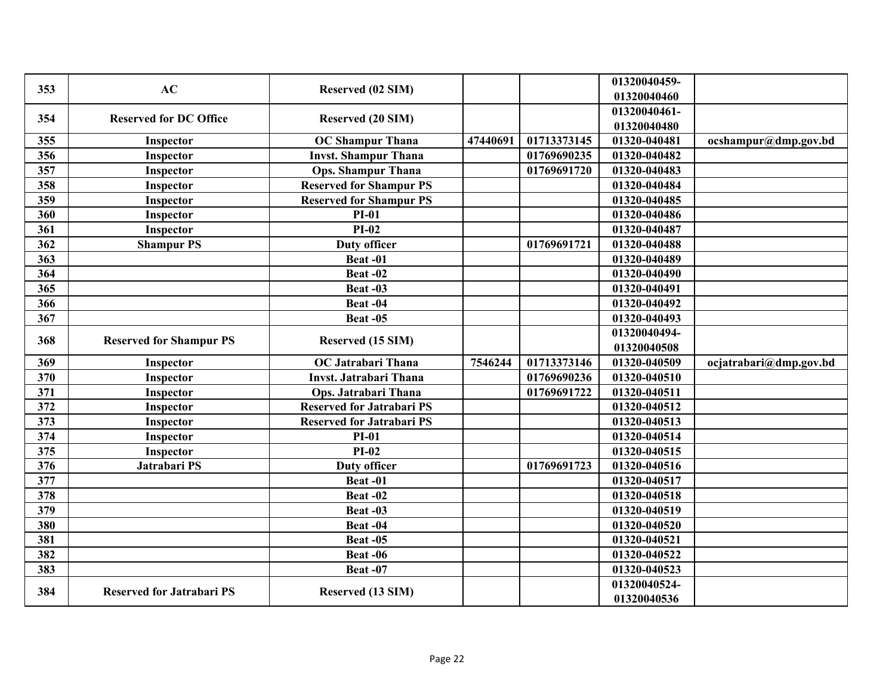| 353 | AC | Reserved (02 SIM) | | | 01320040459-01320040460 | |
|---|---|---|---|---|---|---|
| 354 | Reserved for DC Office | Reserved (20 SIM) | | | 01320040461-01320040480 | |
| 355 | Inspector | OC Shampur Thana | 47440691 | 01713373145 | 01320-040481 | ocshampur@dmp.gov.bd |
| 356 | Inspector | Invst. Shampur Thana | | 01769690235 | 01320-040482 | |
| 357 | Inspector | Ops. Shampur Thana | | 01769691720 | 01320-040483 | |
| 358 | Inspector | Reserved for Shampur PS | | | 01320-040484 | |
| 359 | Inspector | Reserved for Shampur PS | | | 01320-040485 | |
| 360 | Inspector | PI-01 | | | 01320-040486 | |
| 361 | Inspector | PI-02 | | | 01320-040487 | |
| 362 | Shampur PS | Duty officer | | 01769691721 | 01320-040488 | |
| 363 | | Beat -01 | | | 01320-040489 | |
| 364 | | Beat -02 | | | 01320-040490 | |
| 365 | | Beat -03 | | | 01320-040491 | |
| 366 | | Beat -04 | | | 01320-040492 | |
| 367 | | Beat -05 | | | 01320-040493 | |
| 368 | Reserved for Shampur PS | Reserved (15 SIM) | | | 01320040494-01320040508 | |
| 369 | Inspector | OC Jatrabari Thana | 7546244 | 01713373146 | 01320-040509 | ocjatrabari@dmp.gov.bd |
| 370 | Inspector | Invst. Jatrabari Thana | | 01769690236 | 01320-040510 | |
| 371 | Inspector | Ops. Jatrabari Thana | | 01769691722 | 01320-040511 | |
| 372 | Inspector | Reserved for Jatrabari PS | | | 01320-040512 | |
| 373 | Inspector | Reserved for Jatrabari PS | | | 01320-040513 | |
| 374 | Inspector | PI-01 | | | 01320-040514 | |
| 375 | Inspector | PI-02 | | | 01320-040515 | |
| 376 | Jatrabari PS | Duty officer | | 01769691723 | 01320-040516 | |
| 377 | | Beat -01 | | | 01320-040517 | |
| 378 | | Beat -02 | | | 01320-040518 | |
| 379 | | Beat -03 | | | 01320-040519 | |
| 380 | | Beat -04 | | | 01320-040520 | |
| 381 | | Beat -05 | | | 01320-040521 | |
| 382 | | Beat -06 | | | 01320-040522 | |
| 383 | | Beat -07 | | | 01320-040523 | |
| 384 | Reserved for Jatrabari PS | Reserved (13 SIM) | | | 01320040524-01320040536 | |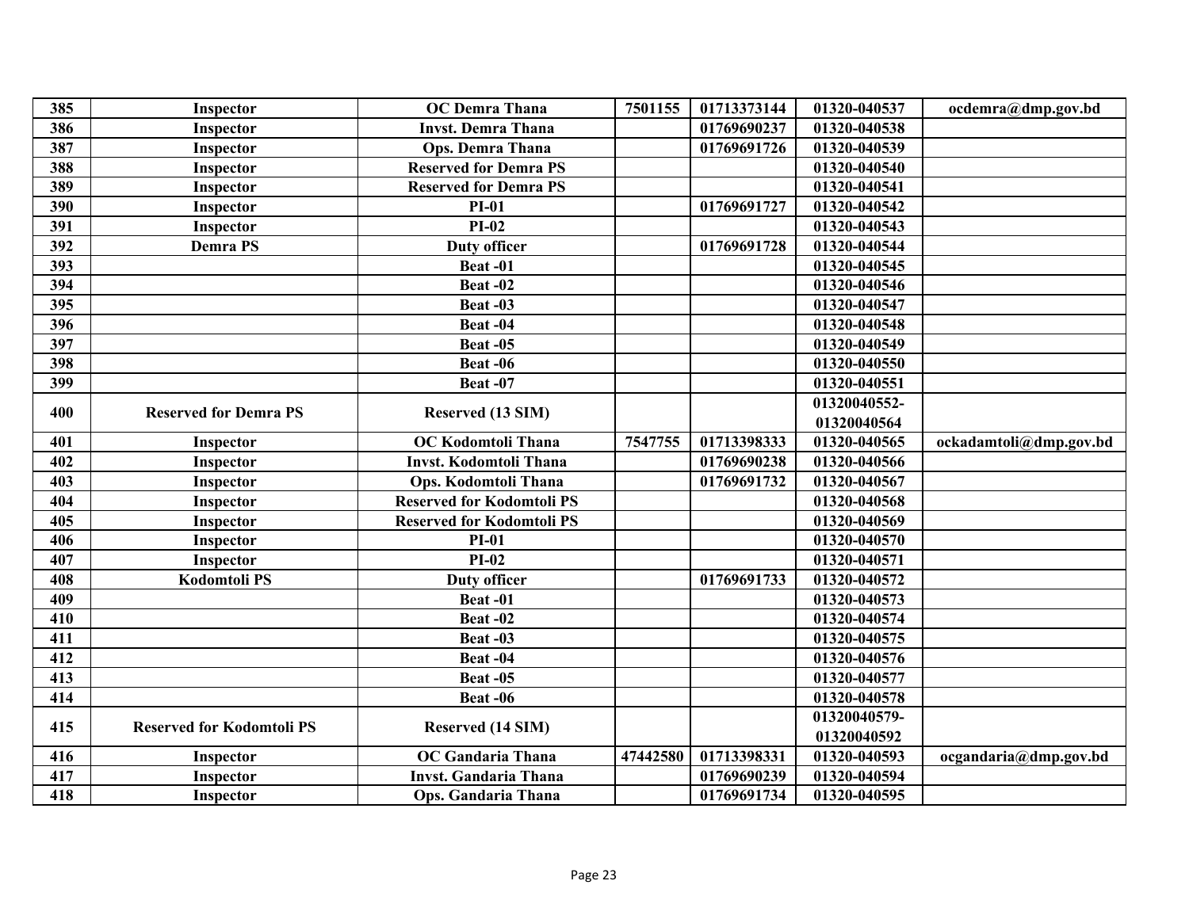| 385 | Inspector | OC Demra Thana | 7501155 | 01713373144 | 01320-040537 | ocdemra@dmp.gov.bd |
|---|---|---|---|---|---|---|
| 386 | Inspector | Invst. Demra Thana | | 01769690237 | 01320-040538 | |
| 387 | Inspector | Ops. Demra Thana | | 01769691726 | 01320-040539 | |
| 388 | Inspector | Reserved for Demra PS | | | 01320-040540 | |
| 389 | Inspector | Reserved for Demra PS | | | 01320-040541 | |
| 390 | Inspector | PI-01 | | 01769691727 | 01320-040542 | |
| 391 | Inspector | PI-02 | | | 01320-040543 | |
| 392 | Demra PS | Duty officer | | 01769691728 | 01320-040544 | |
| 393 | | Beat -01 | | | 01320-040545 | |
| 394 | | Beat -02 | | | 01320-040546 | |
| 395 | | Beat -03 | | | 01320-040547 | |
| 396 | | Beat -04 | | | 01320-040548 | |
| 397 | | Beat -05 | | | 01320-040549 | |
| 398 | | Beat -06 | | | 01320-040550 | |
| 399 | | Beat -07 | | | 01320-040551 | |
| 400 | Reserved for Demra PS | Reserved (13 SIM) | | | 01320040552-01320040564 | |
| 401 | Inspector | OC Kodomtoli Thana | 7547755 | 01713398333 | 01320-040565 | ockadamtoli@dmp.gov.bd |
| 402 | Inspector | Invst. Kodomtoli Thana | | 01769690238 | 01320-040566 | |
| 403 | Inspector | Ops. Kodomtoli Thana | | 01769691732 | 01320-040567 | |
| 404 | Inspector | Reserved for Kodomtoli PS | | | 01320-040568 | |
| 405 | Inspector | Reserved for Kodomtoli PS | | | 01320-040569 | |
| 406 | Inspector | PI-01 | | | 01320-040570 | |
| 407 | Inspector | PI-02 | | | 01320-040571 | |
| 408 | Kodomtoli PS | Duty officer | | 01769691733 | 01320-040572 | |
| 409 | | Beat -01 | | | 01320-040573 | |
| 410 | | Beat -02 | | | 01320-040574 | |
| 411 | | Beat -03 | | | 01320-040575 | |
| 412 | | Beat -04 | | | 01320-040576 | |
| 413 | | Beat -05 | | | 01320-040577 | |
| 414 | | Beat -06 | | | 01320-040578 | |
| 415 | Reserved for Kodomtoli PS | Reserved (14 SIM) | | | 01320040579-01320040592 | |
| 416 | Inspector | OC Gandaria Thana | 47442580 | 01713398331 | 01320-040593 | ocgandaria@dmp.gov.bd |
| 417 | Inspector | Invst. Gandaria Thana | | 01769690239 | 01320-040594 | |
| 418 | Inspector | Ops. Gandaria Thana | | 01769691734 | 01320-040595 | |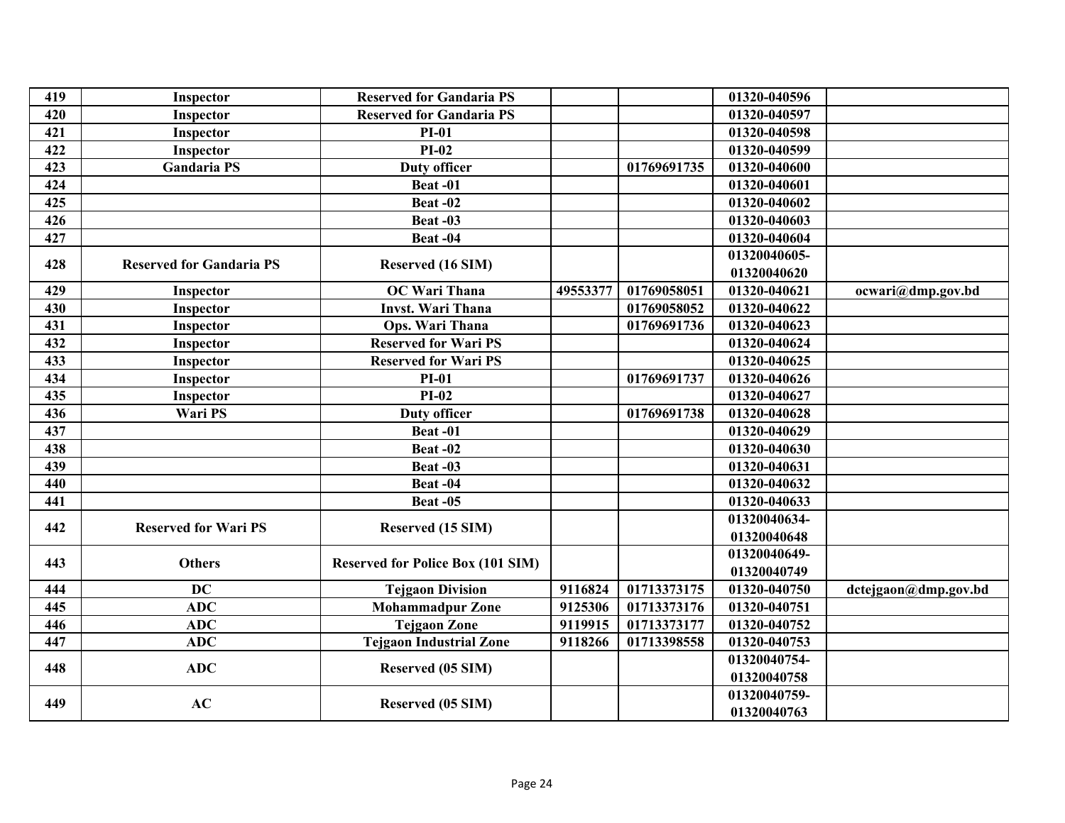| 419 | Inspector | Reserved for Gandaria PS | | | 01320-040596 | |
|---|---|---|---|---|---|---|
| 420 | Inspector | Reserved for Gandaria PS | | | 01320-040597 | |
| 421 | Inspector | PI-01 | | | 01320-040598 | |
| 422 | Inspector | PI-02 | | | 01320-040599 | |
| 423 | Gandaria PS | Duty officer | | 01769691735 | 01320-040600 | |
| 424 | | Beat -01 | | | 01320-040601 | |
| 425 | | Beat -02 | | | 01320-040602 | |
| 426 | | Beat -03 | | | 01320-040603 | |
| 427 | | Beat -04 | | | 01320-040604 | |
| 428 | Reserved for Gandaria PS | Reserved (16 SIM) | | | 01320040605-01320040620 | |
| 429 | Inspector | OC Wari Thana | 49553377 | 01769058051 | 01320-040621 | ocwari@dmp.gov.bd |
| 430 | Inspector | Invst. Wari Thana | | 01769058052 | 01320-040622 | |
| 431 | Inspector | Ops. Wari Thana | | 01769691736 | 01320-040623 | |
| 432 | Inspector | Reserved for Wari PS | | | 01320-040624 | |
| 433 | Inspector | Reserved for Wari PS | | | 01320-040625 | |
| 434 | Inspector | PI-01 | | 01769691737 | 01320-040626 | |
| 435 | Inspector | PI-02 | | | 01320-040627 | |
| 436 | Wari PS | Duty officer | | 01769691738 | 01320-040628 | |
| 437 | | Beat -01 | | | 01320-040629 | |
| 438 | | Beat -02 | | | 01320-040630 | |
| 439 | | Beat -03 | | | 01320-040631 | |
| 440 | | Beat -04 | | | 01320-040632 | |
| 441 | | Beat -05 | | | 01320-040633 | |
| 442 | Reserved for Wari PS | Reserved (15 SIM) | | | 01320040634-01320040648 | |
| 443 | Others | Reserved for Police Box (101 SIM) | | | 01320040649-01320040749 | |
| 444 | DC | Tejgaon Division | 9116824 | 01713373175 | 01320-040750 | dctejgaon@dmp.gov.bd |
| 445 | ADC | Mohammadpur Zone | 9125306 | 01713373176 | 01320-040751 | |
| 446 | ADC | Tejgaon Zone | 9119915 | 01713373177 | 01320-040752 | |
| 447 | ADC | Tejgaon Industrial Zone | 9118266 | 01713398558 | 01320-040753 | |
| 448 | ADC | Reserved (05 SIM) | | | 01320040754-01320040758 | |
| 449 | AC | Reserved (05 SIM) | | | 01320040759-01320040763 | |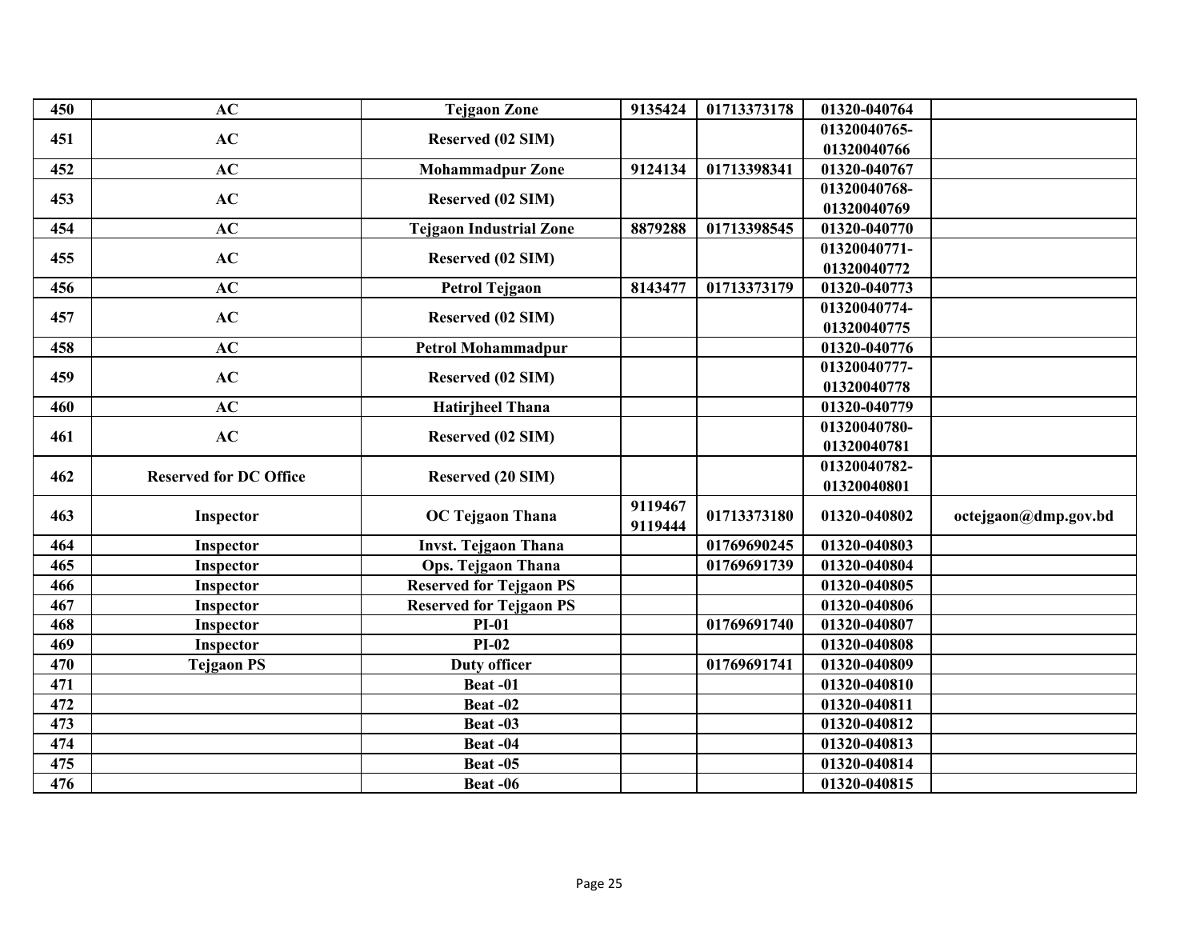| 450 | AC | Tejgaon Zone | 9135424 | 01713373178 | 01320-040764 | |
|---|---|---|---|---|---|---|
| 451 | AC | Reserved (02 SIM) | | | 01320040765-01320040766 | |
| 452 | AC | Mohammadpur Zone | 9124134 | 01713398341 | 01320-040767 | |
| 453 | AC | Reserved (02 SIM) | | | 01320040768-01320040769 | |
| 454 | AC | Tejgaon Industrial Zone | 8879288 | 01713398545 | 01320-040770 | |
| 455 | AC | Reserved (02 SIM) | | | 01320040771-01320040772 | |
| 456 | AC | Petrol Tejgaon | 8143477 | 01713373179 | 01320-040773 | |
| 457 | AC | Reserved (02 SIM) | | | 01320040774-01320040775 | |
| 458 | AC | Petrol Mohammadpur | | | 01320-040776 | |
| 459 | AC | Reserved (02 SIM) | | | 01320040777-01320040778 | |
| 460 | AC | Hatirjheel Thana | | | 01320-040779 | |
| 461 | AC | Reserved (02 SIM) | | | 01320040780-01320040781 | |
| 462 | Reserved for DC Office | Reserved (20 SIM) | | | 01320040782-01320040801 | |
| 463 | Inspector | OC Tejgaon Thana | 9119467 9119444 | 01713373180 | 01320-040802 | octejgaon@dmp.gov.bd |
| 464 | Inspector | Invst. Tejgaon Thana | | 01769690245 | 01320-040803 | |
| 465 | Inspector | Ops. Tejgaon Thana | | 01769691739 | 01320-040804 | |
| 466 | Inspector | Reserved for Tejgaon PS | | | 01320-040805 | |
| 467 | Inspector | Reserved for Tejgaon PS | | | 01320-040806 | |
| 468 | Inspector | PI-01 | | 01769691740 | 01320-040807 | |
| 469 | Inspector | PI-02 | | | 01320-040808 | |
| 470 | Tejgaon PS | Duty officer | | 01769691741 | 01320-040809 | |
| 471 | | Beat -01 | | | 01320-040810 | |
| 472 | | Beat -02 | | | 01320-040811 | |
| 473 | | Beat -03 | | | 01320-040812 | |
| 474 | | Beat -04 | | | 01320-040813 | |
| 475 | | Beat -05 | | | 01320-040814 | |
| 476 | | Beat -06 | | | 01320-040815 | |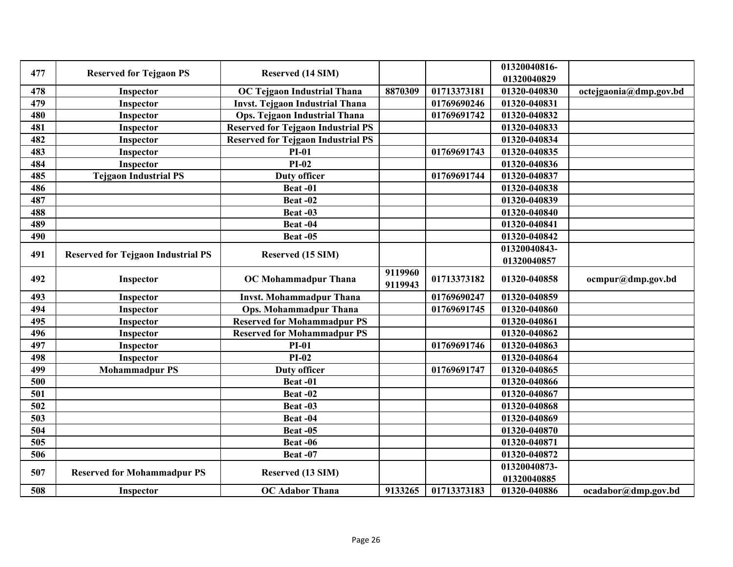| 477 | Reserved for Tejgaon PS | Reserved (14 SIM) | | | 01320040816-01320040829 | |
|---|---|---|---|---|---|---|
| 478 | Inspector | OC Tejgaon Industrial Thana | 8870309 | 01713373181 | 01320-040830 | octejgaonia@dmp.gov.bd |
| 479 | Inspector | Invst. Tejgaon Industrial Thana | | 01769690246 | 01320-040831 | |
| 480 | Inspector | Ops. Tejgaon Industrial Thana | | 01769691742 | 01320-040832 | |
| 481 | Inspector | Reserved for Tejgaon Industrial PS | | | 01320-040833 | |
| 482 | Inspector | Reserved for Tejgaon Industrial PS | | | 01320-040834 | |
| 483 | Inspector | PI-01 | | 01769691743 | 01320-040835 | |
| 484 | Inspector | PI-02 | | | 01320-040836 | |
| 485 | Tejgaon Industrial PS | Duty officer | | 01769691744 | 01320-040837 | |
| 486 | | Beat -01 | | | 01320-040838 | |
| 487 | | Beat -02 | | | 01320-040839 | |
| 488 | | Beat -03 | | | 01320-040840 | |
| 489 | | Beat -04 | | | 01320-040841 | |
| 490 | | Beat -05 | | | 01320-040842 | |
| 491 | Reserved for Tejgaon Industrial PS | Reserved (15 SIM) | | | 01320040843-01320040857 | |
| 492 | Inspector | OC Mohammadpur Thana | 9119960 9119943 | 01713373182 | 01320-040858 | ocmpur@dmp.gov.bd |
| 493 | Inspector | Invst. Mohammadpur Thana | | 01769690247 | 01320-040859 | |
| 494 | Inspector | Ops. Mohammadpur Thana | | 01769691745 | 01320-040860 | |
| 495 | Inspector | Reserved for Mohammadpur PS | | | 01320-040861 | |
| 496 | Inspector | Reserved for Mohammadpur PS | | | 01320-040862 | |
| 497 | Inspector | PI-01 | | 01769691746 | 01320-040863 | |
| 498 | Inspector | PI-02 | | | 01320-040864 | |
| 499 | Mohammadpur PS | Duty officer | | 01769691747 | 01320-040865 | |
| 500 | | Beat -01 | | | 01320-040866 | |
| 501 | | Beat -02 | | | 01320-040867 | |
| 502 | | Beat -03 | | | 01320-040868 | |
| 503 | | Beat -04 | | | 01320-040869 | |
| 504 | | Beat -05 | | | 01320-040870 | |
| 505 | | Beat -06 | | | 01320-040871 | |
| 506 | | Beat -07 | | | 01320-040872 | |
| 507 | Reserved for Mohammadpur PS | Reserved (13 SIM) | | | 01320040873-01320040885 | |
| 508 | Inspector | OC Adabor Thana | 9133265 | 01713373183 | 01320-040886 | ocadabor@dmp.gov.bd |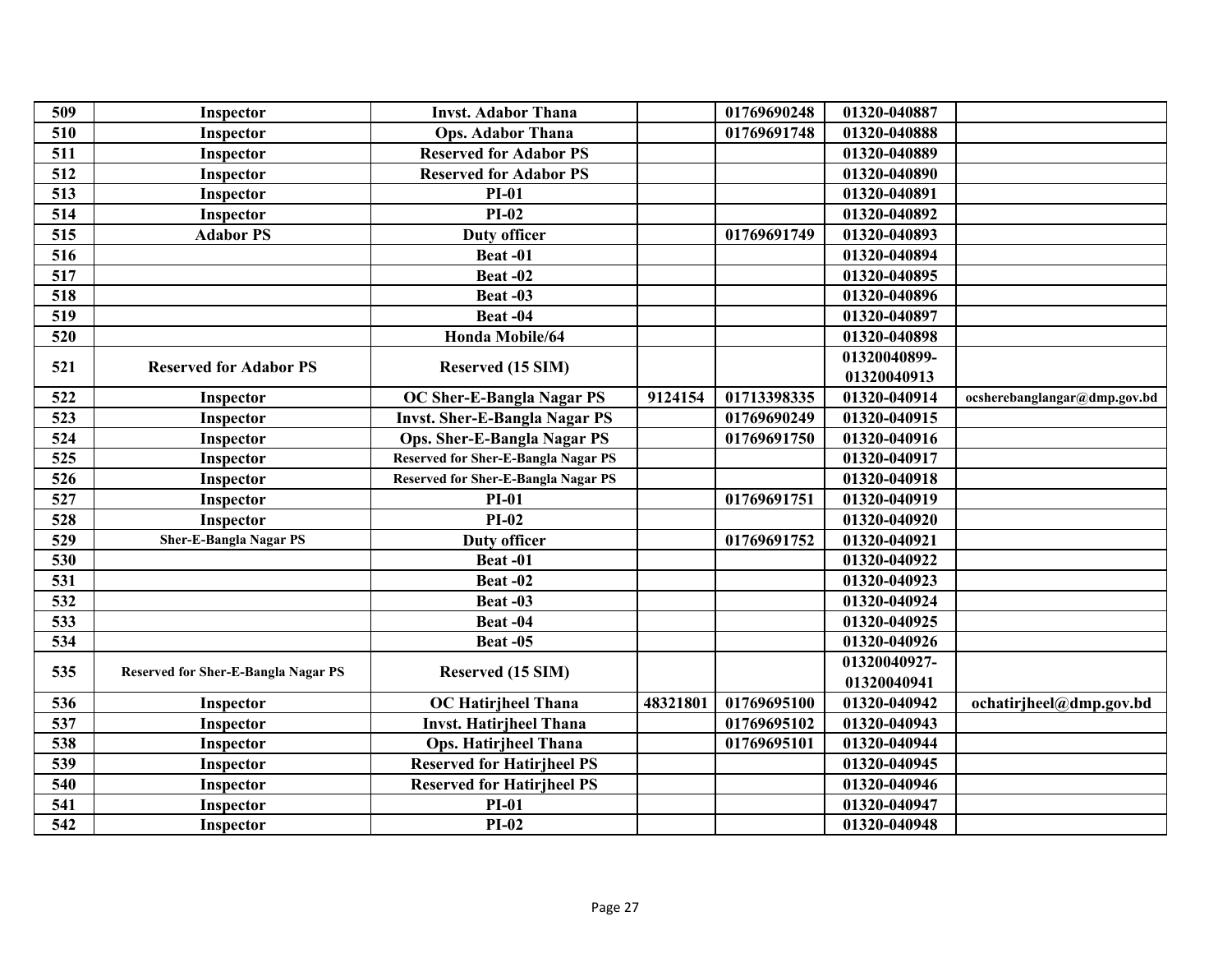| 509 | Inspector | Invst. Adabor Thana | | 01769690248 | 01320-040887 | |
|---|---|---|---|---|---|---|
| 510 | Inspector | Ops. Adabor Thana | | 01769691748 | 01320-040888 | |
| 511 | Inspector | Reserved for Adabor PS | | | 01320-040889 | |
| 512 | Inspector | Reserved for Adabor PS | | | 01320-040890 | |
| 513 | Inspector | PI-01 | | | 01320-040891 | |
| 514 | Inspector | PI-02 | | | 01320-040892 | |
| 515 | Adabor PS | Duty officer | | 01769691749 | 01320-040893 | |
| 516 | | Beat -01 | | | 01320-040894 | |
| 517 | | Beat -02 | | | 01320-040895 | |
| 518 | | Beat -03 | | | 01320-040896 | |
| 519 | | Beat -04 | | | 01320-040897 | |
| 520 | | Honda Mobile/64 | | | 01320-040898 | |
| 521 | Reserved for Adabor PS | Reserved (15 SIM) | | | 01320040899-01320040913 | |
| 522 | Inspector | OC Sher-E-Bangla Nagar PS | 9124154 | 01713398335 | 01320-040914 | ocsherebanglangar@dmp.gov.bd |
| 523 | Inspector | Invst. Sher-E-Bangla Nagar PS | | 01769690249 | 01320-040915 | |
| 524 | Inspector | Ops. Sher-E-Bangla Nagar PS | | 01769691750 | 01320-040916 | |
| 525 | Inspector | Reserved for Sher-E-Bangla Nagar PS | | | 01320-040917 | |
| 526 | Inspector | Reserved for Sher-E-Bangla Nagar PS | | | 01320-040918 | |
| 527 | Inspector | PI-01 | | 01769691751 | 01320-040919 | |
| 528 | Inspector | PI-02 | | | 01320-040920 | |
| 529 | Sher-E-Bangla Nagar PS | Duty officer | | 01769691752 | 01320-040921 | |
| 530 | | Beat -01 | | | 01320-040922 | |
| 531 | | Beat -02 | | | 01320-040923 | |
| 532 | | Beat -03 | | | 01320-040924 | |
| 533 | | Beat -04 | | | 01320-040925 | |
| 534 | | Beat -05 | | | 01320-040926 | |
| 535 | Reserved for Sher-E-Bangla Nagar PS | Reserved (15 SIM) | | | 01320040927-01320040941 | |
| 536 | Inspector | OC Hatirjheel Thana | 48321801 | 01769695100 | 01320-040942 | ochatirjheel@dmp.gov.bd |
| 537 | Inspector | Invst. Hatirjheel Thana | | 01769695102 | 01320-040943 | |
| 538 | Inspector | Ops. Hatirjheel Thana | | 01769695101 | 01320-040944 | |
| 539 | Inspector | Reserved for Hatirjheel PS | | | 01320-040945 | |
| 540 | Inspector | Reserved for Hatirjheel PS | | | 01320-040946 | |
| 541 | Inspector | PI-01 | | | 01320-040947 | |
| 542 | Inspector | PI-02 | | | 01320-040948 | |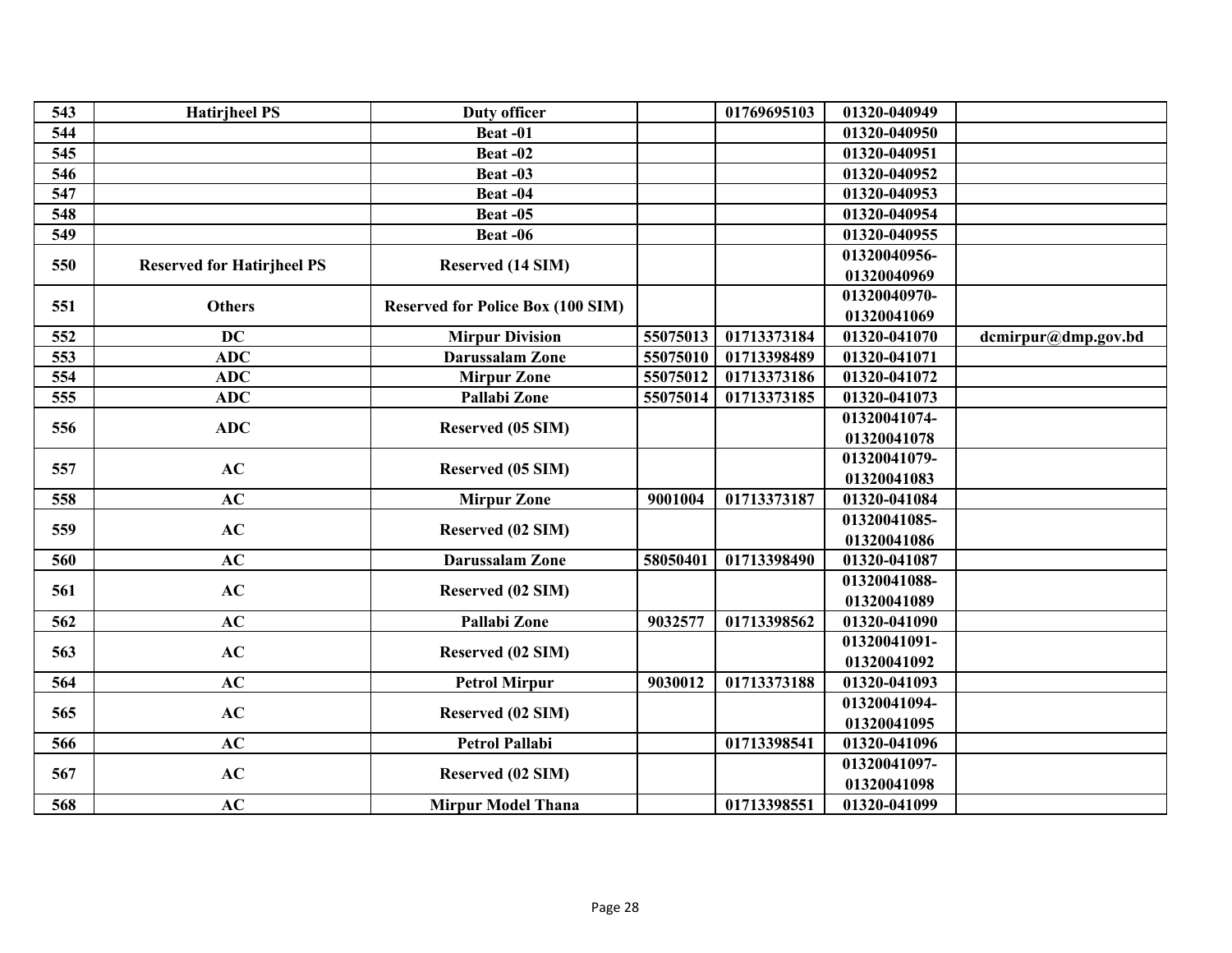| 543 | **Hatirjheel PS** | **Duty officer** | | **01769695103** | **01320-040949** | |
|---|---|---|---|---|---|---|
| 544 | | **Beat -01** | | | **01320-040950** | |
| 545 | | **Beat -02** | | | **01320-040951** | |
| 546 | | **Beat -03** | | | **01320-040952** | |
| 547 | | **Beat -04** | | | **01320-040953** | |
| 548 | | **Beat -05** | | | **01320-040954** | |
| 549 | | **Beat -06** | | | **01320-040955** | |
| 550 | **Reserved for Hatirjheel PS** | **Reserved (14 SIM)** | | | **01320040956-01320040969** | |
| 551 | **Others** | **Reserved for Police Box (100 SIM)** | | | **01320040970-01320041069** | |
| 552 | **DC** | **Mirpur Division** | **55075013** | **01713373184** | **01320-041070** | **dcmirpur@dmp.gov.bd** |
| 553 | **ADC** | **Darussalam Zone** | **55075010** | **01713398489** | **01320-041071** | |
| 554 | **ADC** | **Mirpur Zone** | **55075012** | **01713373186** | **01320-041072** | |
| 555 | **ADC** | **Pallabi Zone** | **55075014** | **01713373185** | **01320-041073** | |
| 556 | **ADC** | **Reserved (05 SIM)** | | | **01320041074-01320041078** | |
| 557 | **AC** | **Reserved (05 SIM)** | | | **01320041079-01320041083** | |
| 558 | **AC** | **Mirpur Zone** | **9001004** | **01713373187** | **01320-041084** | |
| 559 | **AC** | **Reserved (02 SIM)** | | | **01320041085-01320041086** | |
| 560 | **AC** | **Darussalam Zone** | **58050401** | **01713398490** | **01320-041087** | |
| 561 | **AC** | **Reserved (02 SIM)** | | | **01320041088-01320041089** | |
| 562 | **AC** | **Pallabi Zone** | **9032577** | **01713398562** | **01320-041090** | |
| 563 | **AC** | **Reserved (02 SIM)** | | | **01320041091-01320041092** | |
| 564 | **AC** | **Petrol Mirpur** | **9030012** | **01713373188** | **01320-041093** | |
| 565 | **AC** | **Reserved (02 SIM)** | | | **01320041094-01320041095** | |
| 566 | **AC** | **Petrol Pallabi** | | **01713398541** | **01320-041096** | |
| 567 | **AC** | **Reserved (02 SIM)** | | | **01320041097-01320041098** | |
| 568 | **AC** | **Mirpur Model Thana** | | **01713398551** | **01320-041099** | |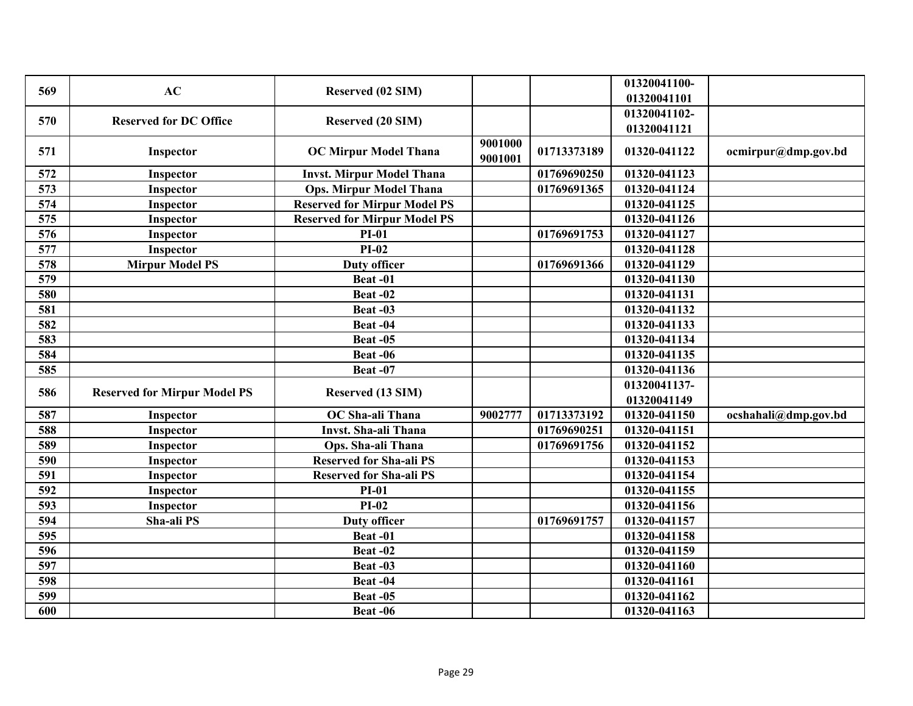| 569 | AC | Reserved (02 SIM) | | | 01320041100-01320041101 | |
|---|---|---|---|---|---|---|
| 570 | Reserved for DC Office | Reserved (20 SIM) | | | 01320041102-01320041121 | |
| 571 | Inspector | OC Mirpur Model Thana | 9001000 9001001 | 01713373189 | 01320-041122 | ocmirpur@dmp.gov.bd |
| 572 | Inspector | Invst. Mirpur Model Thana | | 01769690250 | 01320-041123 | |
| 573 | Inspector | Ops. Mirpur Model Thana | | 01769691365 | 01320-041124 | |
| 574 | Inspector | Reserved for Mirpur Model PS | | | 01320-041125 | |
| 575 | Inspector | Reserved for Mirpur Model PS | | | 01320-041126 | |
| 576 | Inspector | PI-01 | | 01769691753 | 01320-041127 | |
| 577 | Inspector | PI-02 | | | 01320-041128 | |
| 578 | Mirpur Model PS | Duty officer | | 01769691366 | 01320-041129 | |
| 579 | | Beat -01 | | | 01320-041130 | |
| 580 | | Beat -02 | | | 01320-041131 | |
| 581 | | Beat -03 | | | 01320-041132 | |
| 582 | | Beat -04 | | | 01320-041133 | |
| 583 | | Beat -05 | | | 01320-041134 | |
| 584 | | Beat -06 | | | 01320-041135 | |
| 585 | | Beat -07 | | | 01320-041136 | |
| 586 | Reserved for Mirpur Model PS | Reserved (13 SIM) | | | 01320041137-01320041149 | |
| 587 | Inspector | OC Sha-ali Thana | 9002777 | 01713373192 | 01320-041150 | ocshahali@dmp.gov.bd |
| 588 | Inspector | Invst. Sha-ali Thana | | 01769690251 | 01320-041151 | |
| 589 | Inspector | Ops. Sha-ali Thana | | 01769691756 | 01320-041152 | |
| 590 | Inspector | Reserved for Sha-ali PS | | | 01320-041153 | |
| 591 | Inspector | Reserved for Sha-ali PS | | | 01320-041154 | |
| 592 | Inspector | PI-01 | | | 01320-041155 | |
| 593 | Inspector | PI-02 | | | 01320-041156 | |
| 594 | Sha-ali PS | Duty officer | | 01769691757 | 01320-041157 | |
| 595 | | Beat -01 | | | 01320-041158 | |
| 596 | | Beat -02 | | | 01320-041159 | |
| 597 | | Beat -03 | | | 01320-041160 | |
| 598 | | Beat -04 | | | 01320-041161 | |
| 599 | | Beat -05 | | | 01320-041162 | |
| 600 | | Beat -06 | | | 01320-041163 | |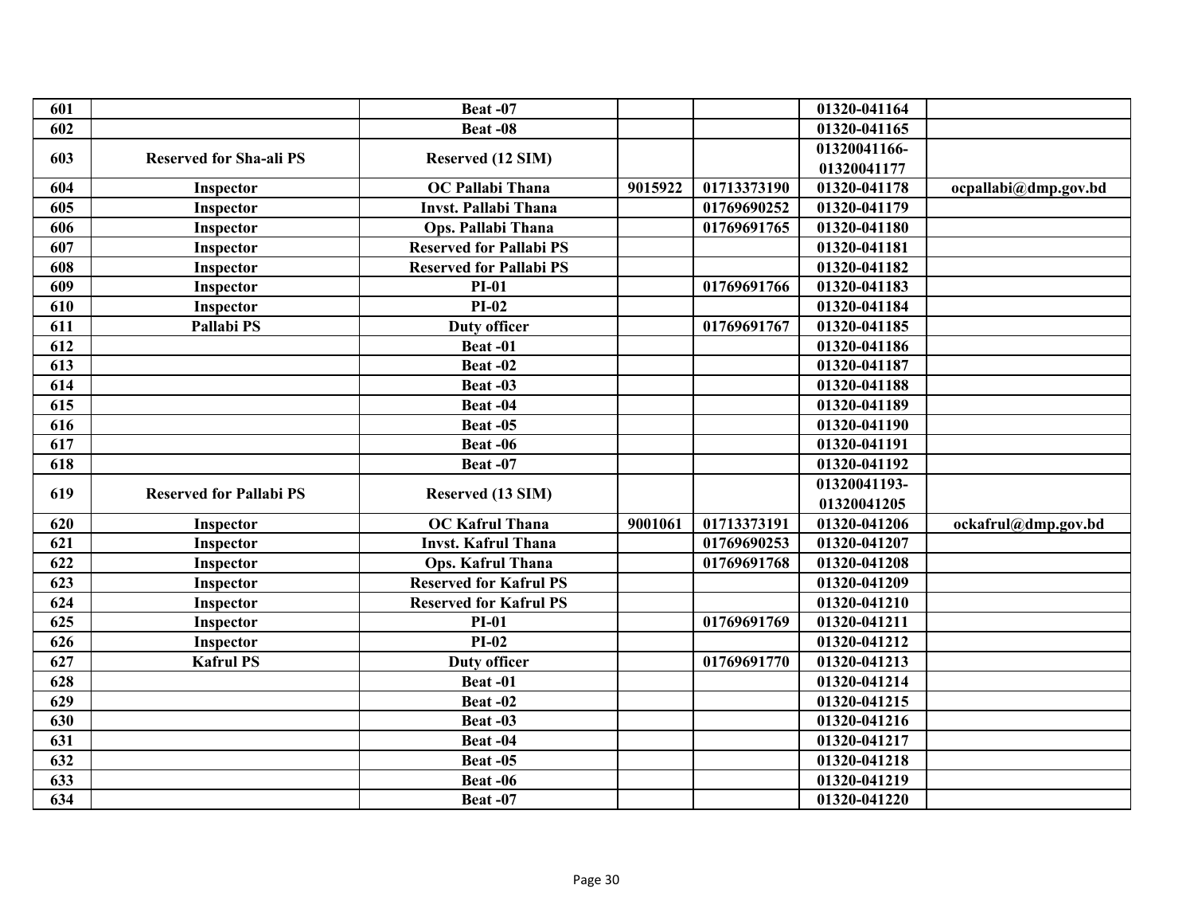| | | | | | | |
|---|---|---|---|---|---|---|
| 601 | | Beat -07 | | | 01320-041164 | |
| 602 | | Beat -08 | | | 01320-041165 | |
| 603 | Reserved for Sha-ali PS | Reserved (12 SIM) | | | 01320041166-01320041177 | |
| 604 | Inspector | OC Pallabi Thana | 9015922 | 01713373190 | 01320-041178 | ocpallabi@dmp.gov.bd |
| 605 | Inspector | Invst. Pallabi Thana | | 01769690252 | 01320-041179 | |
| 606 | Inspector | Ops. Pallabi Thana | | 01769691765 | 01320-041180 | |
| 607 | Inspector | Reserved for Pallabi PS | | | 01320-041181 | |
| 608 | Inspector | Reserved for Pallabi PS | | | 01320-041182 | |
| 609 | Inspector | PI-01 | | 01769691766 | 01320-041183 | |
| 610 | Inspector | PI-02 | | | 01320-041184 | |
| 611 | Pallabi PS | Duty officer | | 01769691767 | 01320-041185 | |
| 612 | | Beat -01 | | | 01320-041186 | |
| 613 | | Beat -02 | | | 01320-041187 | |
| 614 | | Beat -03 | | | 01320-041188 | |
| 615 | | Beat -04 | | | 01320-041189 | |
| 616 | | Beat -05 | | | 01320-041190 | |
| 617 | | Beat -06 | | | 01320-041191 | |
| 618 | | Beat -07 | | | 01320-041192 | |
| 619 | Reserved for Pallabi PS | Reserved (13 SIM) | | | 01320041193-01320041205 | |
| 620 | Inspector | OC Kafrul Thana | 9001061 | 01713373191 | 01320-041206 | ockafrul@dmp.gov.bd |
| 621 | Inspector | Invst. Kafrul Thana | | 01769690253 | 01320-041207 | |
| 622 | Inspector | Ops. Kafrul Thana | | 01769691768 | 01320-041208 | |
| 623 | Inspector | Reserved for Kafrul PS | | | 01320-041209 | |
| 624 | Inspector | Reserved for Kafrul PS | | | 01320-041210 | |
| 625 | Inspector | PI-01 | | 01769691769 | 01320-041211 | |
| 626 | Inspector | PI-02 | | | 01320-041212 | |
| 627 | Kafrul PS | Duty officer | | 01769691770 | 01320-041213 | |
| 628 | | Beat -01 | | | 01320-041214 | |
| 629 | | Beat -02 | | | 01320-041215 | |
| 630 | | Beat -03 | | | 01320-041216 | |
| 631 | | Beat -04 | | | 01320-041217 | |
| 632 | | Beat -05 | | | 01320-041218 | |
| 633 | | Beat -06 | | | 01320-041219 | |
| 634 | | Beat -07 | | | 01320-041220 | |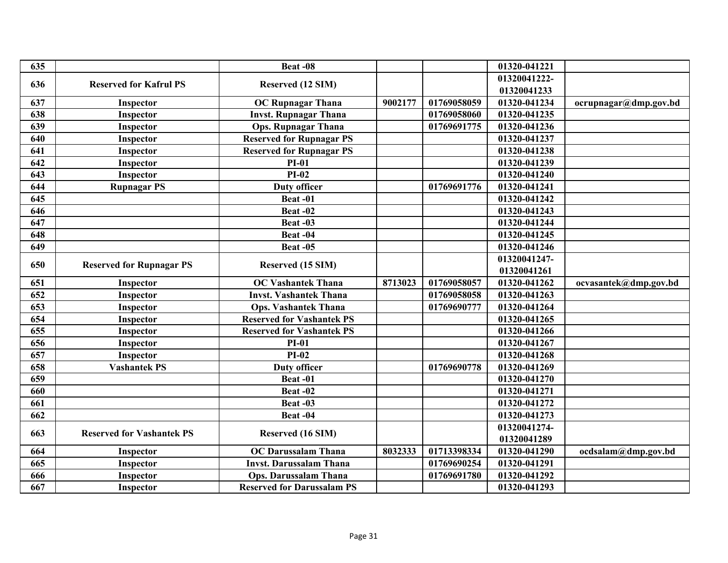| 635 | | Beat -08 | | | 01320-041221 | |
|---|---|---|---|---|---|---|
| 636 | Reserved for Kafrul PS | Reserved (12 SIM) | | | 01320041222-01320041233 | |
| 637 | Inspector | OC Rupnagar Thana | 9002177 | 01769058059 | 01320-041234 | ocrupnagar@dmp.gov.bd |
| 638 | Inspector | Invst. Rupnagar Thana | | 01769058060 | 01320-041235 | |
| 639 | Inspector | Ops. Rupnagar Thana | | 01769691775 | 01320-041236 | |
| 640 | Inspector | Reserved for Rupnagar PS | | | 01320-041237 | |
| 641 | Inspector | Reserved for Rupnagar PS | | | 01320-041238 | |
| 642 | Inspector | PI-01 | | | 01320-041239 | |
| 643 | Inspector | PI-02 | | | 01320-041240 | |
| 644 | Rupnagar PS | Duty officer | | 01769691776 | 01320-041241 | |
| 645 | | Beat -01 | | | 01320-041242 | |
| 646 | | Beat -02 | | | 01320-041243 | |
| 647 | | Beat -03 | | | 01320-041244 | |
| 648 | | Beat -04 | | | 01320-041245 | |
| 649 | | Beat -05 | | | 01320-041246 | |
| 650 | Reserved for Rupnagar PS | Reserved (15 SIM) | | | 01320041247-01320041261 | |
| 651 | Inspector | OC Vashantek Thana | 8713023 | 01769058057 | 01320-041262 | ocvasantek@dmp.gov.bd |
| 652 | Inspector | Invst. Vashantek Thana | | 01769058058 | 01320-041263 | |
| 653 | Inspector | Ops. Vashantek Thana | | 01769690777 | 01320-041264 | |
| 654 | Inspector | Reserved for Vashantek PS | | | 01320-041265 | |
| 655 | Inspector | Reserved for Vashantek PS | | | 01320-041266 | |
| 656 | Inspector | PI-01 | | | 01320-041267 | |
| 657 | Inspector | PI-02 | | | 01320-041268 | |
| 658 | Vashantek PS | Duty officer | | 01769690778 | 01320-041269 | |
| 659 | | Beat -01 | | | 01320-041270 | |
| 660 | | Beat -02 | | | 01320-041271 | |
| 661 | | Beat -03 | | | 01320-041272 | |
| 662 | | Beat -04 | | | 01320-041273 | |
| 663 | Reserved for Vashantek PS | Reserved (16 SIM) | | | 01320041274-01320041289 | |
| 664 | Inspector | OC Darussalam Thana | 8032333 | 01713398334 | 01320-041290 | ocdsalam@dmp.gov.bd |
| 665 | Inspector | Invst. Darussalam Thana | | 01769690254 | 01320-041291 | |
| 666 | Inspector | Ops. Darussalam Thana | | 01769691780 | 01320-041292 | |
| 667 | Inspector | Reserved for Darussalam PS | | | 01320-041293 | |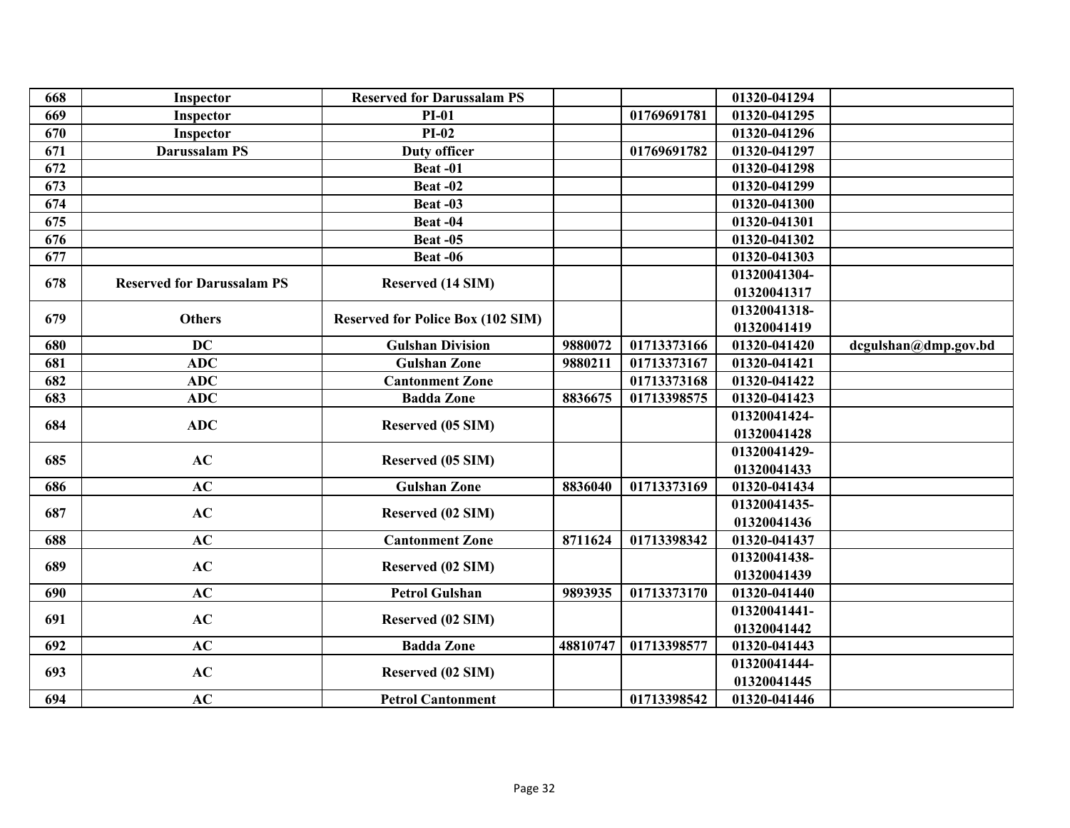| 668 | Inspector | Reserved for Darussalam PS | | | 01320-041294 | |
|---|---|---|---|---|---|---|
| 669 | Inspector | PI-01 | | 01769691781 | 01320-041295 | |
| 670 | Inspector | PI-02 | | | 01320-041296 | |
| 671 | Darussalam PS | Duty officer | | 01769691782 | 01320-041297 | |
| 672 | | Beat -01 | | | 01320-041298 | |
| 673 | | Beat -02 | | | 01320-041299 | |
| 674 | | Beat -03 | | | 01320-041300 | |
| 675 | | Beat -04 | | | 01320-041301 | |
| 676 | | Beat -05 | | | 01320-041302 | |
| 677 | | Beat -06 | | | 01320-041303 | |
| 678 | Reserved for Darussalam PS | Reserved (14 SIM) | | | 01320041304-01320041317 | |
| 679 | Others | Reserved for Police Box (102 SIM) | | | 01320041318-01320041419 | |
| 680 | DC | Gulshan Division | 9880072 | 01713373166 | 01320-041420 | dcgulshan@dmp.gov.bd |
| 681 | ADC | Gulshan Zone | 9880211 | 01713373167 | 01320-041421 | |
| 682 | ADC | Cantonment Zone | | 01713373168 | 01320-041422 | |
| 683 | ADC | Badda Zone | 8836675 | 01713398575 | 01320-041423 | |
| 684 | ADC | Reserved (05 SIM) | | | 01320041424-01320041428 | |
| 685 | AC | Reserved (05 SIM) | | | 01320041429-01320041433 | |
| 686 | AC | Gulshan Zone | 8836040 | 01713373169 | 01320-041434 | |
| 687 | AC | Reserved (02 SIM) | | | 01320041435-01320041436 | |
| 688 | AC | Cantonment Zone | 8711624 | 01713398342 | 01320-041437 | |
| 689 | AC | Reserved (02 SIM) | | | 01320041438-01320041439 | |
| 690 | AC | Petrol Gulshan | 9893935 | 01713373170 | 01320-041440 | |
| 691 | AC | Reserved (02 SIM) | | | 01320041441-01320041442 | |
| 692 | AC | Badda Zone | 48810747 | 01713398577 | 01320-041443 | |
| 693 | AC | Reserved (02 SIM) | | | 01320041444-01320041445 | |
| 694 | AC | Petrol Cantonment | | 01713398542 | 01320-041446 | |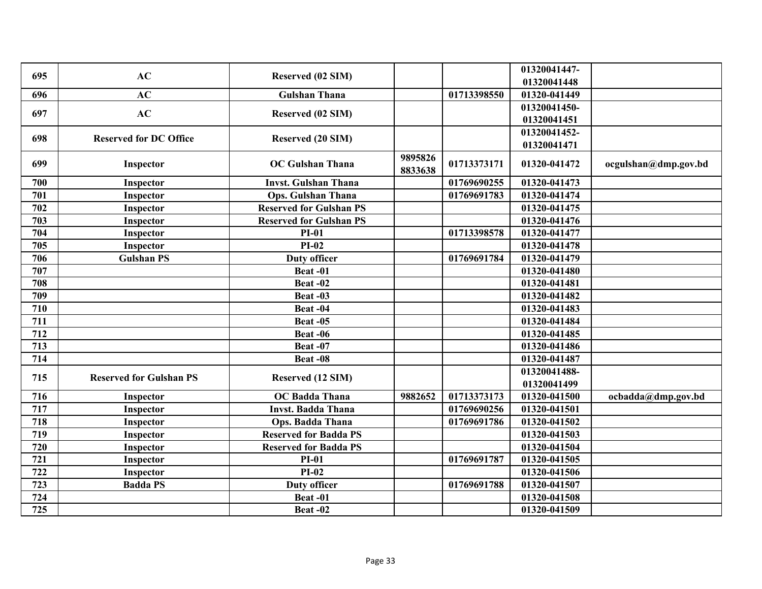| 695 | AC | Reserved (02 SIM) | | | 01320041447-01320041448 | |
|---|---|---|---|---|---|---|
| 696 | AC | Gulshan Thana | | 01713398550 | 01320-041449 | |
| 697 | AC | Reserved (02 SIM) | | | 01320041450-01320041451 | |
| 698 | Reserved for DC Office | Reserved (20 SIM) | | | 01320041452-01320041471 | |
| 699 | Inspector | OC Gulshan Thana | 9895826 8833638 | 01713373171 | 01320-041472 | ocgulshan@dmp.gov.bd |
| 700 | Inspector | Invst. Gulshan Thana | | 01769690255 | 01320-041473 | |
| 701 | Inspector | Ops. Gulshan Thana | | 01769691783 | 01320-041474 | |
| 702 | Inspector | Reserved for Gulshan PS | | | 01320-041475 | |
| 703 | Inspector | Reserved for Gulshan PS | | | 01320-041476 | |
| 704 | Inspector | PI-01 | | 01713398578 | 01320-041477 | |
| 705 | Inspector | PI-02 | | | 01320-041478 | |
| 706 | Gulshan PS | Duty officer | | 01769691784 | 01320-041479 | |
| 707 | | Beat -01 | | | 01320-041480 | |
| 708 | | Beat -02 | | | 01320-041481 | |
| 709 | | Beat -03 | | | 01320-041482 | |
| 710 | | Beat -04 | | | 01320-041483 | |
| 711 | | Beat -05 | | | 01320-041484 | |
| 712 | | Beat -06 | | | 01320-041485 | |
| 713 | | Beat -07 | | | 01320-041486 | |
| 714 | | Beat -08 | | | 01320-041487 | |
| 715 | Reserved for Gulshan PS | Reserved (12 SIM) | | | 01320041488-01320041499 | |
| 716 | Inspector | OC Badda Thana | 9882652 | 01713373173 | 01320-041500 | ocbadda@dmp.gov.bd |
| 717 | Inspector | Invst. Badda Thana | | 01769690256 | 01320-041501 | |
| 718 | Inspector | Ops. Badda Thana | | 01769691786 | 01320-041502 | |
| 719 | Inspector | Reserved for Badda PS | | | 01320-041503 | |
| 720 | Inspector | Reserved for Badda PS | | | 01320-041504 | |
| 721 | Inspector | PI-01 | | 01769691787 | 01320-041505 | |
| 722 | Inspector | PI-02 | | | 01320-041506 | |
| 723 | Badda PS | Duty officer | | 01769691788 | 01320-041507 | |
| 724 | | Beat -01 | | | 01320-041508 | |
| 725 | | Beat -02 | | | 01320-041509 | |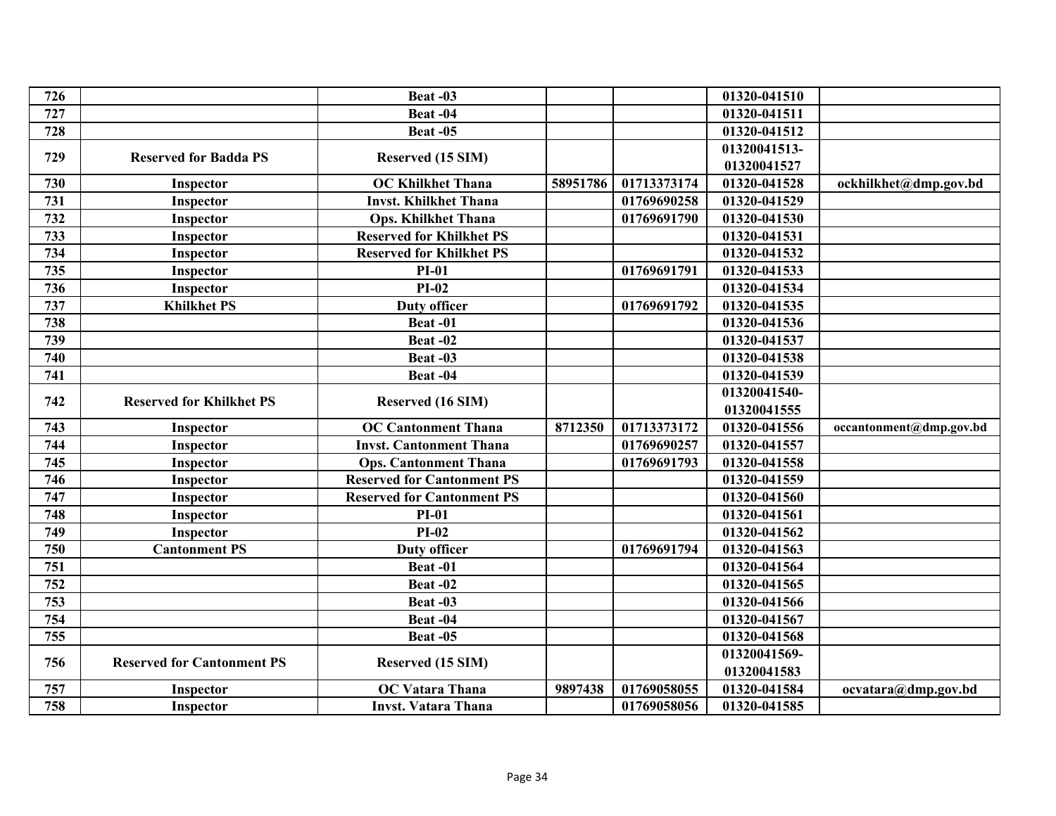| | | | | | | |
|---|---|---|---|---|---|---|
| 726 | | Beat -03 | | | 01320-041510 | |
| 727 | | Beat -04 | | | 01320-041511 | |
| 728 | | Beat -05 | | | 01320-041512 | |
| 729 | Reserved for Badda PS | Reserved (15 SIM) | | | 01320041513-01320041527 | |
| 730 | Inspector | OC Khilkhet Thana | 58951786 | 01713373174 | 01320-041528 | ockhilkhet@dmp.gov.bd |
| 731 | Inspector | Invst. Khilkhet Thana | | 01769690258 | 01320-041529 | |
| 732 | Inspector | Ops. Khilkhet Thana | | 01769691790 | 01320-041530 | |
| 733 | Inspector | Reserved for Khilkhet PS | | | 01320-041531 | |
| 734 | Inspector | Reserved for Khilkhet PS | | | 01320-041532 | |
| 735 | Inspector | PI-01 | | 01769691791 | 01320-041533 | |
| 736 | Inspector | PI-02 | | | 01320-041534 | |
| 737 | Khilkhet PS | Duty officer | | 01769691792 | 01320-041535 | |
| 738 | | Beat -01 | | | 01320-041536 | |
| 739 | | Beat -02 | | | 01320-041537 | |
| 740 | | Beat -03 | | | 01320-041538 | |
| 741 | | Beat -04 | | | 01320-041539 | |
| 742 | Reserved for Khilkhet PS | Reserved (16 SIM) | | | 01320041540-01320041555 | |
| 743 | Inspector | OC Cantonment Thana | 8712350 | 01713373172 | 01320-041556 | occantonment@dmp.gov.bd |
| 744 | Inspector | Invst. Cantonment Thana | | 01769690257 | 01320-041557 | |
| 745 | Inspector | Ops. Cantonment Thana | | 01769691793 | 01320-041558 | |
| 746 | Inspector | Reserved for Cantonment PS | | | 01320-041559 | |
| 747 | Inspector | Reserved for Cantonment PS | | | 01320-041560 | |
| 748 | Inspector | PI-01 | | | 01320-041561 | |
| 749 | Inspector | PI-02 | | | 01320-041562 | |
| 750 | Cantonment PS | Duty officer | | 01769691794 | 01320-041563 | |
| 751 | | Beat -01 | | | 01320-041564 | |
| 752 | | Beat -02 | | | 01320-041565 | |
| 753 | | Beat -03 | | | 01320-041566 | |
| 754 | | Beat -04 | | | 01320-041567 | |
| 755 | | Beat -05 | | | 01320-041568 | |
| 756 | Reserved for Cantonment PS | Reserved (15 SIM) | | | 01320041569-01320041583 | |
| 757 | Inspector | OC Vatara Thana | 9897438 | 01769058055 | 01320-041584 | ocvatara@dmp.gov.bd |
| 758 | Inspector | Invst. Vatara Thana | | 01769058056 | 01320-041585 | |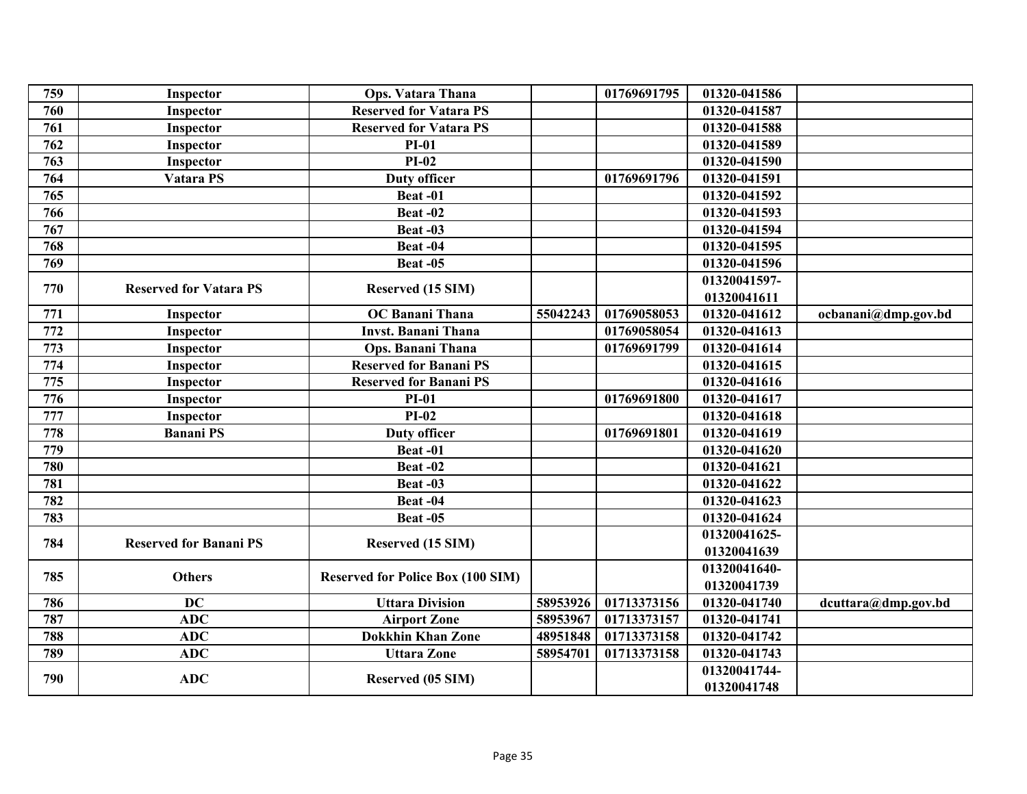| 759 | Inspector | Ops. Vatara Thana | | 01769691795 | 01320-041586 | |
|---|---|---|---|---|---|---|
| 760 | Inspector | Reserved for Vatara PS | | | 01320-041587 | |
| 761 | Inspector | Reserved for Vatara PS | | | 01320-041588 | |
| 762 | Inspector | PI-01 | | | 01320-041589 | |
| 763 | Inspector | PI-02 | | | 01320-041590 | |
| 764 | Vatara PS | Duty officer | | 01769691796 | 01320-041591 | |
| 765 | | Beat -01 | | | 01320-041592 | |
| 766 | | Beat -02 | | | 01320-041593 | |
| 767 | | Beat -03 | | | 01320-041594 | |
| 768 | | Beat -04 | | | 01320-041595 | |
| 769 | | Beat -05 | | | 01320-041596 | |
| 770 | Reserved for Vatara PS | Reserved (15 SIM) | | | 01320041597-01320041611 | |
| 771 | Inspector | OC Banani Thana | 55042243 | 01769058053 | 01320-041612 | ocbanani@dmp.gov.bd |
| 772 | Inspector | Invst. Banani Thana | | 01769058054 | 01320-041613 | |
| 773 | Inspector | Ops. Banani Thana | | 01769691799 | 01320-041614 | |
| 774 | Inspector | Reserved for Banani PS | | | 01320-041615 | |
| 775 | Inspector | Reserved for Banani PS | | | 01320-041616 | |
| 776 | Inspector | PI-01 | | 01769691800 | 01320-041617 | |
| 777 | Inspector | PI-02 | | | 01320-041618 | |
| 778 | Banani PS | Duty officer | | 01769691801 | 01320-041619 | |
| 779 | | Beat -01 | | | 01320-041620 | |
| 780 | | Beat -02 | | | 01320-041621 | |
| 781 | | Beat -03 | | | 01320-041622 | |
| 782 | | Beat -04 | | | 01320-041623 | |
| 783 | | Beat -05 | | | 01320-041624 | |
| 784 | Reserved for Banani PS | Reserved (15 SIM) | | | 01320041625-01320041639 | |
| 785 | Others | Reserved for Police Box (100 SIM) | | | 01320041640-01320041739 | |
| 786 | DC | Uttara Division | 58953926 | 01713373156 | 01320-041740 | dcuttara@dmp.gov.bd |
| 787 | ADC | Airport Zone | 58953967 | 01713373157 | 01320-041741 | |
| 788 | ADC | Dokkhin Khan Zone | 48951848 | 01713373158 | 01320-041742 | |
| 789 | ADC | Uttara Zone | 58954701 | 01713373158 | 01320-041743 | |
| 790 | ADC | Reserved (05 SIM) | | | 01320041744-01320041748 | |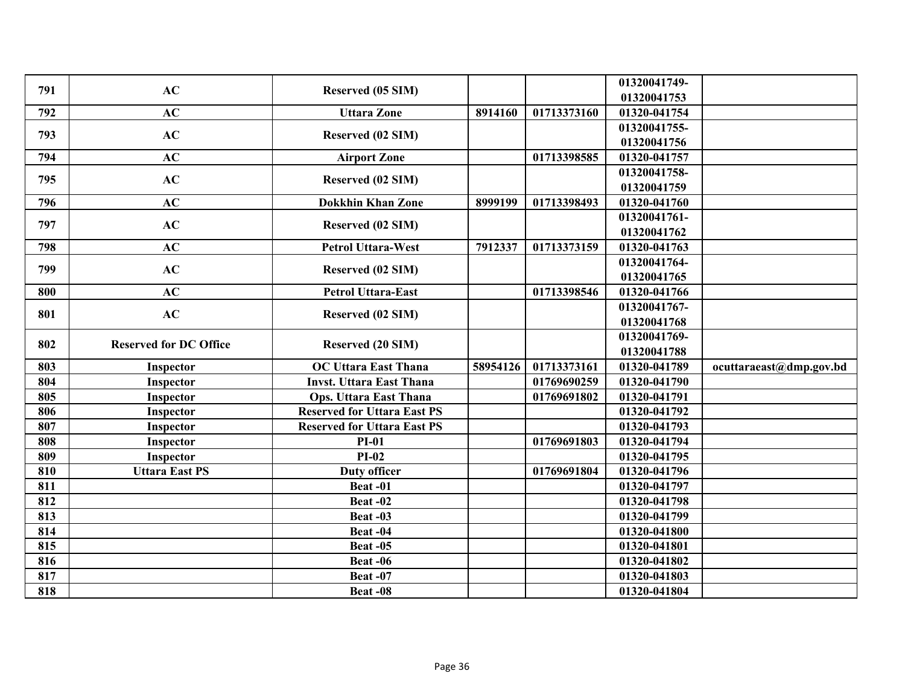| 791 | AC | Reserved (05 SIM) | | | 01320041749-01320041753 | |
|---|---|---|---|---|---|---|
| 792 | AC | Uttara Zone | 8914160 | 01713373160 | 01320-041754 | |
| 793 | AC | Reserved (02 SIM) | | | 01320041755-01320041756 | |
| 794 | AC | Airport Zone | | 01713398585 | 01320-041757 | |
| 795 | AC | Reserved (02 SIM) | | | 01320041758-01320041759 | |
| 796 | AC | Dokkhin Khan Zone | 8999199 | 01713398493 | 01320-041760 | |
| 797 | AC | Reserved (02 SIM) | | | 01320041761-01320041762 | |
| 798 | AC | Petrol Uttara-West | 7912337 | 01713373159 | 01320-041763 | |
| 799 | AC | Reserved (02 SIM) | | | 01320041764-01320041765 | |
| 800 | AC | Petrol Uttara-East | | 01713398546 | 01320-041766 | |
| 801 | AC | Reserved (02 SIM) | | | 01320041767-01320041768 | |
| 802 | Reserved for DC Office | Reserved (20 SIM) | | | 01320041769-01320041788 | |
| 803 | Inspector | OC Uttara East Thana | 58954126 | 01713373161 | 01320-041789 | ocuttaraeast@dmp.gov.bd |
| 804 | Inspector | Invst. Uttara East Thana | | 01769690259 | 01320-041790 | |
| 805 | Inspector | Ops. Uttara East Thana | | 01769691802 | 01320-041791 | |
| 806 | Inspector | Reserved for Uttara East PS | | | 01320-041792 | |
| 807 | Inspector | Reserved for Uttara East PS | | | 01320-041793 | |
| 808 | Inspector | PI-01 | | 01769691803 | 01320-041794 | |
| 809 | Inspector | PI-02 | | | 01320-041795 | |
| 810 | Uttara East PS | Duty officer | | 01769691804 | 01320-041796 | |
| 811 | | Beat -01 | | | 01320-041797 | |
| 812 | | Beat -02 | | | 01320-041798 | |
| 813 | | Beat -03 | | | 01320-041799 | |
| 814 | | Beat -04 | | | 01320-041800 | |
| 815 | | Beat -05 | | | 01320-041801 | |
| 816 | | Beat -06 | | | 01320-041802 | |
| 817 | | Beat -07 | | | 01320-041803 | |
| 818 | | Beat -08 | | | 01320-041804 | |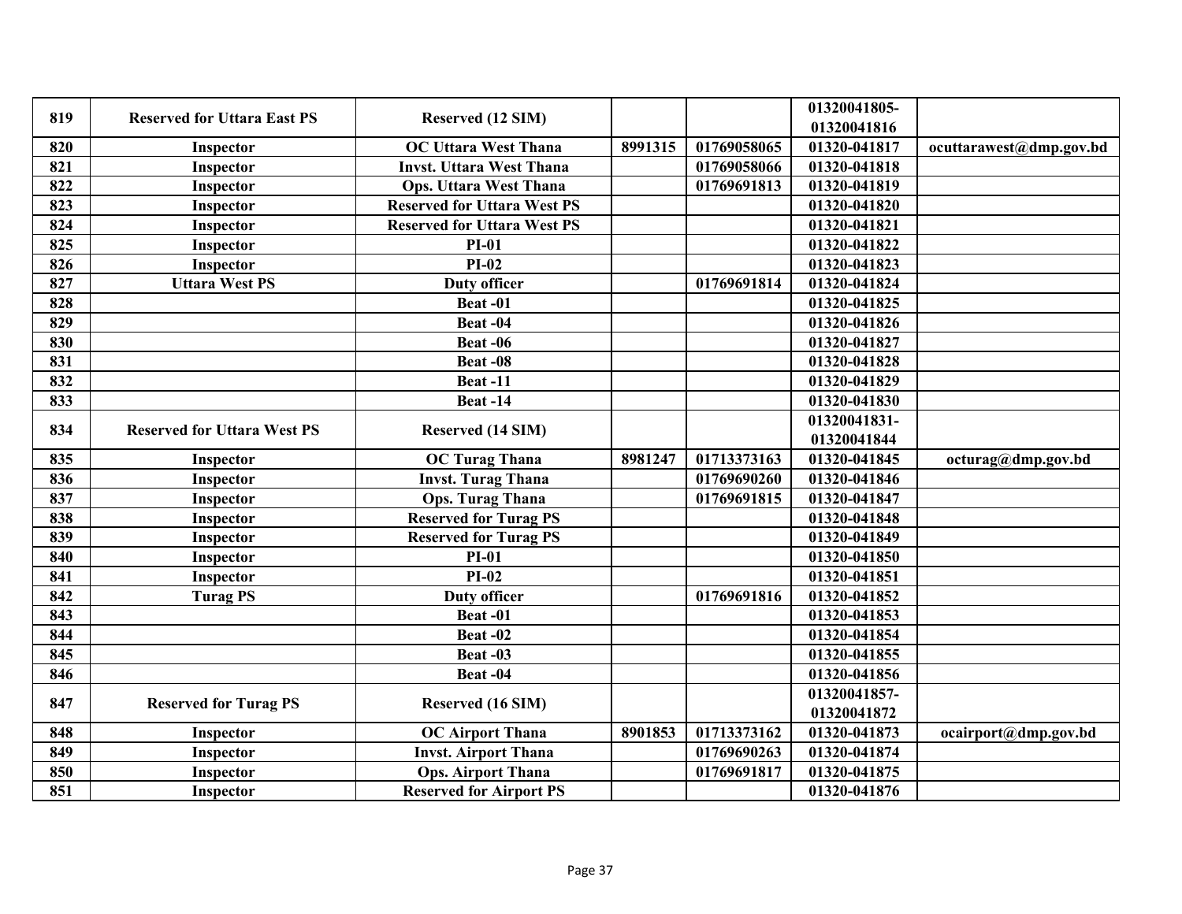| 819 | Reserved for Uttara East PS | Reserved (12 SIM) | | | 01320041805-01320041816 | |
|---|---|---|---|---|---|---|
| 820 | Inspector | OC Uttara West Thana | 8991315 | 01769058065 | 01320-041817 | ocuttarawest@dmp.gov.bd |
| 821 | Inspector | Invst. Uttara West Thana | | 01769058066 | 01320-041818 | |
| 822 | Inspector | Ops. Uttara West Thana | | 01769691813 | 01320-041819 | |
| 823 | Inspector | Reserved for Uttara West PS | | | 01320-041820 | |
| 824 | Inspector | Reserved for Uttara West PS | | | 01320-041821 | |
| 825 | Inspector | PI-01 | | | 01320-041822 | |
| 826 | Inspector | PI-02 | | | 01320-041823 | |
| 827 | Uttara West PS | Duty officer | | 01769691814 | 01320-041824 | |
| 828 | | Beat -01 | | | 01320-041825 | |
| 829 | | Beat -04 | | | 01320-041826 | |
| 830 | | Beat -06 | | | 01320-041827 | |
| 831 | | Beat -08 | | | 01320-041828 | |
| 832 | | Beat -11 | | | 01320-041829 | |
| 833 | | Beat -14 | | | 01320-041830 | |
| 834 | Reserved for Uttara West PS | Reserved (14 SIM) | | | 01320041831-01320041844 | |
| 835 | Inspector | OC Turag Thana | 8981247 | 01713373163 | 01320-041845 | octurag@dmp.gov.bd |
| 836 | Inspector | Invst. Turag Thana | | 01769690260 | 01320-041846 | |
| 837 | Inspector | Ops. Turag Thana | | 01769691815 | 01320-041847 | |
| 838 | Inspector | Reserved for Turag PS | | | 01320-041848 | |
| 839 | Inspector | Reserved for Turag PS | | | 01320-041849 | |
| 840 | Inspector | PI-01 | | | 01320-041850 | |
| 841 | Inspector | PI-02 | | | 01320-041851 | |
| 842 | Turag PS | Duty officer | | 01769691816 | 01320-041852 | |
| 843 | | Beat -01 | | | 01320-041853 | |
| 844 | | Beat -02 | | | 01320-041854 | |
| 845 | | Beat -03 | | | 01320-041855 | |
| 846 | | Beat -04 | | | 01320-041856 | |
| 847 | Reserved for Turag PS | Reserved (16 SIM) | | | 01320041857-01320041872 | |
| 848 | Inspector | OC Airport Thana | 8901853 | 01713373162 | 01320-041873 | ocairport@dmp.gov.bd |
| 849 | Inspector | Invst. Airport Thana | | 01769690263 | 01320-041874 | |
| 850 | Inspector | Ops. Airport Thana | | 01769691817 | 01320-041875 | |
| 851 | Inspector | Reserved for Airport PS | | | 01320-041876 | |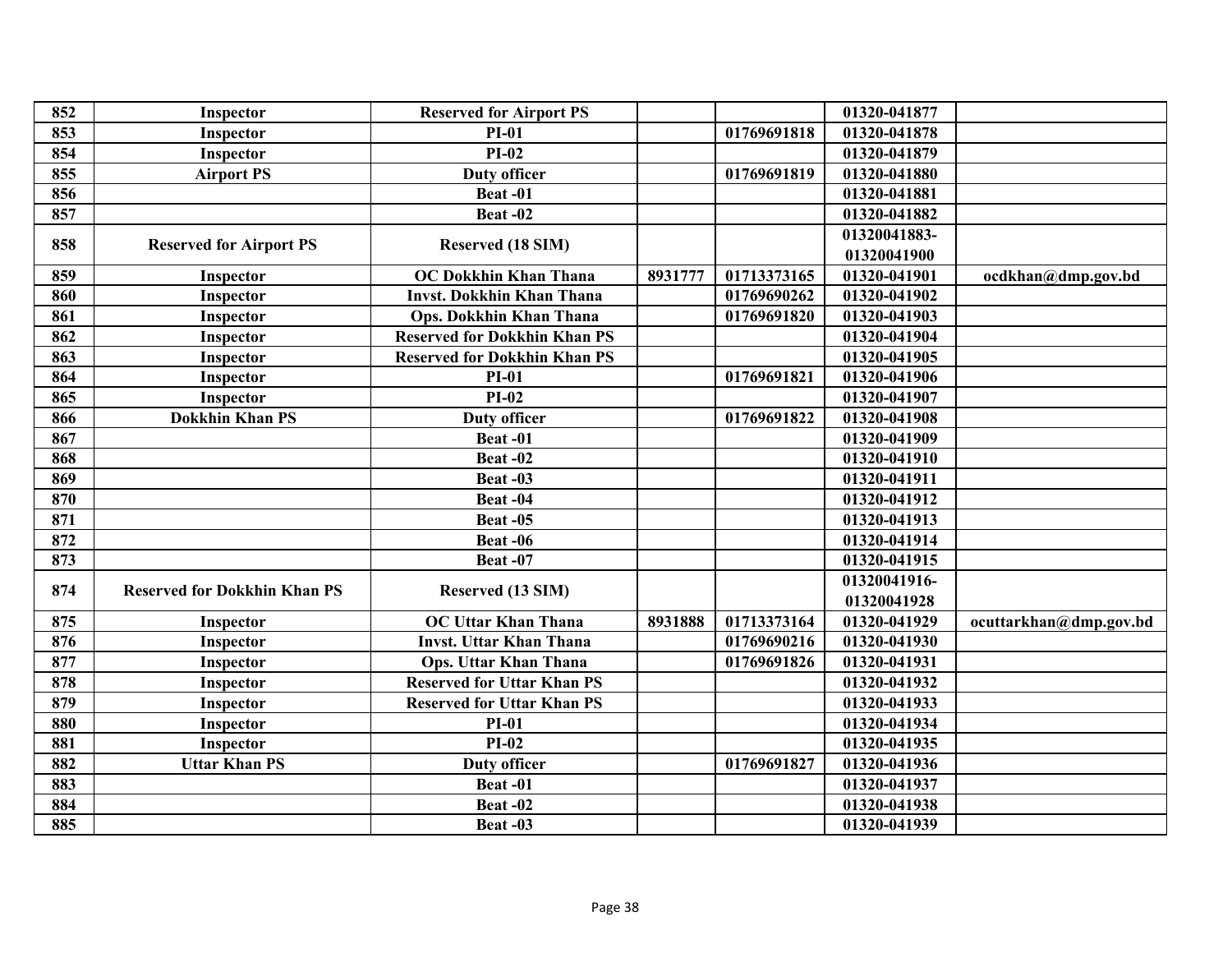| 852 | Inspector | Reserved for Airport PS | | | 01320-041877 | |
|---|---|---|---|---|---|---|
| 853 | Inspector | PI-01 | | 01769691818 | 01320-041878 | |
| 854 | Inspector | PI-02 | | | 01320-041879 | |
| 855 | Airport PS | Duty officer | | 01769691819 | 01320-041880 | |
| 856 | | Beat -01 | | | 01320-041881 | |
| 857 | | Beat -02 | | | 01320-041882 | |
| 858 | Reserved for Airport PS | Reserved (18 SIM) | | | 01320041883-01320041900 | |
| 859 | Inspector | OC Dokkhin Khan Thana | 8931777 | 01713373165 | 01320-041901 | ocdkhan@dmp.gov.bd |
| 860 | Inspector | Invst. Dokkhin Khan Thana | | 01769690262 | 01320-041902 | |
| 861 | Inspector | Ops. Dokkhin Khan Thana | | 01769691820 | 01320-041903 | |
| 862 | Inspector | Reserved for Dokkhin Khan PS | | | 01320-041904 | |
| 863 | Inspector | Reserved for Dokkhin Khan PS | | | 01320-041905 | |
| 864 | Inspector | PI-01 | | 01769691821 | 01320-041906 | |
| 865 | Inspector | PI-02 | | | 01320-041907 | |
| 866 | Dokkhin Khan PS | Duty officer | | 01769691822 | 01320-041908 | |
| 867 | | Beat -01 | | | 01320-041909 | |
| 868 | | Beat -02 | | | 01320-041910 | |
| 869 | | Beat -03 | | | 01320-041911 | |
| 870 | | Beat -04 | | | 01320-041912 | |
| 871 | | Beat -05 | | | 01320-041913 | |
| 872 | | Beat -06 | | | 01320-041914 | |
| 873 | | Beat -07 | | | 01320-041915 | |
| 874 | Reserved for Dokkhin Khan PS | Reserved (13 SIM) | | | 01320041916-01320041928 | |
| 875 | Inspector | OC Uttar Khan Thana | 8931888 | 01713373164 | 01320-041929 | ocuttarkhan@dmp.gov.bd |
| 876 | Inspector | Invst. Uttar Khan Thana | | 01769690216 | 01320-041930 | |
| 877 | Inspector | Ops. Uttar Khan Thana | | 01769691826 | 01320-041931 | |
| 878 | Inspector | Reserved for Uttar Khan PS | | | 01320-041932 | |
| 879 | Inspector | Reserved for Uttar Khan PS | | | 01320-041933 | |
| 880 | Inspector | PI-01 | | | 01320-041934 | |
| 881 | Inspector | PI-02 | | | 01320-041935 | |
| 882 | Uttar Khan PS | Duty officer | | 01769691827 | 01320-041936 | |
| 883 | | Beat -01 | | | 01320-041937 | |
| 884 | | Beat -02 | | | 01320-041938 | |
| 885 | | Beat -03 | | | 01320-041939 | |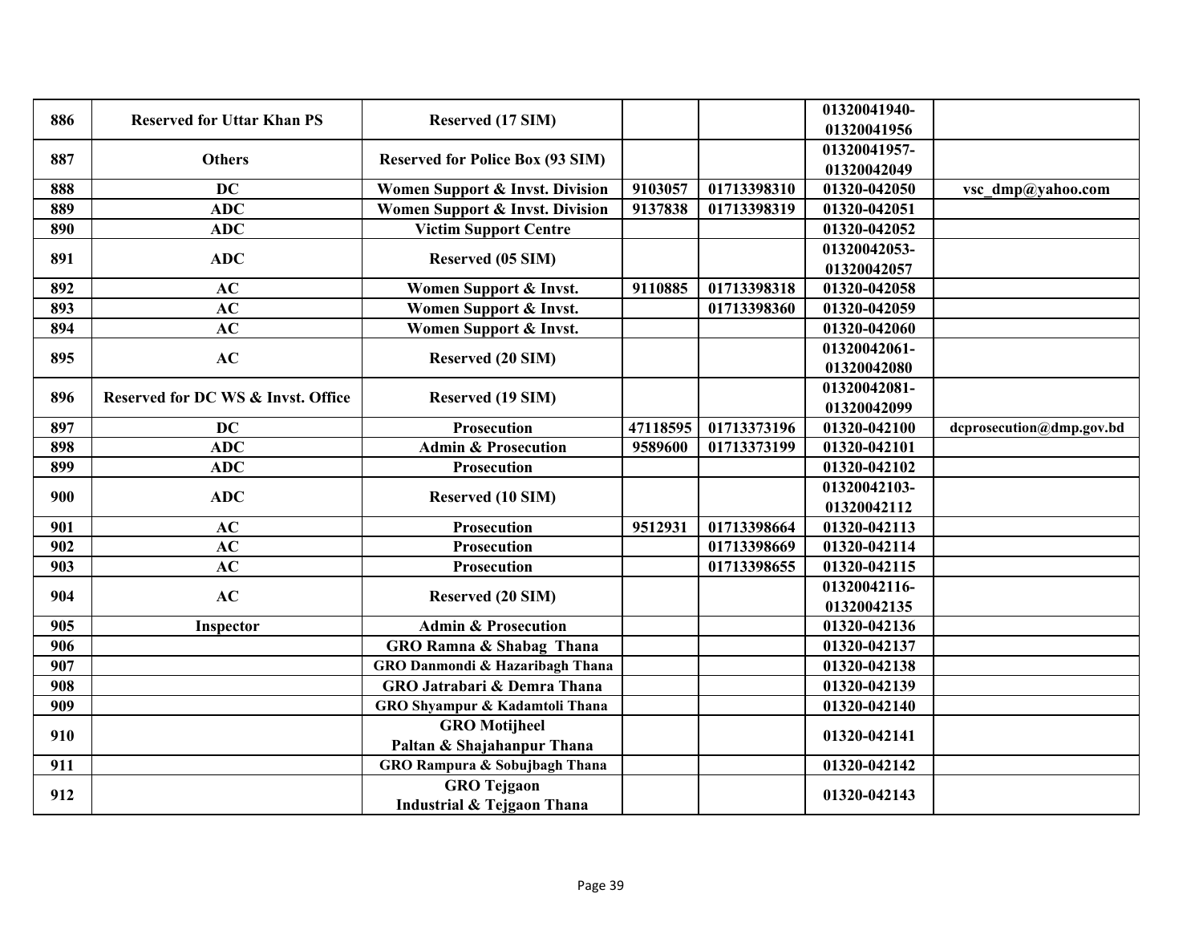| 886 | Reserved for Uttar Khan PS | Reserved (17 SIM) | | | 01320041940-01320041956 | |
|---|---|---|---|---|---|---|
| 887 | Others | Reserved for Police Box (93 SIM) | | | 01320041957-01320042049 | |
| 888 | DC | Women Support & Invst. Division | 9103057 | 01713398310 | 01320-042050 | vsc_dmp@yahoo.com |
| 889 | ADC | Women Support & Invst. Division | 9137838 | 01713398319 | 01320-042051 | |
| 890 | ADC | Victim Support Centre | | | 01320-042052 | |
| 891 | ADC | Reserved (05 SIM) | | | 01320042053-01320042057 | |
| 892 | AC | Women Support & Invst. | 9110885 | 01713398318 | 01320-042058 | |
| 893 | AC | Women Support & Invst. | | 01713398360 | 01320-042059 | |
| 894 | AC | Women Support & Invst. | | | 01320-042060 | |
| 895 | AC | Reserved (20 SIM) | | | 01320042061-01320042080 | |
| 896 | Reserved for DC WS & Invst. Office | Reserved (19 SIM) | | | 01320042081-01320042099 | |
| 897 | DC | Prosecution | 47118595 | 01713373196 | 01320-042100 | dcprosecution@dmp.gov.bd |
| 898 | ADC | Admin & Prosecution | 9589600 | 01713373199 | 01320-042101 | |
| 899 | ADC | Prosecution | | | 01320-042102 | |
| 900 | ADC | Reserved (10 SIM) | | | 01320042103-01320042112 | |
| 901 | AC | Prosecution | 9512931 | 01713398664 | 01320-042113 | |
| 902 | AC | Prosecution | | 01713398669 | 01320-042114 | |
| 903 | AC | Prosecution | | 01713398655 | 01320-042115 | |
| 904 | AC | Reserved (20 SIM) | | | 01320042116-01320042135 | |
| 905 | Inspector | Admin & Prosecution | | | 01320-042136 | |
| 906 | | GRO Ramna & Shabag Thana | | | 01320-042137 | |
| 907 | | GRO Danmondi & Hazaribagh Thana | | | 01320-042138 | |
| 908 | | GRO Jatrabari & Demra Thana | | | 01320-042139 | |
| 909 | | GRO Shyampur & Kadamtoli Thana | | | 01320-042140 | |
| 910 | | GRO Motijheel Paltan & Shajahanpur Thana | | | 01320-042141 | |
| 911 | | GRO Rampura & Sobujbagh Thana | | | 01320-042142 | |
| 912 | | GRO Tejgaon Industrial & Tejgaon Thana | | | 01320-042143 | |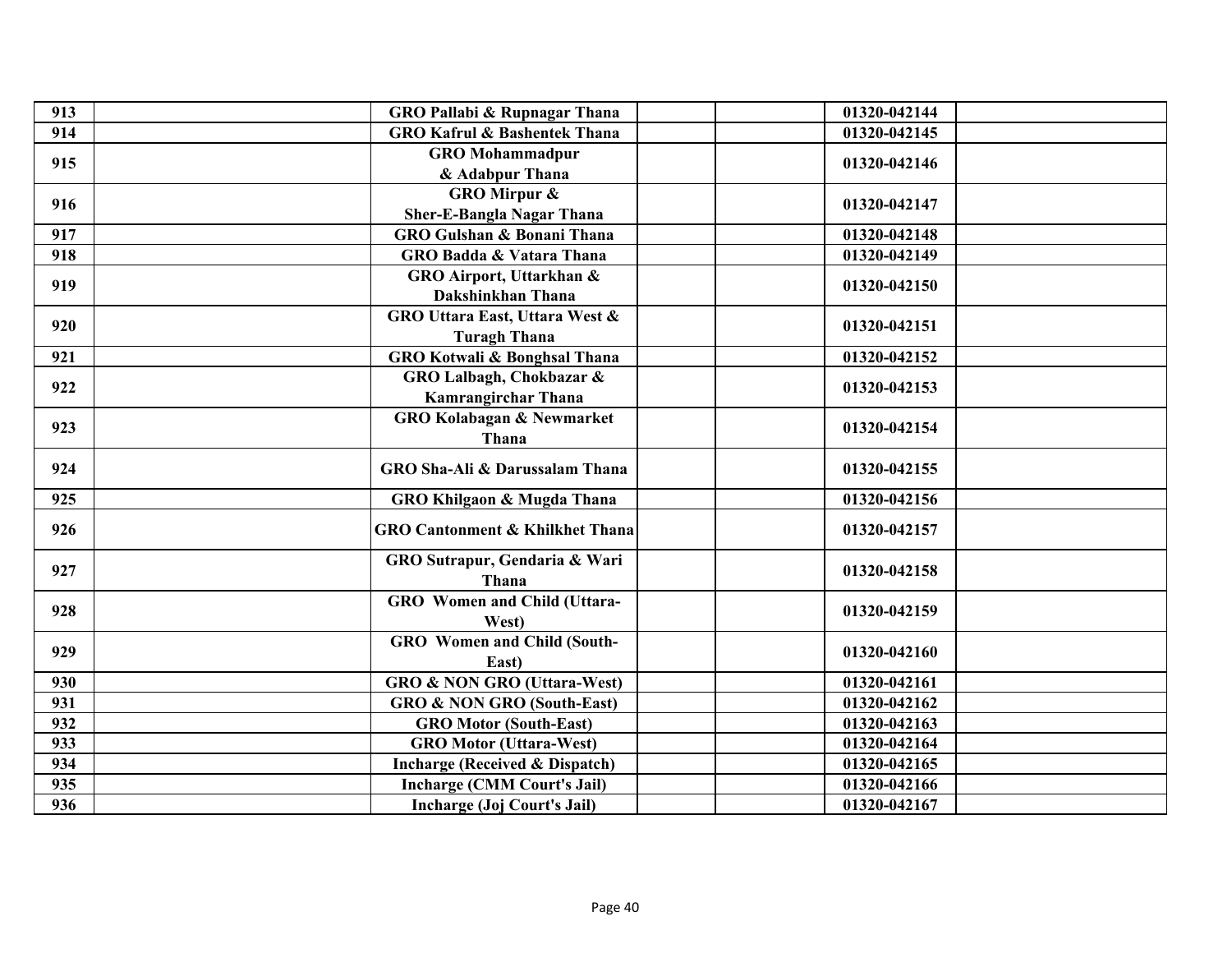| 913 | | GRO Pallabi & Rupnagar Thana | | | 01320-042144 | |
|---|---|---|---|---|---|---|
| 914 | | GRO Kafrul & Bashentek Thana | | | 01320-042145 | |
| 915 | | GRO Mohammadpur & Adabpur Thana | | | 01320-042146 | |
| 916 | | GRO Mirpur & Sher-E-Bangla Nagar Thana | | | 01320-042147 | |
| 917 | | GRO Gulshan & Bonani Thana | | | 01320-042148 | |
| 918 | | GRO Badda & Vatara Thana | | | 01320-042149 | |
| 919 | | GRO Airport, Uttarkhan & Dakshinkhan Thana | | | 01320-042150 | |
| 920 | | GRO Uttara East, Uttara West & Turagh Thana | | | 01320-042151 | |
| 921 | | GRO Kotwali & Bonghsal Thana | | | 01320-042152 | |
| 922 | | GRO Lalbagh, Chokbazar & Kamrangirchar Thana | | | 01320-042153 | |
| 923 | | GRO Kolabagan & Newmarket Thana | | | 01320-042154 | |
| 924 | | GRO Sha-Ali & Darussalam Thana | | | 01320-042155 | |
| 925 | | GRO Khilgaon & Mugda Thana | | | 01320-042156 | |
| 926 | | GRO Cantonment & Khilkhet Thana | | | 01320-042157 | |
| 927 | | GRO Sutrapur, Gendaria & Wari Thana | | | 01320-042158 | |
| 928 | | GRO Women and Child (Uttara-West) | | | 01320-042159 | |
| 929 | | GRO Women and Child (South-East) | | | 01320-042160 | |
| 930 | | GRO & NON GRO (Uttara-West) | | | 01320-042161 | |
| 931 | | GRO & NON GRO (South-East) | | | 01320-042162 | |
| 932 | | GRO Motor (South-East) | | | 01320-042163 | |
| 933 | | GRO Motor (Uttara-West) | | | 01320-042164 | |
| 934 | | Incharge (Received & Dispatch) | | | 01320-042165 | |
| 935 | | Incharge (CMM Court's Jail) | | | 01320-042166 | |
| 936 | | Incharge (Joj Court's Jail) | | | 01320-042167 | |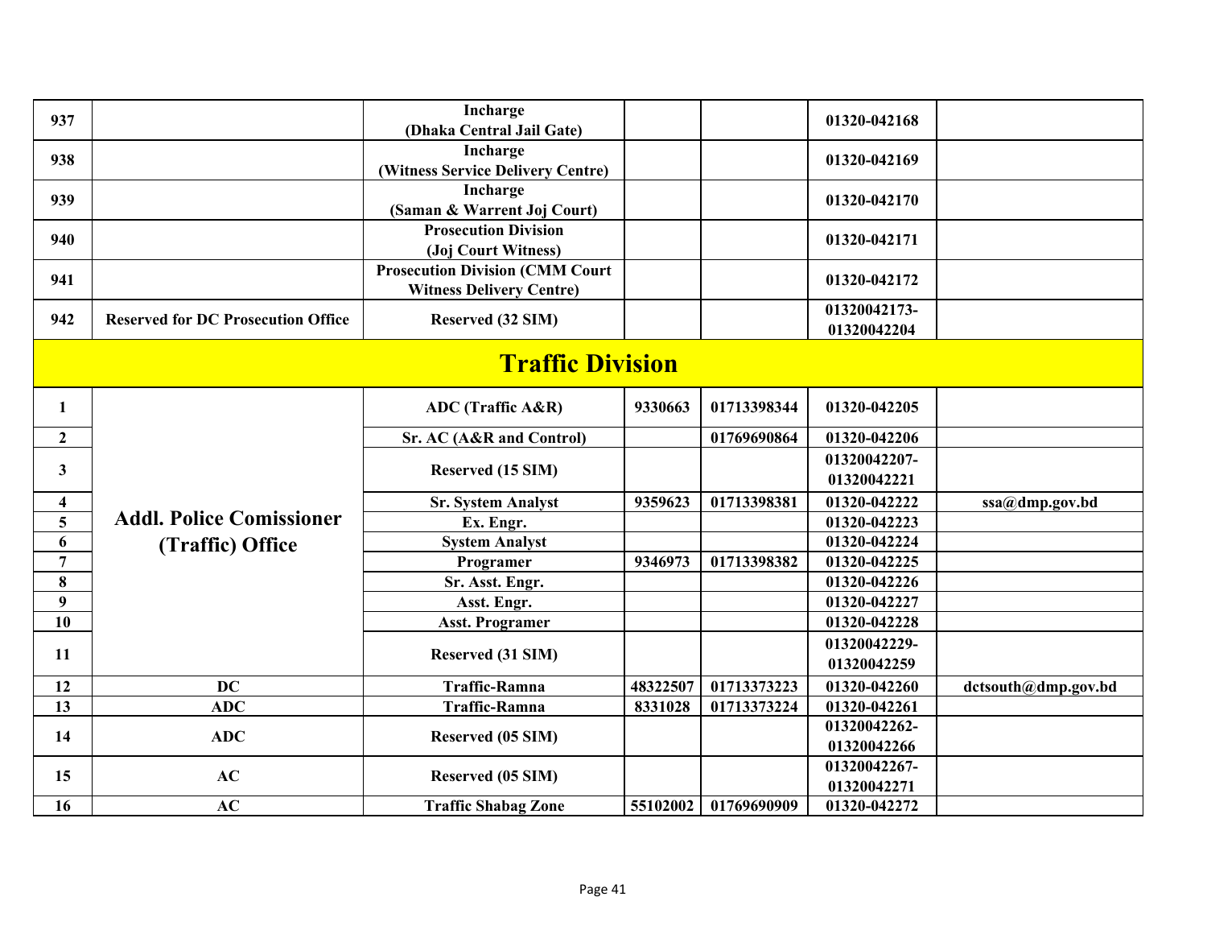| | | | | | | |
|---|---|---|---|---|---|---|
| 937 | | Incharge (Dhaka Central Jail Gate) | | | 01320-042168 | |
| 938 | | Incharge (Witness Service Delivery Centre) | | | 01320-042169 | |
| 939 | | Incharge (Saman & Warrent Joj Court) | | | 01320-042170 | |
| 940 | | Prosecution Division (Joj Court Witness) | | | 01320-042171 | |
| 941 | | Prosecution Division (CMM Court Witness Delivery Centre) | | | 01320-042172 | |
| 942 | Reserved for DC Prosecution Office | Reserved (32 SIM) | | | 01320042173-01320042204 | |

## Traffic Division

| | | | | | | |
|---|---|---|---|---|---|---|
| 1 | Addl. Police Comissioner (Traffic) Office | ADC (Traffic A&R) | 9330663 | 01713398344 | 01320-042205 | |
| 2 | | Sr. AC (A&R and Control) | | 01769690864 | 01320-042206 | |
| 3 | | Reserved (15 SIM) | | | 01320042207-01320042221 | |
| 4 | | Sr. System Analyst | 9359623 | 01713398381 | 01320-042222 | ssa@dmp.gov.bd |
| 5 | | Ex. Engr. | | | 01320-042223 | |
| 6 | | System Analyst | | | 01320-042224 | |
| 7 | | Programer | 9346973 | 01713398382 | 01320-042225 | |
| 8 | | Sr. Asst. Engr. | | | 01320-042226 | |
| 9 | | Asst. Engr. | | | 01320-042227 | |
| 10 | | Asst. Programer | | | 01320-042228 | |
| 11 | | Reserved (31 SIM) | | | 01320042229-01320042259 | |
| 12 | DC | Traffic-Ramna | 48322507 | 01713373223 | 01320-042260 | dctsouth@dmp.gov.bd |
| 13 | ADC | Traffic-Ramna | 8331028 | 01713373224 | 01320-042261 | |
| 14 | ADC | Reserved (05 SIM) | | | 01320042262-01320042266 | |
| 15 | AC | Reserved (05 SIM) | | | 01320042267-01320042271 | |
| 16 | AC | Traffic Shabag Zone | 55102002 | 01769690909 | 01320-042272 | |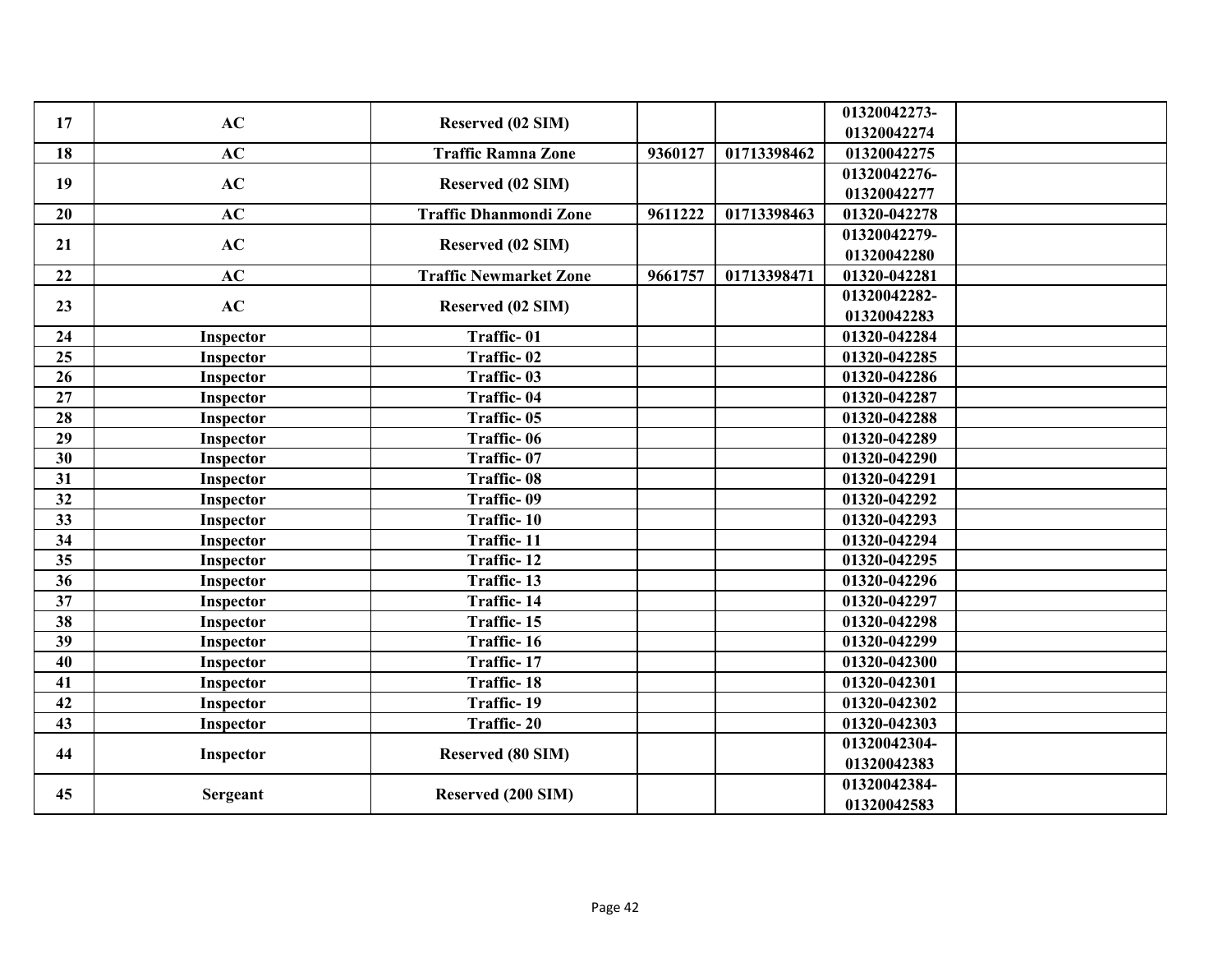| | | | | | | |
|---|---|---|---|---|---|---|
| 17 | AC | Reserved (02 SIM) | | | 01320042273-01320042274 | |
| 18 | AC | Traffic Ramna Zone | 9360127 | 01713398462 | 01320042275 | |
| 19 | AC | Reserved (02 SIM) | | | 01320042276-01320042277 | |
| 20 | AC | Traffic Dhanmondi Zone | 9611222 | 01713398463 | 01320-042278 | |
| 21 | AC | Reserved (02 SIM) | | | 01320042279-01320042280 | |
| 22 | AC | Traffic Newmarket Zone | 9661757 | 01713398471 | 01320-042281 | |
| 23 | AC | Reserved (02 SIM) | | | 01320042282-01320042283 | |
| 24 | Inspector | Traffic- 01 | | | 01320-042284 | |
| 25 | Inspector | Traffic- 02 | | | 01320-042285 | |
| 26 | Inspector | Traffic- 03 | | | 01320-042286 | |
| 27 | Inspector | Traffic- 04 | | | 01320-042287 | |
| 28 | Inspector | Traffic- 05 | | | 01320-042288 | |
| 29 | Inspector | Traffic- 06 | | | 01320-042289 | |
| 30 | Inspector | Traffic- 07 | | | 01320-042290 | |
| 31 | Inspector | Traffic- 08 | | | 01320-042291 | |
| 32 | Inspector | Traffic- 09 | | | 01320-042292 | |
| 33 | Inspector | Traffic- 10 | | | 01320-042293 | |
| 34 | Inspector | Traffic- 11 | | | 01320-042294 | |
| 35 | Inspector | Traffic- 12 | | | 01320-042295 | |
| 36 | Inspector | Traffic- 13 | | | 01320-042296 | |
| 37 | Inspector | Traffic- 14 | | | 01320-042297 | |
| 38 | Inspector | Traffic- 15 | | | 01320-042298 | |
| 39 | Inspector | Traffic- 16 | | | 01320-042299 | |
| 40 | Inspector | Traffic- 17 | | | 01320-042300 | |
| 41 | Inspector | Traffic- 18 | | | 01320-042301 | |
| 42 | Inspector | Traffic- 19 | | | 01320-042302 | |
| 43 | Inspector | Traffic- 20 | | | 01320-042303 | |
| 44 | Inspector | Reserved (80 SIM) | | | 01320042304-01320042383 | |
| 45 | Sergeant | Reserved (200 SIM) | | | 01320042384-01320042583 | |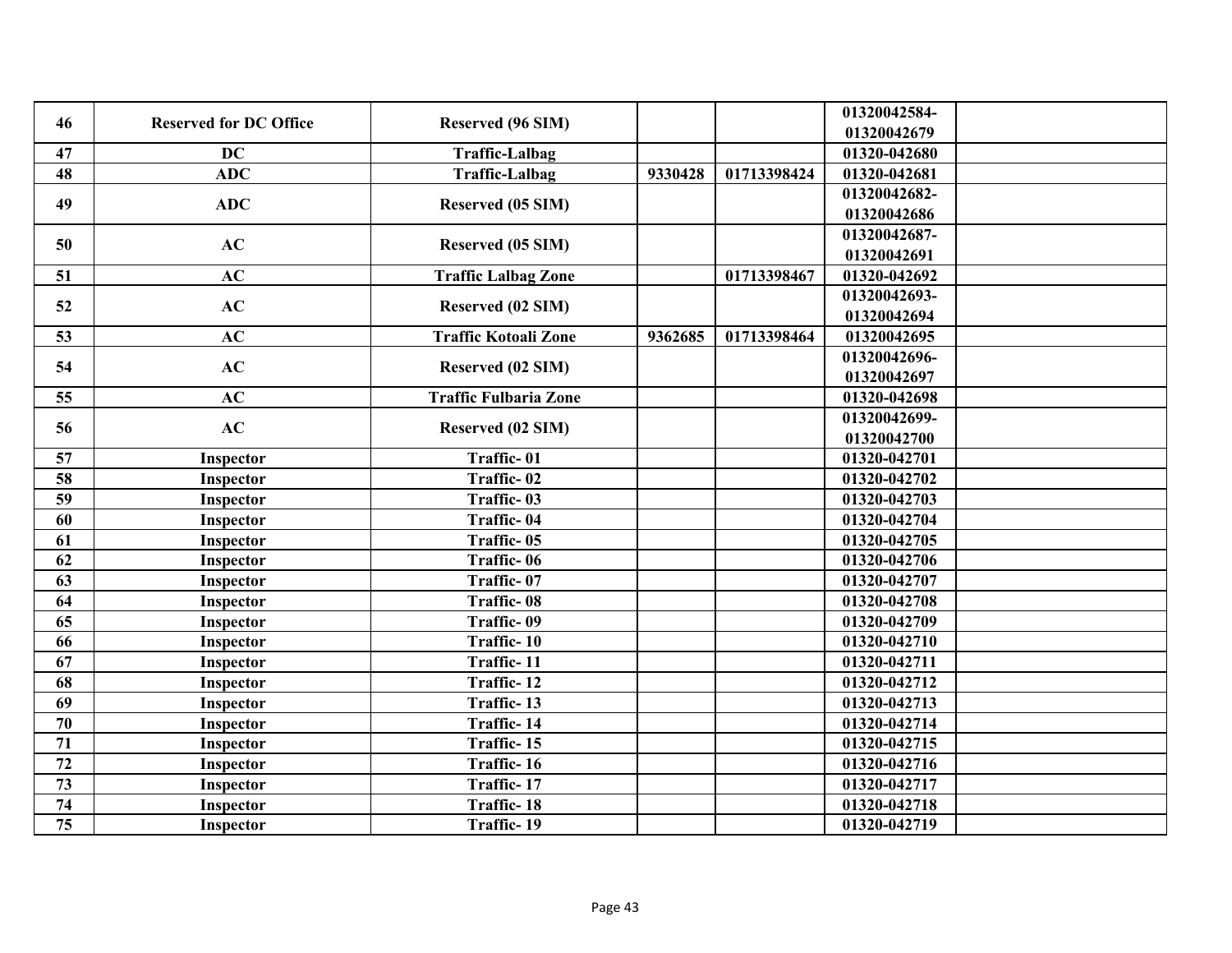| 46 | Reserved for DC Office | Reserved (96 SIM) | | | 01320042584-01320042679 | |
|---|---|---|---|---|---|---|
| 47 | DC | Traffic-Lalbag | | | 01320-042680 | |
| 48 | ADC | Traffic-Lalbag | 9330428 | 01713398424 | 01320-042681 | |
| 49 | ADC | Reserved (05 SIM) | | | 01320042682-01320042686 | |
| 50 | AC | Reserved (05 SIM) | | | 01320042687-01320042691 | |
| 51 | AC | Traffic Lalbag Zone | | 01713398467 | 01320-042692 | |
| 52 | AC | Reserved (02 SIM) | | | 01320042693-01320042694 | |
| 53 | AC | Traffic Kotoali Zone | 9362685 | 01713398464 | 01320042695 | |
| 54 | AC | Reserved (02 SIM) | | | 01320042696-01320042697 | |
| 55 | AC | Traffic Fulbaria Zone | | | 01320-042698 | |
| 56 | AC | Reserved (02 SIM) | | | 01320042699-01320042700 | |
| 57 | Inspector | Traffic- 01 | | | 01320-042701 | |
| 58 | Inspector | Traffic- 02 | | | 01320-042702 | |
| 59 | Inspector | Traffic- 03 | | | 01320-042703 | |
| 60 | Inspector | Traffic- 04 | | | 01320-042704 | |
| 61 | Inspector | Traffic- 05 | | | 01320-042705 | |
| 62 | Inspector | Traffic- 06 | | | 01320-042706 | |
| 63 | Inspector | Traffic- 07 | | | 01320-042707 | |
| 64 | Inspector | Traffic- 08 | | | 01320-042708 | |
| 65 | Inspector | Traffic- 09 | | | 01320-042709 | |
| 66 | Inspector | Traffic- 10 | | | 01320-042710 | |
| 67 | Inspector | Traffic- 11 | | | 01320-042711 | |
| 68 | Inspector | Traffic- 12 | | | 01320-042712 | |
| 69 | Inspector | Traffic- 13 | | | 01320-042713 | |
| 70 | Inspector | Traffic- 14 | | | 01320-042714 | |
| 71 | Inspector | Traffic- 15 | | | 01320-042715 | |
| 72 | Inspector | Traffic- 16 | | | 01320-042716 | |
| 73 | Inspector | Traffic- 17 | | | 01320-042717 | |
| 74 | Inspector | Traffic- 18 | | | 01320-042718 | |
| 75 | Inspector | Traffic- 19 | | | 01320-042719 | |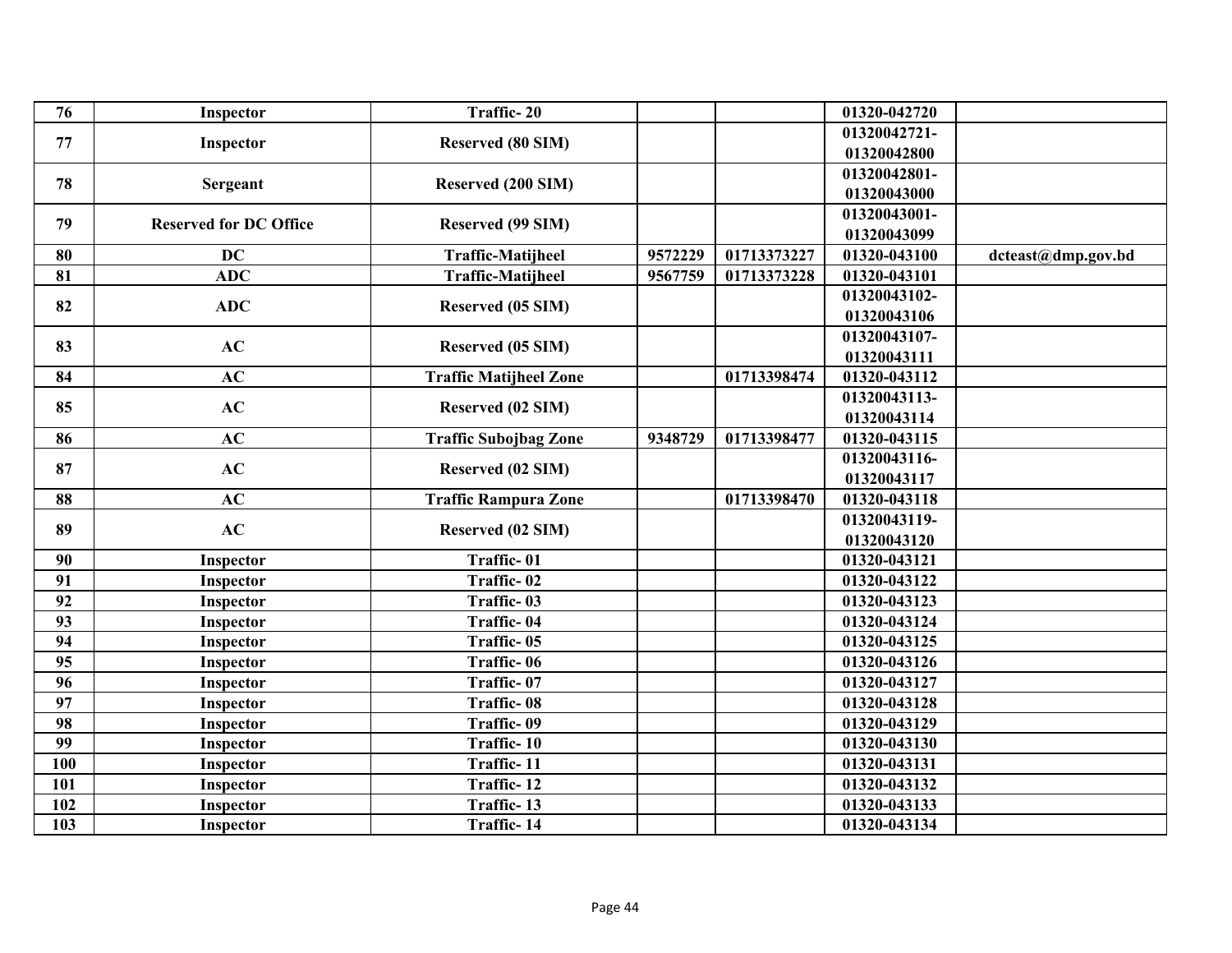| 76 | Inspector | Traffic- 20 | | | 01320-042720 | |
|---|---|---|---|---|---|---|
| 77 | Inspector | Reserved (80 SIM) | | | 01320042721-01320042800 | |
| 78 | Sergeant | Reserved (200 SIM) | | | 01320042801-01320043000 | |
| 79 | Reserved for DC Office | Reserved (99 SIM) | | | 01320043001-01320043099 | |
| 80 | DC | Traffic-Matijheel | 9572229 | 01713373227 | 01320-043100 | dcteast@dmp.gov.bd |
| 81 | ADC | Traffic-Matijheel | 9567759 | 01713373228 | 01320-043101 | |
| 82 | ADC | Reserved (05 SIM) | | | 01320043102-01320043106 | |
| 83 | AC | Reserved (05 SIM) | | | 01320043107-01320043111 | |
| 84 | AC | Traffic Matijheel Zone | | 01713398474 | 01320-043112 | |
| 85 | AC | Reserved (02 SIM) | | | 01320043113-01320043114 | |
| 86 | AC | Traffic Subojbag Zone | 9348729 | 01713398477 | 01320-043115 | |
| 87 | AC | Reserved (02 SIM) | | | 01320043116-01320043117 | |
| 88 | AC | Traffic Rampura Zone | | 01713398470 | 01320-043118 | |
| 89 | AC | Reserved (02 SIM) | | | 01320043119-01320043120 | |
| 90 | Inspector | Traffic- 01 | | | 01320-043121 | |
| 91 | Inspector | Traffic- 02 | | | 01320-043122 | |
| 92 | Inspector | Traffic- 03 | | | 01320-043123 | |
| 93 | Inspector | Traffic- 04 | | | 01320-043124 | |
| 94 | Inspector | Traffic- 05 | | | 01320-043125 | |
| 95 | Inspector | Traffic- 06 | | | 01320-043126 | |
| 96 | Inspector | Traffic- 07 | | | 01320-043127 | |
| 97 | Inspector | Traffic- 08 | | | 01320-043128 | |
| 98 | Inspector | Traffic- 09 | | | 01320-043129 | |
| 99 | Inspector | Traffic- 10 | | | 01320-043130 | |
| 100 | Inspector | Traffic- 11 | | | 01320-043131 | |
| 101 | Inspector | Traffic- 12 | | | 01320-043132 | |
| 102 | Inspector | Traffic- 13 | | | 01320-043133 | |
| 103 | Inspector | Traffic- 14 | | | 01320-043134 | |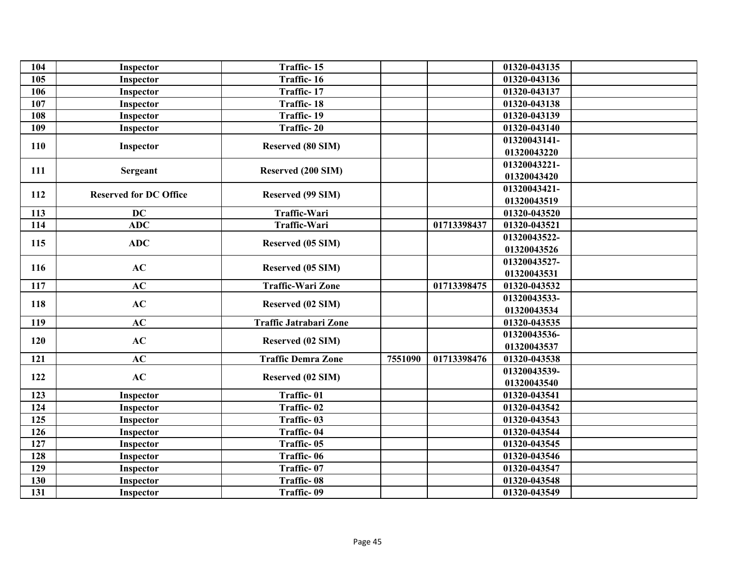| 104 | Inspector | Traffic- 15 | | | 01320-043135 | |
|---|---|---|---|---|---|---|
| 105 | Inspector | Traffic- 16 | | | 01320-043136 | |
| 106 | Inspector | Traffic- 17 | | | 01320-043137 | |
| 107 | Inspector | Traffic- 18 | | | 01320-043138 | |
| 108 | Inspector | Traffic- 19 | | | 01320-043139 | |
| 109 | Inspector | Traffic- 20 | | | 01320-043140 | |
| 110 | Inspector | Reserved (80 SIM) | | | 01320043141-01320043220 | |
| 111 | Sergeant | Reserved (200 SIM) | | | 01320043221-01320043420 | |
| 112 | Reserved for DC Office | Reserved (99 SIM) | | | 01320043421-01320043519 | |
| 113 | DC | Traffic-Wari | | | 01320-043520 | |
| 114 | ADC | Traffic-Wari | | 01713398437 | 01320-043521 | |
| 115 | ADC | Reserved (05 SIM) | | | 01320043522-01320043526 | |
| 116 | AC | Reserved (05 SIM) | | | 01320043527-01320043531 | |
| 117 | AC | Traffic-Wari Zone | | 01713398475 | 01320-043532 | |
| 118 | AC | Reserved (02 SIM) | | | 01320043533-01320043534 | |
| 119 | AC | Traffic Jatrabari Zone | | | 01320-043535 | |
| 120 | AC | Reserved (02 SIM) | | | 01320043536-01320043537 | |
| 121 | AC | Traffic Demra Zone | 7551090 | 01713398476 | 01320-043538 | |
| 122 | AC | Reserved (02 SIM) | | | 01320043539-01320043540 | |
| 123 | Inspector | Traffic- 01 | | | 01320-043541 | |
| 124 | Inspector | Traffic- 02 | | | 01320-043542 | |
| 125 | Inspector | Traffic- 03 | | | 01320-043543 | |
| 126 | Inspector | Traffic- 04 | | | 01320-043544 | |
| 127 | Inspector | Traffic- 05 | | | 01320-043545 | |
| 128 | Inspector | Traffic- 06 | | | 01320-043546 | |
| 129 | Inspector | Traffic- 07 | | | 01320-043547 | |
| 130 | Inspector | Traffic- 08 | | | 01320-043548 | |
| 131 | Inspector | Traffic- 09 | | | 01320-043549 | |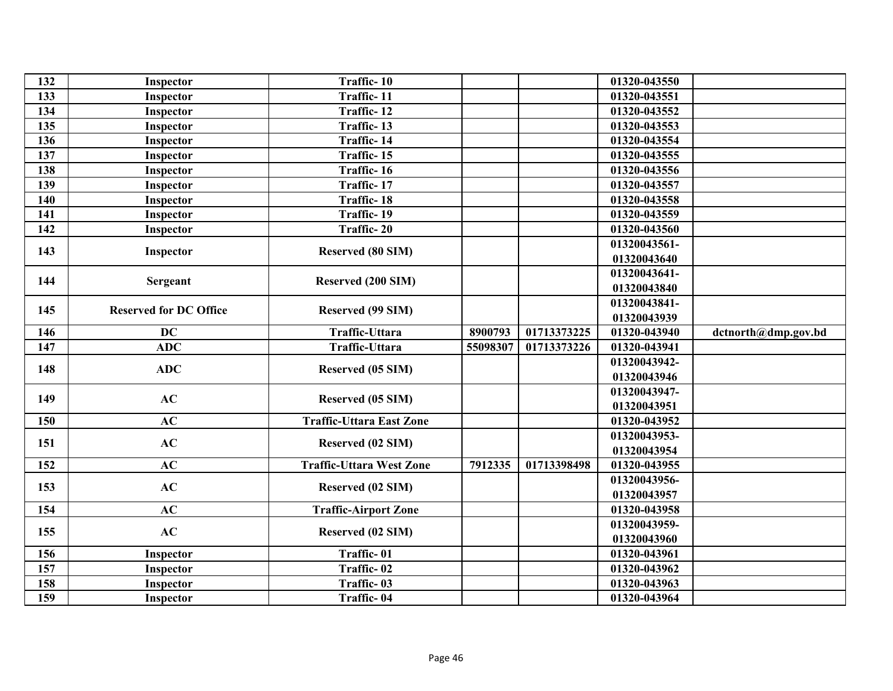| 132 | Inspector | Traffic- 10 | | | 01320-043550 | |
|---|---|---|---|---|---|---|
| 133 | Inspector | Traffic- 11 | | | 01320-043551 | |
| 134 | Inspector | Traffic- 12 | | | 01320-043552 | |
| 135 | Inspector | Traffic- 13 | | | 01320-043553 | |
| 136 | Inspector | Traffic- 14 | | | 01320-043554 | |
| 137 | Inspector | Traffic- 15 | | | 01320-043555 | |
| 138 | Inspector | Traffic- 16 | | | 01320-043556 | |
| 139 | Inspector | Traffic- 17 | | | 01320-043557 | |
| 140 | Inspector | Traffic- 18 | | | 01320-043558 | |
| 141 | Inspector | Traffic- 19 | | | 01320-043559 | |
| 142 | Inspector | Traffic- 20 | | | 01320-043560 | |
| 143 | Inspector | Reserved (80 SIM) | | | 01320043561-01320043640 | |
| 144 | Sergeant | Reserved (200 SIM) | | | 01320043641-01320043840 | |
| 145 | Reserved for DC Office | Reserved (99 SIM) | | | 01320043841-01320043939 | |
| 146 | DC | Traffic-Uttara | 8900793 | 01713373225 | 01320-043940 | dctnorth@dmp.gov.bd |
| 147 | ADC | Traffic-Uttara | 55098307 | 01713373226 | 01320-043941 | |
| 148 | ADC | Reserved (05 SIM) | | | 01320043942-01320043946 | |
| 149 | AC | Reserved (05 SIM) | | | 01320043947-01320043951 | |
| 150 | AC | Traffic-Uttara East Zone | | | 01320-043952 | |
| 151 | AC | Reserved (02 SIM) | | | 01320043953-01320043954 | |
| 152 | AC | Traffic-Uttara West Zone | 7912335 | 01713398498 | 01320-043955 | |
| 153 | AC | Reserved (02 SIM) | | | 01320043956-01320043957 | |
| 154 | AC | Traffic-Airport Zone | | | 01320-043958 | |
| 155 | AC | Reserved (02 SIM) | | | 01320043959-01320043960 | |
| 156 | Inspector | Traffic- 01 | | | 01320-043961 | |
| 157 | Inspector | Traffic- 02 | | | 01320-043962 | |
| 158 | Inspector | Traffic- 03 | | | 01320-043963 | |
| 159 | Inspector | Traffic- 04 | | | 01320-043964 | |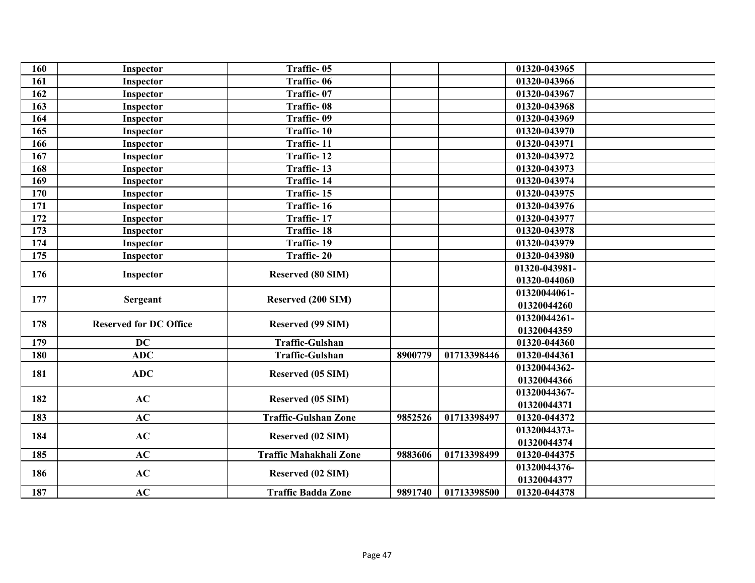| | | | | | | |
|---|---|---|---|---|---|---|
| 160 | Inspector | Traffic- 05 | | | 01320-043965 | |
| 161 | Inspector | Traffic- 06 | | | 01320-043966 | |
| 162 | Inspector | Traffic- 07 | | | 01320-043967 | |
| 163 | Inspector | Traffic- 08 | | | 01320-043968 | |
| 164 | Inspector | Traffic- 09 | | | 01320-043969 | |
| 165 | Inspector | Traffic- 10 | | | 01320-043970 | |
| 166 | Inspector | Traffic- 11 | | | 01320-043971 | |
| 167 | Inspector | Traffic- 12 | | | 01320-043972 | |
| 168 | Inspector | Traffic- 13 | | | 01320-043973 | |
| 169 | Inspector | Traffic- 14 | | | 01320-043974 | |
| 170 | Inspector | Traffic- 15 | | | 01320-043975 | |
| 171 | Inspector | Traffic- 16 | | | 01320-043976 | |
| 172 | Inspector | Traffic- 17 | | | 01320-043977 | |
| 173 | Inspector | Traffic- 18 | | | 01320-043978 | |
| 174 | Inspector | Traffic- 19 | | | 01320-043979 | |
| 175 | Inspector | Traffic- 20 | | | 01320-043980 | |
| 176 | Inspector | Reserved (80 SIM) | | | 01320-043981-01320-044060 | |
| 177 | Sergeant | Reserved (200 SIM) | | | 01320044061-01320044260 | |
| 178 | Reserved for DC Office | Reserved (99 SIM) | | | 01320044261-01320044359 | |
| 179 | DC | Traffic-Gulshan | | | 01320-044360 | |
| 180 | ADC | Traffic-Gulshan | 8900779 | 01713398446 | 01320-044361 | |
| 181 | ADC | Reserved (05 SIM) | | | 01320044362-01320044366 | |
| 182 | AC | Reserved (05 SIM) | | | 01320044367-01320044371 | |
| 183 | AC | Traffic-Gulshan Zone | 9852526 | 01713398497 | 01320-044372 | |
| 184 | AC | Reserved (02 SIM) | | | 01320044373-01320044374 | |
| 185 | AC | Traffic Mahakhali Zone | 9883606 | 01713398499 | 01320-044375 | |
| 186 | AC | Reserved (02 SIM) | | | 01320044376-01320044377 | |
| 187 | AC | Traffic Badda Zone | 9891740 | 01713398500 | 01320-044378 | |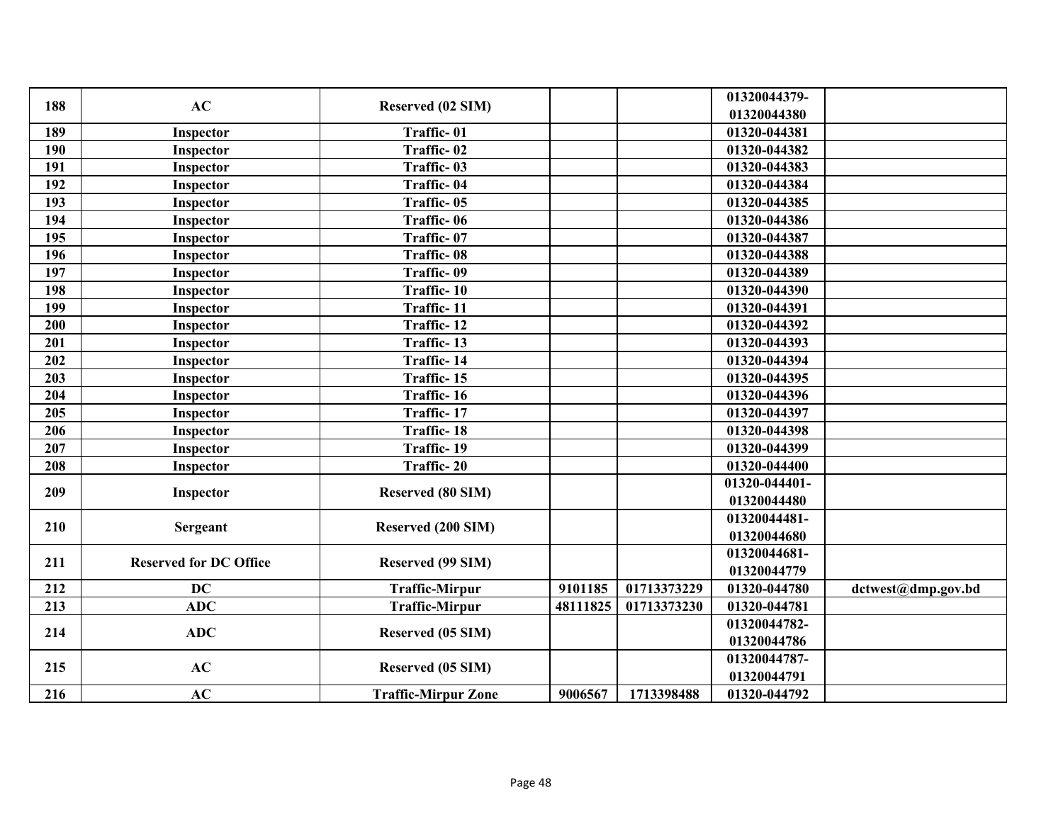| | | | | | | |
|---|---|---|---|---|---|---|
| 188 | AC | Reserved (02 SIM) | | | 01320044379-01320044380 | |
| 189 | Inspector | Traffic- 01 | | | 01320-044381 | |
| 190 | Inspector | Traffic- 02 | | | 01320-044382 | |
| 191 | Inspector | Traffic- 03 | | | 01320-044383 | |
| 192 | Inspector | Traffic- 04 | | | 01320-044384 | |
| 193 | Inspector | Traffic- 05 | | | 01320-044385 | |
| 194 | Inspector | Traffic- 06 | | | 01320-044386 | |
| 195 | Inspector | Traffic- 07 | | | 01320-044387 | |
| 196 | Inspector | Traffic- 08 | | | 01320-044388 | |
| 197 | Inspector | Traffic- 09 | | | 01320-044389 | |
| 198 | Inspector | Traffic- 10 | | | 01320-044390 | |
| 199 | Inspector | Traffic- 11 | | | 01320-044391 | |
| 200 | Inspector | Traffic- 12 | | | 01320-044392 | |
| 201 | Inspector | Traffic- 13 | | | 01320-044393 | |
| 202 | Inspector | Traffic- 14 | | | 01320-044394 | |
| 203 | Inspector | Traffic- 15 | | | 01320-044395 | |
| 204 | Inspector | Traffic- 16 | | | 01320-044396 | |
| 205 | Inspector | Traffic- 17 | | | 01320-044397 | |
| 206 | Inspector | Traffic- 18 | | | 01320-044398 | |
| 207 | Inspector | Traffic- 19 | | | 01320-044399 | |
| 208 | Inspector | Traffic- 20 | | | 01320-044400 | |
| 209 | Inspector | Reserved (80 SIM) | | | 01320-044401-01320044480 | |
| 210 | Sergeant | Reserved (200 SIM) | | | 01320044481-01320044680 | |
| 211 | Reserved for DC Office | Reserved (99 SIM) | | | 01320044681-01320044779 | |
| 212 | DC | Traffic-Mirpur | 9101185 | 01713373229 | 01320-044780 | dctwest@dmp.gov.bd |
| 213 | ADC | Traffic-Mirpur | 48111825 | 01713373230 | 01320-044781 | |
| 214 | ADC | Reserved (05 SIM) | | | 01320044782-01320044786 | |
| 215 | AC | Reserved (05 SIM) | | | 01320044787-01320044791 | |
| 216 | AC | Traffic-Mirpur Zone | 9006567 | 1713398488 | 01320-044792 | |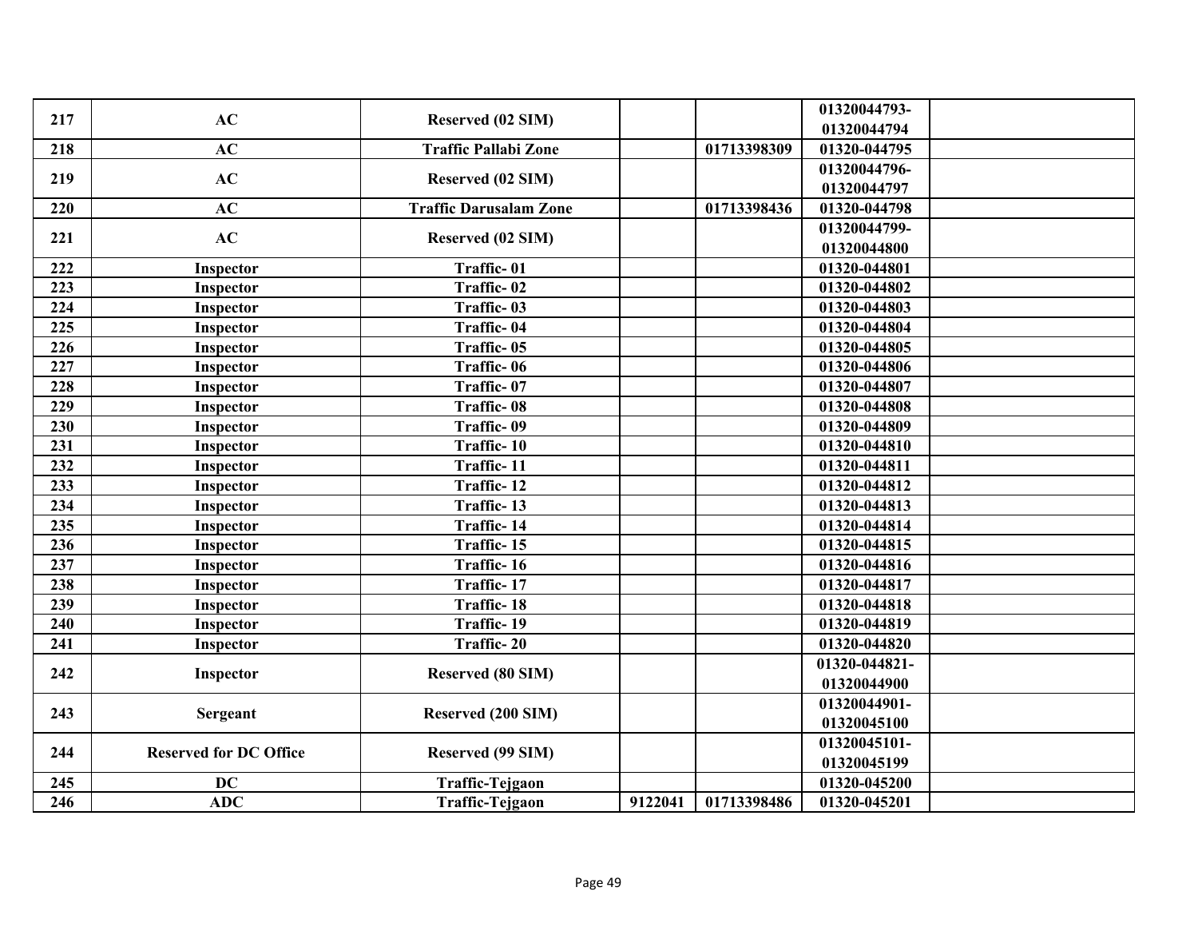| 217 | AC | Reserved (02 SIM) | | | 01320044793-01320044794 | |
|---|---|---|---|---|---|---|
| 218 | AC | Traffic Pallabi Zone | | 01713398309 | 01320-044795 | |
| 219 | AC | Reserved (02 SIM) | | | 01320044796-01320044797 | |
| 220 | AC | Traffic Darusalam Zone | | 01713398436 | 01320-044798 | |
| 221 | AC | Reserved (02 SIM) | | | 01320044799-01320044800 | |
| 222 | Inspector | Traffic- 01 | | | 01320-044801 | |
| 223 | Inspector | Traffic- 02 | | | 01320-044802 | |
| 224 | Inspector | Traffic- 03 | | | 01320-044803 | |
| 225 | Inspector | Traffic- 04 | | | 01320-044804 | |
| 226 | Inspector | Traffic- 05 | | | 01320-044805 | |
| 227 | Inspector | Traffic- 06 | | | 01320-044806 | |
| 228 | Inspector | Traffic- 07 | | | 01320-044807 | |
| 229 | Inspector | Traffic- 08 | | | 01320-044808 | |
| 230 | Inspector | Traffic- 09 | | | 01320-044809 | |
| 231 | Inspector | Traffic- 10 | | | 01320-044810 | |
| 232 | Inspector | Traffic- 11 | | | 01320-044811 | |
| 233 | Inspector | Traffic- 12 | | | 01320-044812 | |
| 234 | Inspector | Traffic- 13 | | | 01320-044813 | |
| 235 | Inspector | Traffic- 14 | | | 01320-044814 | |
| 236 | Inspector | Traffic- 15 | | | 01320-044815 | |
| 237 | Inspector | Traffic- 16 | | | 01320-044816 | |
| 238 | Inspector | Traffic- 17 | | | 01320-044817 | |
| 239 | Inspector | Traffic- 18 | | | 01320-044818 | |
| 240 | Inspector | Traffic- 19 | | | 01320-044819 | |
| 241 | Inspector | Traffic- 20 | | | 01320-044820 | |
| 242 | Inspector | Reserved (80 SIM) | | | 01320-044821-01320044900 | |
| 243 | Sergeant | Reserved (200 SIM) | | | 01320044901-01320045100 | |
| 244 | Reserved for DC Office | Reserved (99 SIM) | | | 01320045101-01320045199 | |
| 245 | DC | Traffic-Tejgaon | | | 01320-045200 | |
| 246 | ADC | Traffic-Tejgaon | 9122041 | 01713398486 | 01320-045201 | |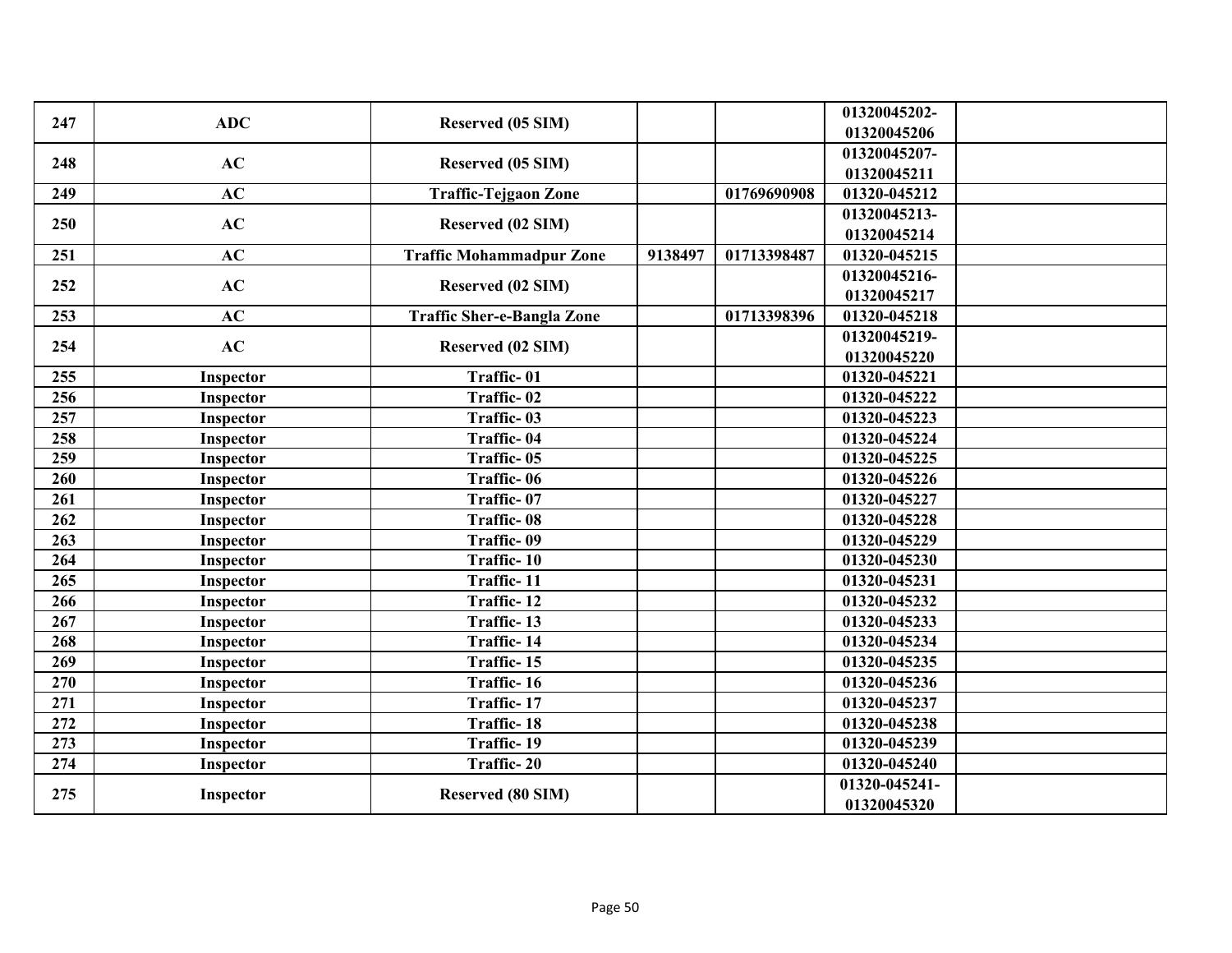| 247 | ADC | Reserved (05 SIM) | | | 01320045202-01320045206 | |
|---|---|---|---|---|---|---|
| 248 | AC | Reserved (05 SIM) | | | 01320045207-01320045211 | |
| 249 | AC | Traffic-Tejgaon Zone | | 01769690908 | 01320-045212 | |
| 250 | AC | Reserved (02 SIM) | | | 01320045213-01320045214 | |
| 251 | AC | Traffic Mohammadpur Zone | 9138497 | 01713398487 | 01320-045215 | |
| 252 | AC | Reserved (02 SIM) | | | 01320045216-01320045217 | |
| 253 | AC | Traffic Sher-e-Bangla Zone | | 01713398396 | 01320-045218 | |
| 254 | AC | Reserved (02 SIM) | | | 01320045219-01320045220 | |
| 255 | Inspector | Traffic- 01 | | | 01320-045221 | |
| 256 | Inspector | Traffic- 02 | | | 01320-045222 | |
| 257 | Inspector | Traffic- 03 | | | 01320-045223 | |
| 258 | Inspector | Traffic- 04 | | | 01320-045224 | |
| 259 | Inspector | Traffic- 05 | | | 01320-045225 | |
| 260 | Inspector | Traffic- 06 | | | 01320-045226 | |
| 261 | Inspector | Traffic- 07 | | | 01320-045227 | |
| 262 | Inspector | Traffic- 08 | | | 01320-045228 | |
| 263 | Inspector | Traffic- 09 | | | 01320-045229 | |
| 264 | Inspector | Traffic- 10 | | | 01320-045230 | |
| 265 | Inspector | Traffic- 11 | | | 01320-045231 | |
| 266 | Inspector | Traffic- 12 | | | 01320-045232 | |
| 267 | Inspector | Traffic- 13 | | | 01320-045233 | |
| 268 | Inspector | Traffic- 14 | | | 01320-045234 | |
| 269 | Inspector | Traffic- 15 | | | 01320-045235 | |
| 270 | Inspector | Traffic- 16 | | | 01320-045236 | |
| 271 | Inspector | Traffic- 17 | | | 01320-045237 | |
| 272 | Inspector | Traffic- 18 | | | 01320-045238 | |
| 273 | Inspector | Traffic- 19 | | | 01320-045239 | |
| 274 | Inspector | Traffic- 20 | | | 01320-045240 | |
| 275 | Inspector | Reserved (80 SIM) | | | 01320-045241-01320045320 | |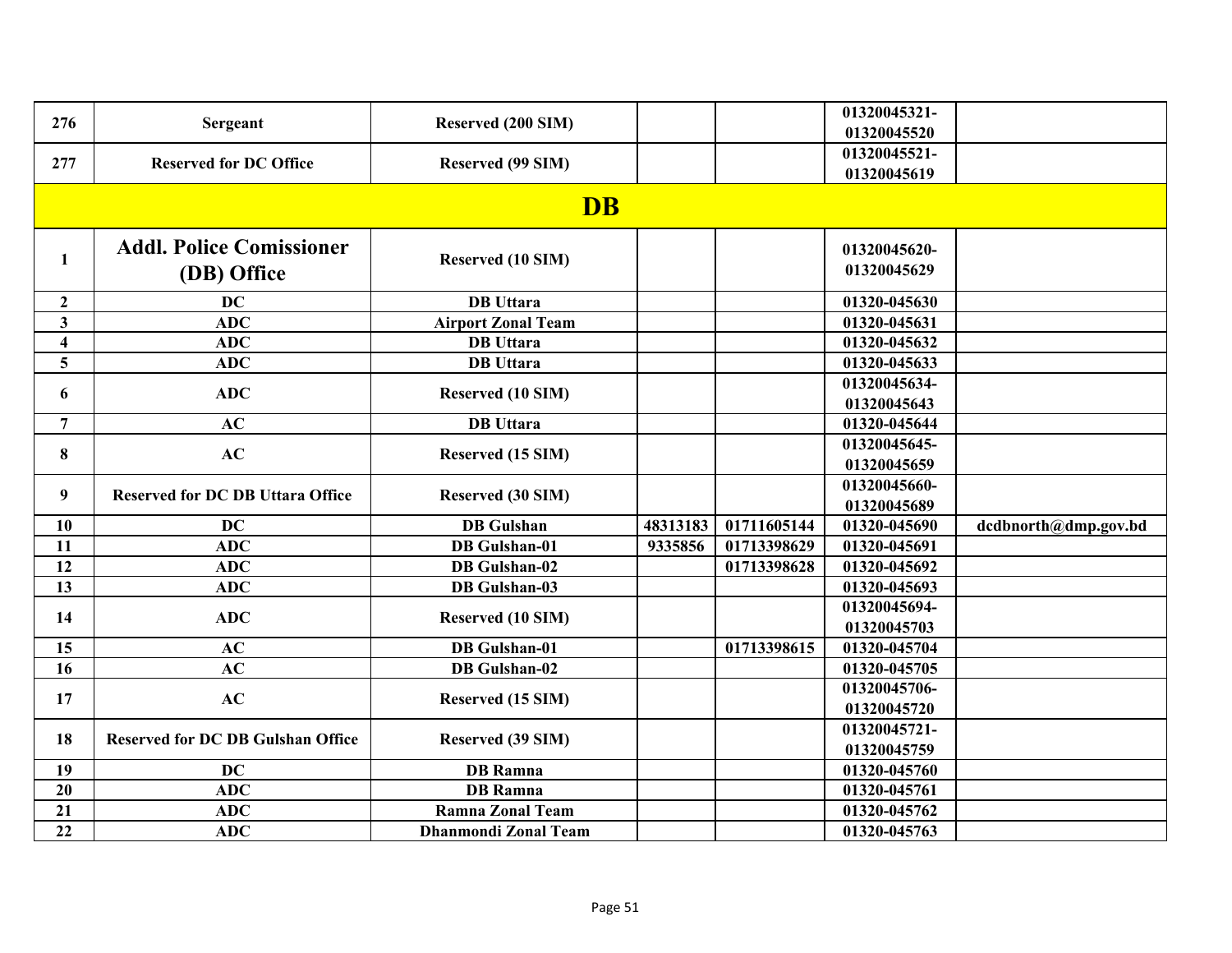| | | | | | | |
|---|---|---|---|---|---|---|
| 276 | Sergeant | Reserved (200 SIM) | | | 01320045321-01320045520 | |
| 277 | Reserved for DC Office | Reserved (99 SIM) | | | 01320045521-01320045619 | |
| **DB** | | | | | | |
| 1 | Addl. Police Comissioner (DB) Office | Reserved (10 SIM) | | | 01320045620-01320045629 | |
| 2 | DC | DB Uttara | | | 01320-045630 | |
| 3 | ADC | Airport Zonal Team | | | 01320-045631 | |
| 4 | ADC | DB Uttara | | | 01320-045632 | |
| 5 | ADC | DB Uttara | | | 01320-045633 | |
| 6 | ADC | Reserved (10 SIM) | | | 01320045634-01320045643 | |
| 7 | AC | DB Uttara | | | 01320-045644 | |
| 8 | AC | Reserved (15 SIM) | | | 01320045645-01320045659 | |
| 9 | Reserved for DC DB Uttara Office | Reserved (30 SIM) | | | 01320045660-01320045689 | |
| 10 | DC | DB Gulshan | 48313183 | 01711605144 | 01320-045690 | dcdbnorth@dmp.gov.bd |
| 11 | ADC | DB Gulshan-01 | 9335856 | 01713398629 | 01320-045691 | |
| 12 | ADC | DB Gulshan-02 | | 01713398628 | 01320-045692 | |
| 13 | ADC | DB Gulshan-03 | | | 01320-045693 | |
| 14 | ADC | Reserved (10 SIM) | | | 01320045694-01320045703 | |
| 15 | AC | DB Gulshan-01 | | 01713398615 | 01320-045704 | |
| 16 | AC | DB Gulshan-02 | | | 01320-045705 | |
| 17 | AC | Reserved (15 SIM) | | | 01320045706-01320045720 | |
| 18 | Reserved for DC DB Gulshan Office | Reserved (39 SIM) | | | 01320045721-01320045759 | |
| 19 | DC | DB Ramna | | | 01320-045760 | |
| 20 | ADC | DB Ramna | | | 01320-045761 | |
| 21 | ADC | Ramna Zonal Team | | | 01320-045762 | |
| 22 | ADC | Dhanmondi Zonal Team | | | 01320-045763 | |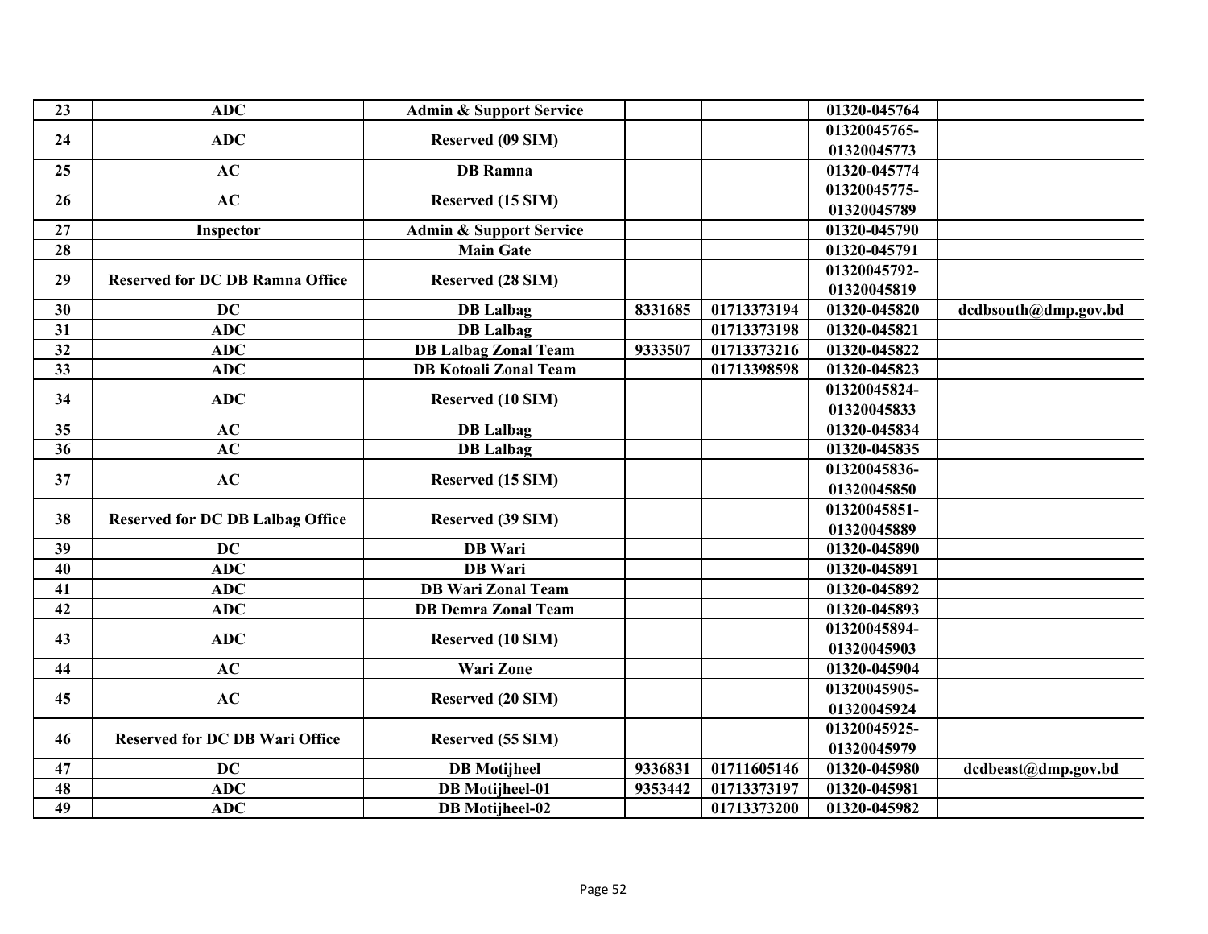| 23 | ADC | Admin & Support Service | | | 01320-045764 | |
|---|---|---|---|---|---|---|
| 24 | ADC | Reserved (09 SIM) | | | 01320045765-01320045773 | |
| 25 | AC | DB Ramna | | | 01320-045774 | |
| 26 | AC | Reserved (15 SIM) | | | 01320045775-01320045789 | |
| 27 | Inspector | Admin & Support Service | | | 01320-045790 | |
| 28 | | Main Gate | | | 01320-045791 | |
| 29 | Reserved for DC DB Ramna Office | Reserved (28 SIM) | | | 01320045792-01320045819 | |
| 30 | DC | DB Lalbag | 8331685 | 01713373194 | 01320-045820 | dcdbsouth@dmp.gov.bd |
| 31 | ADC | DB Lalbag | | 01713373198 | 01320-045821 | |
| 32 | ADC | DB Lalbag Zonal Team | 9333507 | 01713373216 | 01320-045822 | |
| 33 | ADC | DB Kotoali Zonal Team | | 01713398598 | 01320-045823 | |
| 34 | ADC | Reserved (10 SIM) | | | 01320045824-01320045833 | |
| 35 | AC | DB Lalbag | | | 01320-045834 | |
| 36 | AC | DB Lalbag | | | 01320-045835 | |
| 37 | AC | Reserved (15 SIM) | | | 01320045836-01320045850 | |
| 38 | Reserved for DC DB Lalbag Office | Reserved (39 SIM) | | | 01320045851-01320045889 | |
| 39 | DC | DB Wari | | | 01320-045890 | |
| 40 | ADC | DB Wari | | | 01320-045891 | |
| 41 | ADC | DB Wari Zonal Team | | | 01320-045892 | |
| 42 | ADC | DB Demra Zonal Team | | | 01320-045893 | |
| 43 | ADC | Reserved (10 SIM) | | | 01320045894-01320045903 | |
| 44 | AC | Wari Zone | | | 01320-045904 | |
| 45 | AC | Reserved (20 SIM) | | | 01320045905-01320045924 | |
| 46 | Reserved for DC DB Wari Office | Reserved (55 SIM) | | | 01320045925-01320045979 | |
| 47 | DC | DB Motijheel | 9336831 | 01711605146 | 01320-045980 | dcdbeast@dmp.gov.bd |
| 48 | ADC | DB Motijheel-01 | 9353442 | 01713373197 | 01320-045981 | |
| 49 | ADC | DB Motijheel-02 | | 01713373200 | 01320-045982 | |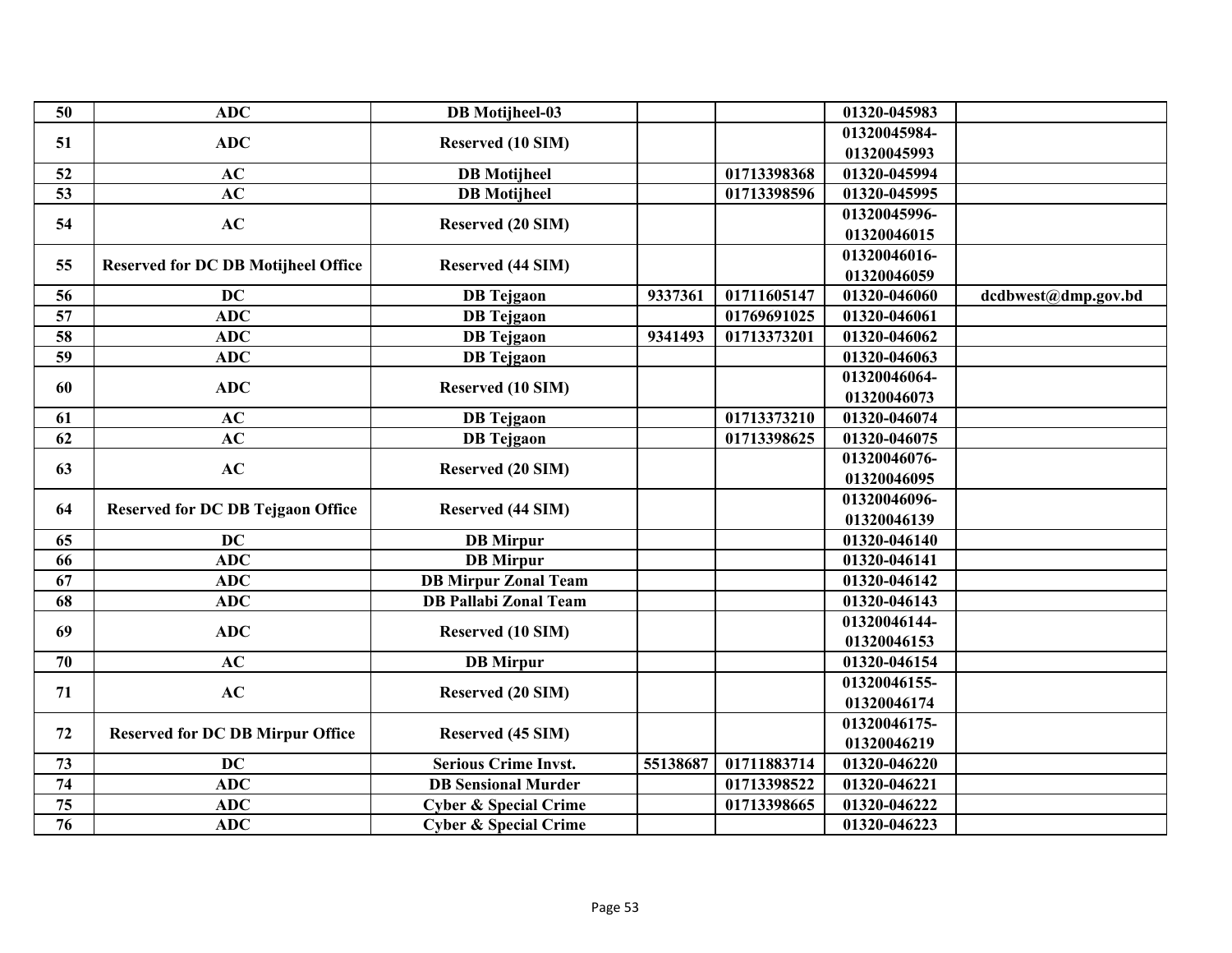| 50 | ADC | DB Motijheel-03 | | | 01320-045983 | |
|---|---|---|---|---|---|---|
| 51 | ADC | Reserved (10 SIM) | | | 01320045984-01320045993 | |
| 52 | AC | DB Motijheel | | 01713398368 | 01320-045994 | |
| 53 | AC | DB Motijheel | | 01713398596 | 01320-045995 | |
| 54 | AC | Reserved (20 SIM) | | | 01320045996-01320046015 | |
| 55 | Reserved for DC DB Motijheel Office | Reserved (44 SIM) | | | 01320046016-01320046059 | |
| 56 | DC | DB Tejgaon | 9337361 | 01711605147 | 01320-046060 | dcdbwest@dmp.gov.bd |
| 57 | ADC | DB Tejgaon | | 01769691025 | 01320-046061 | |
| 58 | ADC | DB Tejgaon | 9341493 | 01713373201 | 01320-046062 | |
| 59 | ADC | DB Tejgaon | | | 01320-046063 | |
| 60 | ADC | Reserved (10 SIM) | | | 01320046064-01320046073 | |
| 61 | AC | DB Tejgaon | | 01713373210 | 01320-046074 | |
| 62 | AC | DB Tejgaon | | 01713398625 | 01320-046075 | |
| 63 | AC | Reserved (20 SIM) | | | 01320046076-01320046095 | |
| 64 | Reserved for DC DB Tejgaon Office | Reserved (44 SIM) | | | 01320046096-01320046139 | |
| 65 | DC | DB Mirpur | | | 01320-046140 | |
| 66 | ADC | DB Mirpur | | | 01320-046141 | |
| 67 | ADC | DB Mirpur Zonal Team | | | 01320-046142 | |
| 68 | ADC | DB Pallabi Zonal Team | | | 01320-046143 | |
| 69 | ADC | Reserved (10 SIM) | | | 01320046144-01320046153 | |
| 70 | AC | DB Mirpur | | | 01320-046154 | |
| 71 | AC | Reserved (20 SIM) | | | 01320046155-01320046174 | |
| 72 | Reserved for DC DB Mirpur Office | Reserved (45 SIM) | | | 01320046175-01320046219 | |
| 73 | DC | Serious Crime Invst. | 55138687 | 01711883714 | 01320-046220 | |
| 74 | ADC | DB Sensional Murder | | 01713398522 | 01320-046221 | |
| 75 | ADC | Cyber & Special Crime | | 01713398665 | 01320-046222 | |
| 76 | ADC | Cyber & Special Crime | | | 01320-046223 | |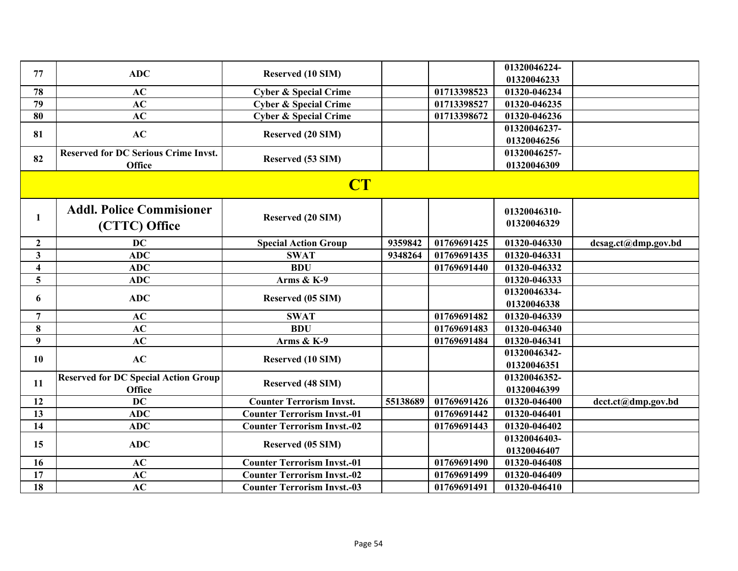| | | | | | | |
|---|---|---|---|---|---|---|
| **77** | **ADC** | **Reserved (10 SIM)** | | | **01320046224-01320046233** | |
| **78** | **AC** | **Cyber & Special Crime** | | **01713398523** | **01320-046234** | |
| **79** | **AC** | **Cyber & Special Crime** | | **01713398527** | **01320-046235** | |
| **80** | **AC** | **Cyber & Special Crime** | | **01713398672** | **01320-046236** | |
| **81** | **AC** | **Reserved (20 SIM)** | | | **01320046237-01320046256** | |
| **82** | **Reserved for DC Serious Crime Invst. Office** | **Reserved (53 SIM)** | | | **01320046257-01320046309** | |
| | | **CT** | | | | |
| **1** | **Addl. Police Commisioner (CTTC) Office** | **Reserved (20 SIM)** | | | **01320046310-01320046329** | |
| **2** | **DC** | **Special Action Group** | **9359842** | **01769691425** | **01320-046330** | **dcsag.ct@dmp.gov.bd** |
| **3** | **ADC** | **SWAT** | **9348264** | **01769691435** | **01320-046331** | |
| **4** | **ADC** | **BDU** | | **01769691440** | **01320-046332** | |
| **5** | **ADC** | **Arms & K-9** | | | **01320-046333** | |
| **6** | **ADC** | **Reserved (05 SIM)** | | | **01320046334-01320046338** | |
| **7** | **AC** | **SWAT** | | **01769691482** | **01320-046339** | |
| **8** | **AC** | **BDU** | | **01769691483** | **01320-046340** | |
| **9** | **AC** | **Arms & K-9** | | **01769691484** | **01320-046341** | |
| **10** | **AC** | **Reserved (10 SIM)** | | | **01320046342-01320046351** | |
| **11** | **Reserved for DC Special Action Group Office** | **Reserved (48 SIM)** | | | **01320046352-01320046399** | |
| **12** | **DC** | **Counter Terrorism Invst.** | **55138689** | **01769691426** | **01320-046400** | **dcct.ct@dmp.gov.bd** |
| **13** | **ADC** | **Counter Terrorism Invst.-01** | | **01769691442** | **01320-046401** | |
| **14** | **ADC** | **Counter Terrorism Invst.-02** | | **01769691443** | **01320-046402** | |
| **15** | **ADC** | **Reserved (05 SIM)** | | | **01320046403-01320046407** | |
| **16** | **AC** | **Counter Terrorism Invst.-01** | | **01769691490** | **01320-046408** | |
| **17** | **AC** | **Counter Terrorism Invst.-02** | | **01769691499** | **01320-046409** | |
| **18** | **AC** | **Counter Terrorism Invst.-03** | | **01769691491** | **01320-046410** | |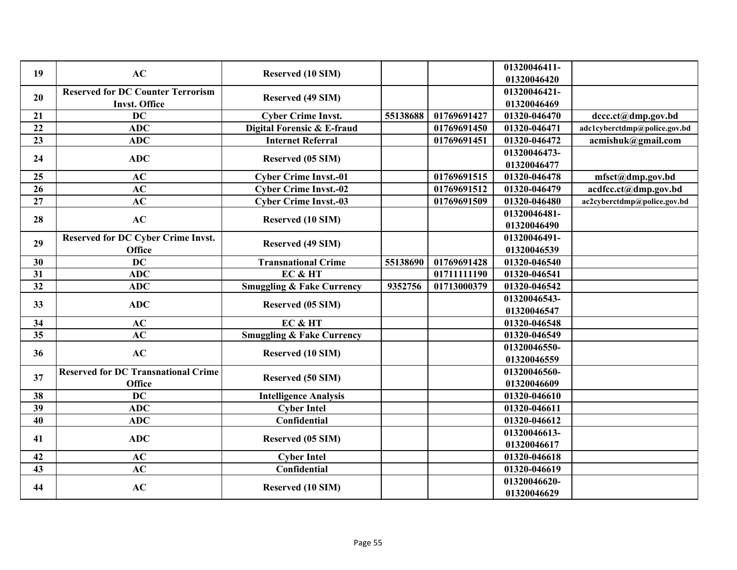| 19 | AC | Reserved (10 SIM) | | | 01320046411-01320046420 | |
|---|---|---|---|---|---|---|
| 20 | Reserved for DC Counter Terrorism Invst. Office | Reserved (49 SIM) | | | 01320046421-01320046469 | |
| 21 | DC | Cyber Crime Invst. | 55138688 | 01769691427 | 01320-046470 | dccc.ct@dmp.gov.bd |
| 22 | ADC | Digital Forensic & E-fraud | | 01769691450 | 01320-046471 | adc1cyberctdmp@police.gov.bd |
| 23 | ADC | Internet Referral | | 01769691451 | 01320-046472 | acmishuk@gmail.com |
| 24 | ADC | Reserved (05 SIM) | | | 01320046473-01320046477 | |
| 25 | AC | Cyber Crime Invst.-01 | | 01769691515 | 01320-046478 | mfsct@dmp.gov.bd |
| 26 | AC | Cyber Crime Invst.-02 | | 01769691512 | 01320-046479 | acdfcc.ct@dmp.gov.bd |
| 27 | AC | Cyber Crime Invst.-03 | | 01769691509 | 01320-046480 | ac2cyberctdmp@police.gov.bd |
| 28 | AC | Reserved (10 SIM) | | | 01320046481-01320046490 | |
| 29 | Reserved for DC Cyber Crime Invst. Office | Reserved (49 SIM) | | | 01320046491-01320046539 | |
| 30 | DC | Transnational Crime | 55138690 | 01769691428 | 01320-046540 | |
| 31 | ADC | EC & HT | | 01711111190 | 01320-046541 | |
| 32 | ADC | Smuggling & Fake Currency | 9352756 | 01713000379 | 01320-046542 | |
| 33 | ADC | Reserved (05 SIM) | | | 01320046543-01320046547 | |
| 34 | AC | EC & HT | | | 01320-046548 | |
| 35 | AC | Smuggling & Fake Currency | | | 01320-046549 | |
| 36 | AC | Reserved (10 SIM) | | | 01320046550-01320046559 | |
| 37 | Reserved for DC Transnational Crime Office | Reserved (50 SIM) | | | 01320046560-01320046609 | |
| 38 | DC | Intelligence Analysis | | | 01320-046610 | |
| 39 | ADC | Cyber Intel | | | 01320-046611 | |
| 40 | ADC | Confidential | | | 01320-046612 | |
| 41 | ADC | Reserved (05 SIM) | | | 01320046613-01320046617 | |
| 42 | AC | Cyber Intel | | | 01320-046618 | |
| 43 | AC | Confidential | | | 01320-046619 | |
| 44 | AC | Reserved (10 SIM) | | | 01320046620-01320046629 | |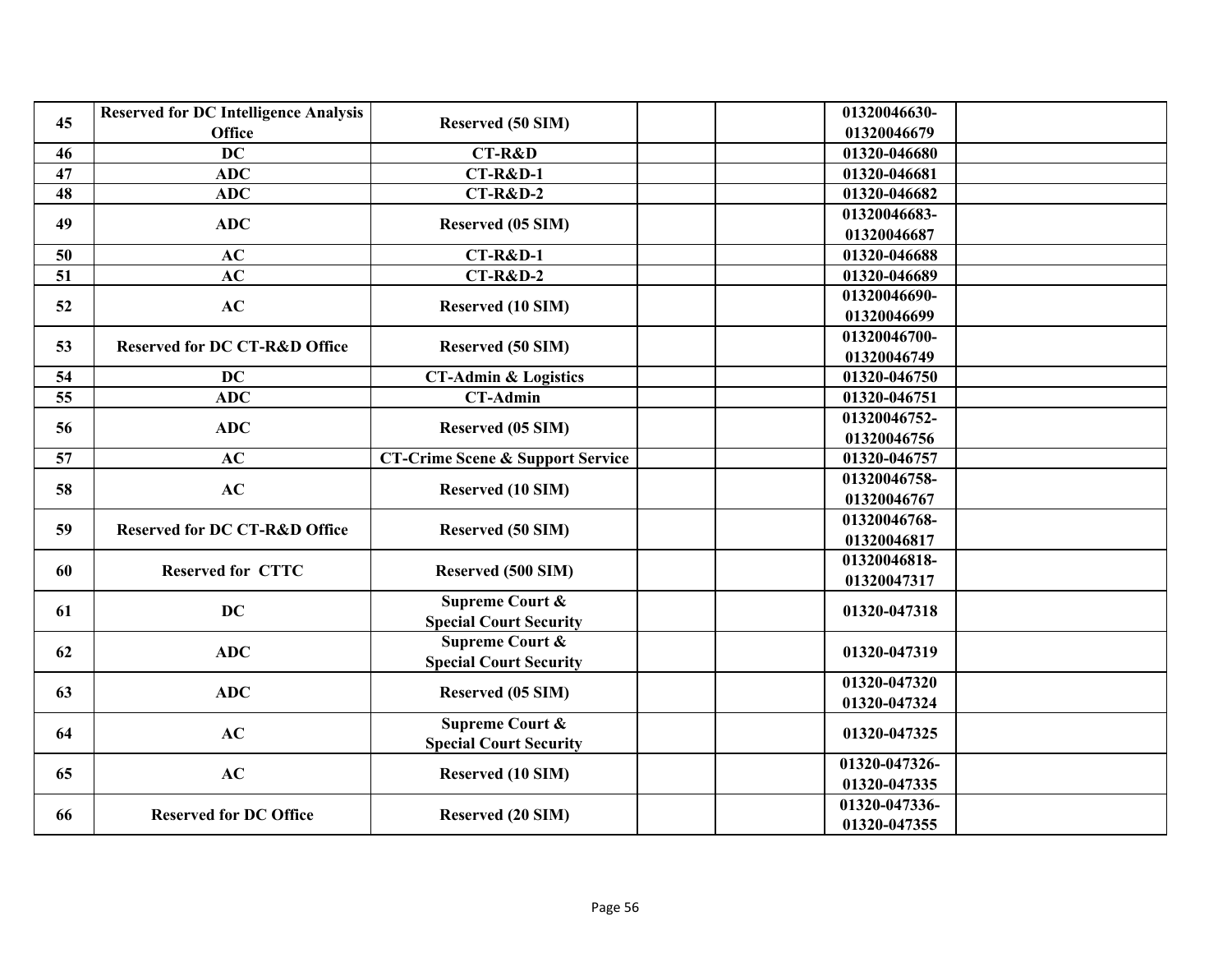| 45 | Reserved for DC Intelligence Analysis Office | Reserved (50 SIM) | | | 01320046630-01320046679 | |
|---|---|---|---|---|---|---|
| 46 | DC | CT-R&D | | | 01320-046680 | |
| 47 | ADC | CT-R&D-1 | | | 01320-046681 | |
| 48 | ADC | CT-R&D-2 | | | 01320-046682 | |
| 49 | ADC | Reserved (05 SIM) | | | 01320046683-01320046687 | |
| 50 | AC | CT-R&D-1 | | | 01320-046688 | |
| 51 | AC | CT-R&D-2 | | | 01320-046689 | |
| 52 | AC | Reserved (10 SIM) | | | 01320046690-01320046699 | |
| 53 | Reserved for DC CT-R&D Office | Reserved (50 SIM) | | | 01320046700-01320046749 | |
| 54 | DC | CT-Admin & Logistics | | | 01320-046750 | |
| 55 | ADC | CT-Admin | | | 01320-046751 | |
| 56 | ADC | Reserved (05 SIM) | | | 01320046752-01320046756 | |
| 57 | AC | CT-Crime Scene & Support Service | | | 01320-046757 | |
| 58 | AC | Reserved (10 SIM) | | | 01320046758-01320046767 | |
| 59 | Reserved for DC CT-R&D Office | Reserved (50 SIM) | | | 01320046768-01320046817 | |
| 60 | Reserved for CTTC | Reserved (500 SIM) | | | 01320046818-01320047317 | |
| 61 | DC | Supreme Court & Special Court Security | | | 01320-047318 | |
| 62 | ADC | Supreme Court & Special Court Security | | | 01320-047319 | |
| 63 | ADC | Reserved (05 SIM) | | | 01320-047320 01320-047324 | |
| 64 | AC | Supreme Court & Special Court Security | | | 01320-047325 | |
| 65 | AC | Reserved (10 SIM) | | | 01320-047326-01320-047335 | |
| 66 | Reserved for DC Office | Reserved (20 SIM) | | | 01320-047336-01320-047355 | |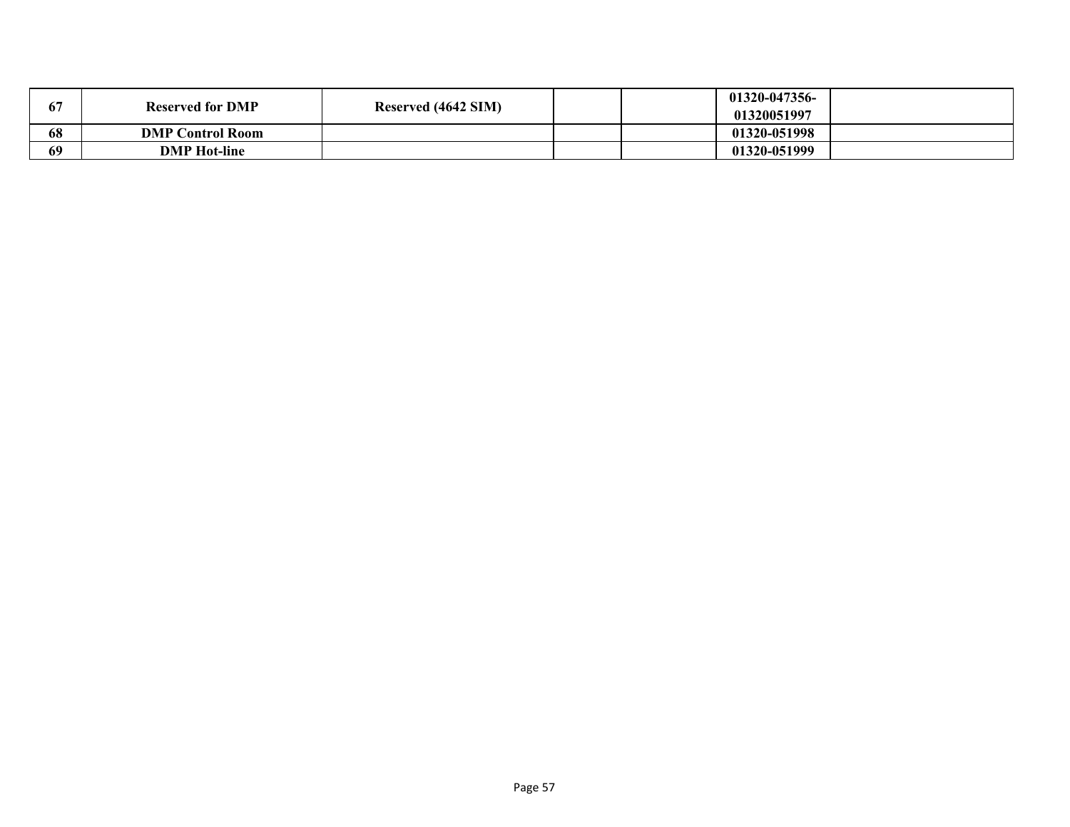| | | | | | | |
|---|---|---|---|---|---|---|
| **67** | **Reserved for DMP** | **Reserved (4642 SIM)** | | | **01320-047356-01320051997** | |
| **68** | **DMP Control Room** | | | | **01320-051998** | |
| **69** | **DMP Hot-line** | | | | **01320-051999** | |